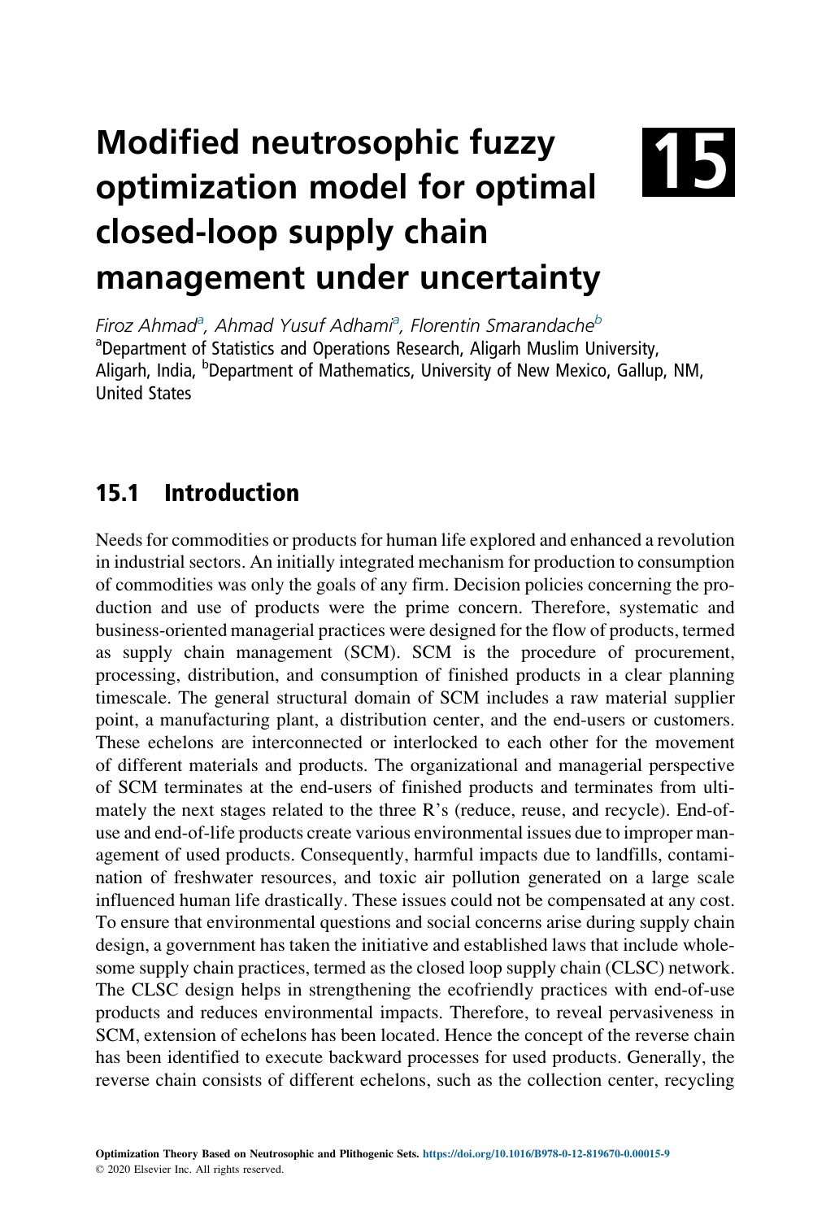# 15 Modified neutrosophic fuzzy optimization model for optimal closed-loop supply chain management under uncertainty

*Firoz Ahmad*[a], *Ahmad Yusuf Adhami*[a], *Florentin Smarandache*[b]

[a]Department of Statistics and Operations Research, Aligarh Muslim University, Aligarh, India, [b]Department of Mathematics, University of New Mexico, Gallup, NM, United States

## 15.1 Introduction

Needs for commodities or products for human life explored and enhanced a revolution in industrial sectors. An initially integrated mechanism for production to consumption of commodities was only the goals of any firm. Decision policies concerning the production and use of products were the prime concern. Therefore, systematic and business-oriented managerial practices were designed for the flow of products, termed as supply chain management (SCM). SCM is the procedure of procurement, processing, distribution, and consumption of finished products in a clear planning timescale. The general structural domain of SCM includes a raw material supplier point, a manufacturing plant, a distribution center, and the end-users or customers. These echelons are interconnected or interlocked to each other for the movement of different materials and products. The organizational and managerial perspective of SCM terminates at the end-users of finished products and terminates from ultimately the next stages related to the three R's (reduce, reuse, and recycle). End-of-use and end-of-life products create various environmental issues due to improper management of used products. Consequently, harmful impacts due to landfills, contamination of freshwater resources, and toxic air pollution generated on a large scale influenced human life drastically. These issues could not be compensated at any cost. To ensure that environmental questions and social concerns arise during supply chain design, a government has taken the initiative and established laws that include wholesome supply chain practices, termed as the closed loop supply chain (CLSC) network. The CLSC design helps in strengthening the ecofriendly practices with end-of-use products and reduces environmental impacts. Therefore, to reveal pervasiveness in SCM, extension of echelons has been located. Hence the concept of the reverse chain has been identified to execute backward processes for used products. Generally, the reverse chain consists of different echelons, such as the collection center, recycling

Optimization Theory Based on Neutrosophic and Plithogenic Sets. https://doi.org/10.1016/B978-0-12-819670-0.00015-9
© 2020 Elsevier Inc. All rights reserved.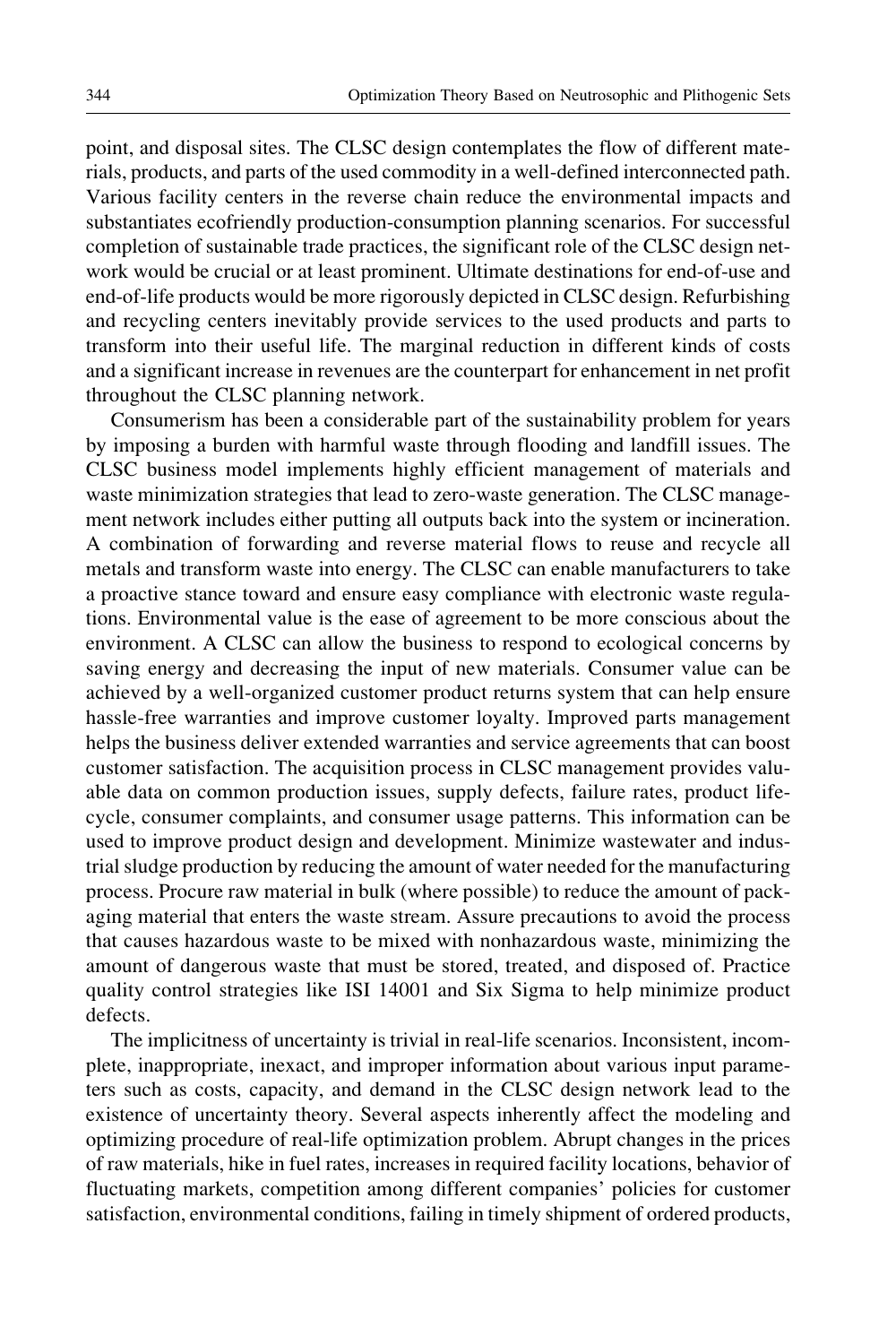point, and disposal sites. The CLSC design contemplates the flow of different materials, products, and parts of the used commodity in a well-defined interconnected path. Various facility centers in the reverse chain reduce the environmental impacts and substantiates ecofriendly production-consumption planning scenarios. For successful completion of sustainable trade practices, the significant role of the CLSC design network would be crucial or at least prominent. Ultimate destinations for end-of-use and end-of-life products would be more rigorously depicted in CLSC design. Refurbishing and recycling centers inevitably provide services to the used products and parts to transform into their useful life. The marginal reduction in different kinds of costs and a significant increase in revenues are the counterpart for enhancement in net profit throughout the CLSC planning network.

Consumerism has been a considerable part of the sustainability problem for years by imposing a burden with harmful waste through flooding and landfill issues. The CLSC business model implements highly efficient management of materials and waste minimization strategies that lead to zero-waste generation. The CLSC management network includes either putting all outputs back into the system or incineration. A combination of forwarding and reverse material flows to reuse and recycle all metals and transform waste into energy. The CLSC can enable manufacturers to take a proactive stance toward and ensure easy compliance with electronic waste regulations. Environmental value is the ease of agreement to be more conscious about the environment. A CLSC can allow the business to respond to ecological concerns by saving energy and decreasing the input of new materials. Consumer value can be achieved by a well-organized customer product returns system that can help ensure hassle-free warranties and improve customer loyalty. Improved parts management helps the business deliver extended warranties and service agreements that can boost customer satisfaction. The acquisition process in CLSC management provides valuable data on common production issues, supply defects, failure rates, product lifecycle, consumer complaints, and consumer usage patterns. This information can be used to improve product design and development. Minimize wastewater and industrial sludge production by reducing the amount of water needed for the manufacturing process. Procure raw material in bulk (where possible) to reduce the amount of packaging material that enters the waste stream. Assure precautions to avoid the process that causes hazardous waste to be mixed with nonhazardous waste, minimizing the amount of dangerous waste that must be stored, treated, and disposed of. Practice quality control strategies like ISI 14001 and Six Sigma to help minimize product defects.

The implicitness of uncertainty is trivial in real-life scenarios. Inconsistent, incomplete, inappropriate, inexact, and improper information about various input parameters such as costs, capacity, and demand in the CLSC design network lead to the existence of uncertainty theory. Several aspects inherently affect the modeling and optimizing procedure of real-life optimization problem. Abrupt changes in the prices of raw materials, hike in fuel rates, increases in required facility locations, behavior of fluctuating markets, competition among different companies' policies for customer satisfaction, environmental conditions, failing in timely shipment of ordered products,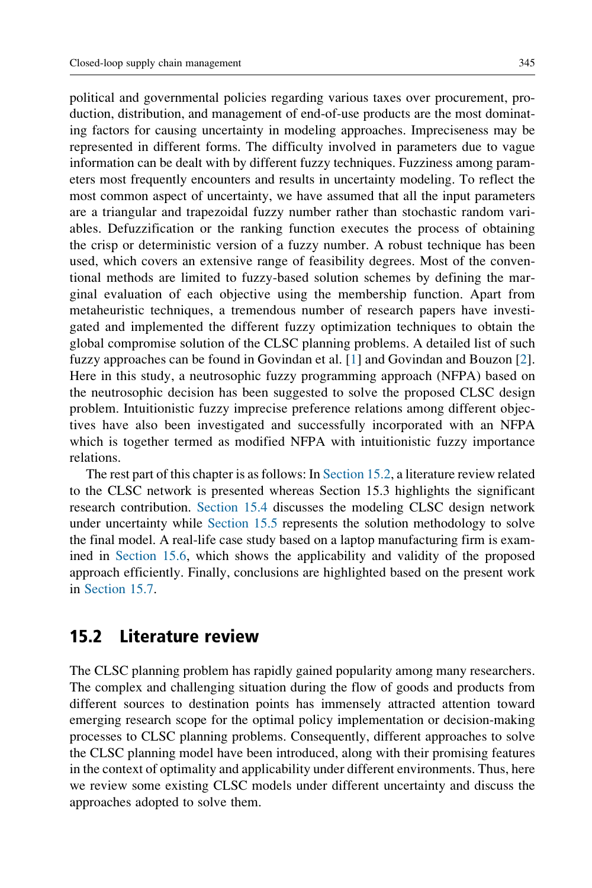political and governmental policies regarding various taxes over procurement, production, distribution, and management of end-of-use products are the most dominating factors for causing uncertainty in modeling approaches. Impreciseness may be represented in different forms. The difficulty involved in parameters due to vague information can be dealt with by different fuzzy techniques. Fuzziness among parameters most frequently encounters and results in uncertainty modeling. To reflect the most common aspect of uncertainty, we have assumed that all the input parameters are a triangular and trapezoidal fuzzy number rather than stochastic random variables. Defuzzification or the ranking function executes the process of obtaining the crisp or deterministic version of a fuzzy number. A robust technique has been used, which covers an extensive range of feasibility degrees. Most of the conventional methods are limited to fuzzy-based solution schemes by defining the marginal evaluation of each objective using the membership function. Apart from metaheuristic techniques, a tremendous number of research papers have investigated and implemented the different fuzzy optimization techniques to obtain the global compromise solution of the CLSC planning problems. A detailed list of such fuzzy approaches can be found in Govindan et al. [1] and Govindan and Bouzon [2]. Here in this study, a neutrosophic fuzzy programming approach (NFPA) based on the neutrosophic decision has been suggested to solve the proposed CLSC design problem. Intuitionistic fuzzy imprecise preference relations among different objectives have also been investigated and successfully incorporated with an NFPA which is together termed as modified NFPA with intuitionistic fuzzy importance relations.

The rest part of this chapter is as follows: In Section 15.2, a literature review related to the CLSC network is presented whereas Section 15.3 highlights the significant research contribution. Section 15.4 discusses the modeling CLSC design network under uncertainty while Section 15.5 represents the solution methodology to solve the final model. A real-life case study based on a laptop manufacturing firm is examined in Section 15.6, which shows the applicability and validity of the proposed approach efficiently. Finally, conclusions are highlighted based on the present work in Section 15.7.

## 15.2 Literature review

The CLSC planning problem has rapidly gained popularity among many researchers. The complex and challenging situation during the flow of goods and products from different sources to destination points has immensely attracted attention toward emerging research scope for the optimal policy implementation or decision-making processes to CLSC planning problems. Consequently, different approaches to solve the CLSC planning model have been introduced, along with their promising features in the context of optimality and applicability under different environments. Thus, here we review some existing CLSC models under different uncertainty and discuss the approaches adopted to solve them.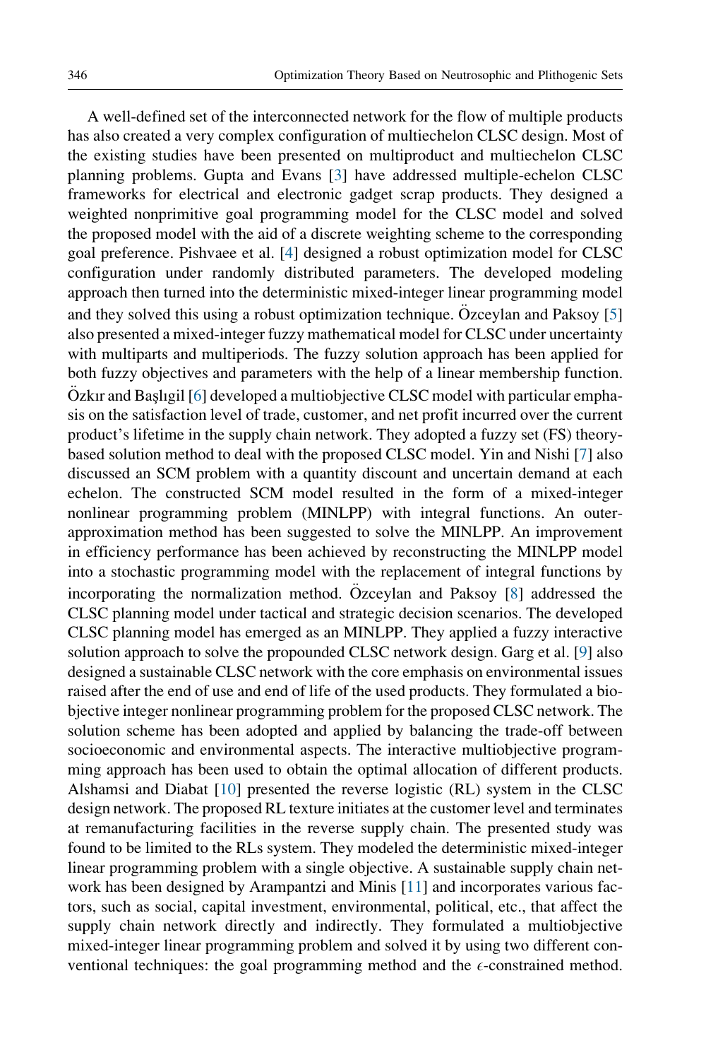A well-defined set of the interconnected network for the flow of multiple products has also created a very complex configuration of multiechelon CLSC design. Most of the existing studies have been presented on multiproduct and multiechelon CLSC planning problems. Gupta and Evans [3] have addressed multiple-echelon CLSC frameworks for electrical and electronic gadget scrap products. They designed a weighted nonprimitive goal programming model for the CLSC model and solved the proposed model with the aid of a discrete weighting scheme to the corresponding goal preference. Pishvaee et al. [4] designed a robust optimization model for CLSC configuration under randomly distributed parameters. The developed modeling approach then turned into the deterministic mixed-integer linear programming model and they solved this using a robust optimization technique. Özceylan and Paksoy [5] also presented a mixed-integer fuzzy mathematical model for CLSC under uncertainty with multiparts and multiperiods. The fuzzy solution approach has been applied for both fuzzy objectives and parameters with the help of a linear membership function. Özkır and Başlıgil [6] developed a multiobjective CLSC model with particular emphasis on the satisfaction level of trade, customer, and net profit incurred over the current product's lifetime in the supply chain network. They adopted a fuzzy set (FS) theory-based solution method to deal with the proposed CLSC model. Yin and Nishi [7] also discussed an SCM problem with a quantity discount and uncertain demand at each echelon. The constructed SCM model resulted in the form of a mixed-integer nonlinear programming problem (MINLPP) with integral functions. An outer-approximation method has been suggested to solve the MINLPP. An improvement in efficiency performance has been achieved by reconstructing the MINLPP model into a stochastic programming model with the replacement of integral functions by incorporating the normalization method. Özceylan and Paksoy [8] addressed the CLSC planning model under tactical and strategic decision scenarios. The developed CLSC planning model has emerged as an MINLPP. They applied a fuzzy interactive solution approach to solve the propounded CLSC network design. Garg et al. [9] also designed a sustainable CLSC network with the core emphasis on environmental issues raised after the end of use and end of life of the used products. They formulated a biobjective integer nonlinear programming problem for the proposed CLSC network. The solution scheme has been adopted and applied by balancing the trade-off between socioeconomic and environmental aspects. The interactive multiobjective programming approach has been used to obtain the optimal allocation of different products. Alshamsi and Diabat [10] presented the reverse logistic (RL) system in the CLSC design network. The proposed RL texture initiates at the customer level and terminates at remanufacturing facilities in the reverse supply chain. The presented study was found to be limited to the RLs system. They modeled the deterministic mixed-integer linear programming problem with a single objective. A sustainable supply chain network has been designed by Arampantzi and Minis [11] and incorporates various factors, such as social, capital investment, environmental, political, etc., that affect the supply chain network directly and indirectly. They formulated a multiobjective mixed-integer linear programming problem and solved it by using two different conventional techniques: the goal programming method and the $\epsilon$-constrained method.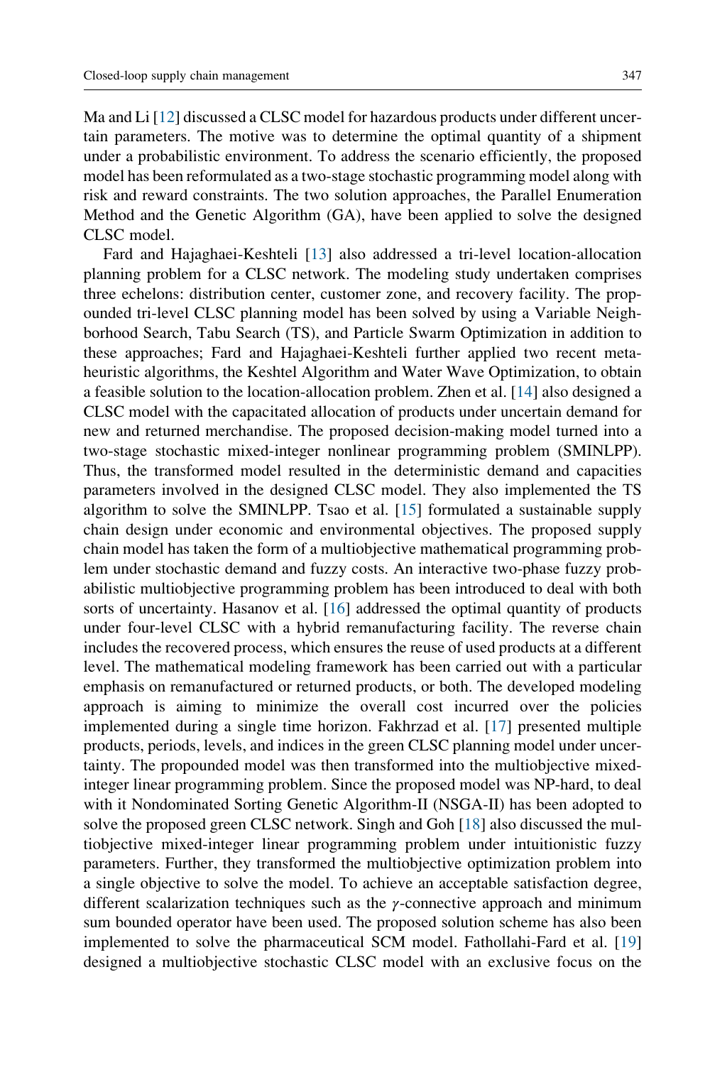Ma and Li [12] discussed a CLSC model for hazardous products under different uncertain parameters. The motive was to determine the optimal quantity of a shipment under a probabilistic environment. To address the scenario efficiently, the proposed model has been reformulated as a two-stage stochastic programming model along with risk and reward constraints. The two solution approaches, the Parallel Enumeration Method and the Genetic Algorithm (GA), have been applied to solve the designed CLSC model.

Fard and Hajaghaei-Keshteli [13] also addressed a tri-level location-allocation planning problem for a CLSC network. The modeling study undertaken comprises three echelons: distribution center, customer zone, and recovery facility. The propounded tri-level CLSC planning model has been solved by using a Variable Neighborhood Search, Tabu Search (TS), and Particle Swarm Optimization in addition to these approaches; Fard and Hajaghaei-Keshteli further applied two recent metaheuristic algorithms, the Keshtel Algorithm and Water Wave Optimization, to obtain a feasible solution to the location-allocation problem. Zhen et al. [14] also designed a CLSC model with the capacitated allocation of products under uncertain demand for new and returned merchandise. The proposed decision-making model turned into a two-stage stochastic mixed-integer nonlinear programming problem (SMINLPP). Thus, the transformed model resulted in the deterministic demand and capacities parameters involved in the designed CLSC model. They also implemented the TS algorithm to solve the SMINLPP. Tsao et al. [15] formulated a sustainable supply chain design under economic and environmental objectives. The proposed supply chain model has taken the form of a multiobjective mathematical programming problem under stochastic demand and fuzzy costs. An interactive two-phase fuzzy probabilistic multiobjective programming problem has been introduced to deal with both sorts of uncertainty. Hasanov et al. [16] addressed the optimal quantity of products under four-level CLSC with a hybrid remanufacturing facility. The reverse chain includes the recovered process, which ensures the reuse of used products at a different level. The mathematical modeling framework has been carried out with a particular emphasis on remanufactured or returned products, or both. The developed modeling approach is aiming to minimize the overall cost incurred over the policies implemented during a single time horizon. Fakhrzad et al. [17] presented multiple products, periods, levels, and indices in the green CLSC planning model under uncertainty. The propounded model was then transformed into the multiobjective mixed-integer linear programming problem. Since the proposed model was NP-hard, to deal with it Nondominated Sorting Genetic Algorithm-II (NSGA-II) has been adopted to solve the proposed green CLSC network. Singh and Goh [18] also discussed the multiobjective mixed-integer linear programming problem under intuitionistic fuzzy parameters. Further, they transformed the multiobjective optimization problem into a single objective to solve the model. To achieve an acceptable satisfaction degree, different scalarization techniques such as the $\gamma$-connective approach and minimum sum bounded operator have been used. The proposed solution scheme has also been implemented to solve the pharmaceutical SCM model. Fathollahi-Fard et al. [19] designed a multiobjective stochastic CLSC model with an exclusive focus on the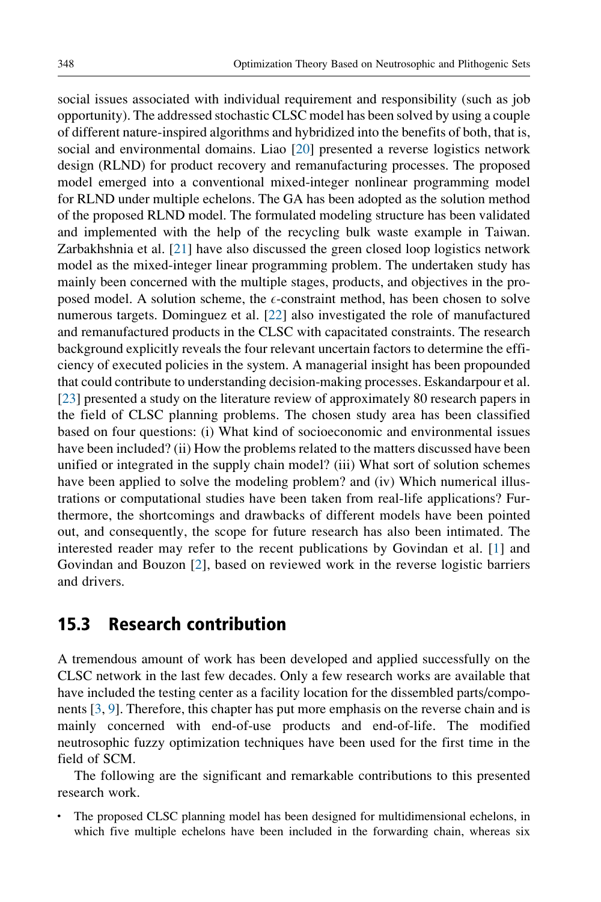social issues associated with individual requirement and responsibility (such as job opportunity). The addressed stochastic CLSC model has been solved by using a couple of different nature-inspired algorithms and hybridized into the benefits of both, that is, social and environmental domains. Liao [20] presented a reverse logistics network design (RLND) for product recovery and remanufacturing processes. The proposed model emerged into a conventional mixed-integer nonlinear programming model for RLND under multiple echelons. The GA has been adopted as the solution method of the proposed RLND model. The formulated modeling structure has been validated and implemented with the help of the recycling bulk waste example in Taiwan. Zarbakhshnia et al. [21] have also discussed the green closed loop logistics network model as the mixed-integer linear programming problem. The undertaken study has mainly been concerned with the multiple stages, products, and objectives in the proposed model. A solution scheme, the $\epsilon$-constraint method, has been chosen to solve numerous targets. Dominguez et al. [22] also investigated the role of manufactured and remanufactured products in the CLSC with capacitated constraints. The research background explicitly reveals the four relevant uncertain factors to determine the efficiency of executed policies in the system. A managerial insight has been propounded that could contribute to understanding decision-making processes. Eskandarpour et al. [23] presented a study on the literature review of approximately 80 research papers in the field of CLSC planning problems. The chosen study area has been classified based on four questions: (i) What kind of socioeconomic and environmental issues have been included? (ii) How the problems related to the matters discussed have been unified or integrated in the supply chain model? (iii) What sort of solution schemes have been applied to solve the modeling problem? and (iv) Which numerical illustrations or computational studies have been taken from real-life applications? Furthermore, the shortcomings and drawbacks of different models have been pointed out, and consequently, the scope for future research has also been intimated. The interested reader may refer to the recent publications by Govindan et al. [1] and Govindan and Bouzon [2], based on reviewed work in the reverse logistic barriers and drivers.

## 15.3 Research contribution

A tremendous amount of work has been developed and applied successfully on the CLSC network in the last few decades. Only a few research works are available that have included the testing center as a facility location for the dissembled parts/components [3, 9]. Therefore, this chapter has put more emphasis on the reverse chain and is mainly concerned with end-of-use products and end-of-life. The modified neutrosophic fuzzy optimization techniques have been used for the first time in the field of SCM.

The following are the significant and remarkable contributions to this presented research work.

- The proposed CLSC planning model has been designed for multidimensional echelons, in which five multiple echelons have been included in the forwarding chain, whereas six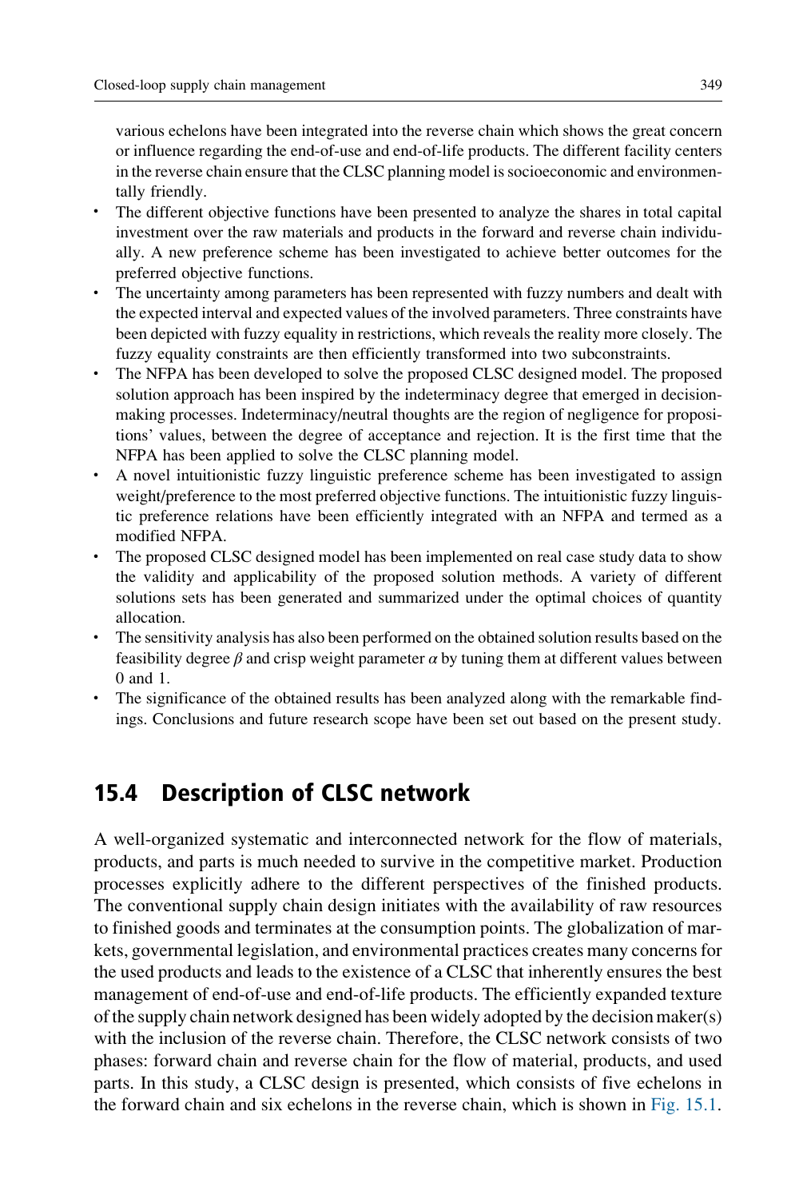various echelons have been integrated into the reverse chain which shows the great concern or influence regarding the end-of-use and end-of-life products. The different facility centers in the reverse chain ensure that the CLSC planning model is socioeconomic and environmentally friendly.

- The different objective functions have been presented to analyze the shares in total capital investment over the raw materials and products in the forward and reverse chain individually. A new preference scheme has been investigated to achieve better outcomes for the preferred objective functions.
- The uncertainty among parameters has been represented with fuzzy numbers and dealt with the expected interval and expected values of the involved parameters. Three constraints have been depicted with fuzzy equality in restrictions, which reveals the reality more closely. The fuzzy equality constraints are then efficiently transformed into two subconstraints.
- The NFPA has been developed to solve the proposed CLSC designed model. The proposed solution approach has been inspired by the indeterminacy degree that emerged in decision-making processes. Indeterminacy/neutral thoughts are the region of negligence for propositions' values, between the degree of acceptance and rejection. It is the first time that the NFPA has been applied to solve the CLSC planning model.
- A novel intuitionistic fuzzy linguistic preference scheme has been investigated to assign weight/preference to the most preferred objective functions. The intuitionistic fuzzy linguistic preference relations have been efficiently integrated with an NFPA and termed as a modified NFPA.
- The proposed CLSC designed model has been implemented on real case study data to show the validity and applicability of the proposed solution methods. A variety of different solutions sets has been generated and summarized under the optimal choices of quantity allocation.
- The sensitivity analysis has also been performed on the obtained solution results based on the feasibility degree $\beta$ and crisp weight parameter $\alpha$ by tuning them at different values between 0 and 1.
- The significance of the obtained results has been analyzed along with the remarkable findings. Conclusions and future research scope have been set out based on the present study.

## 15.4 Description of CLSC network

A well-organized systematic and interconnected network for the flow of materials, products, and parts is much needed to survive in the competitive market. Production processes explicitly adhere to the different perspectives of the finished products. The conventional supply chain design initiates with the availability of raw resources to finished goods and terminates at the consumption points. The globalization of markets, governmental legislation, and environmental practices creates many concerns for the used products and leads to the existence of a CLSC that inherently ensures the best management of end-of-use and end-of-life products. The efficiently expanded texture of the supply chain network designed has been widely adopted by the decision maker(s) with the inclusion of the reverse chain. Therefore, the CLSC network consists of two phases: forward chain and reverse chain for the flow of material, products, and used parts. In this study, a CLSC design is presented, which consists of five echelons in the forward chain and six echelons in the reverse chain, which is shown in Fig. 15.1.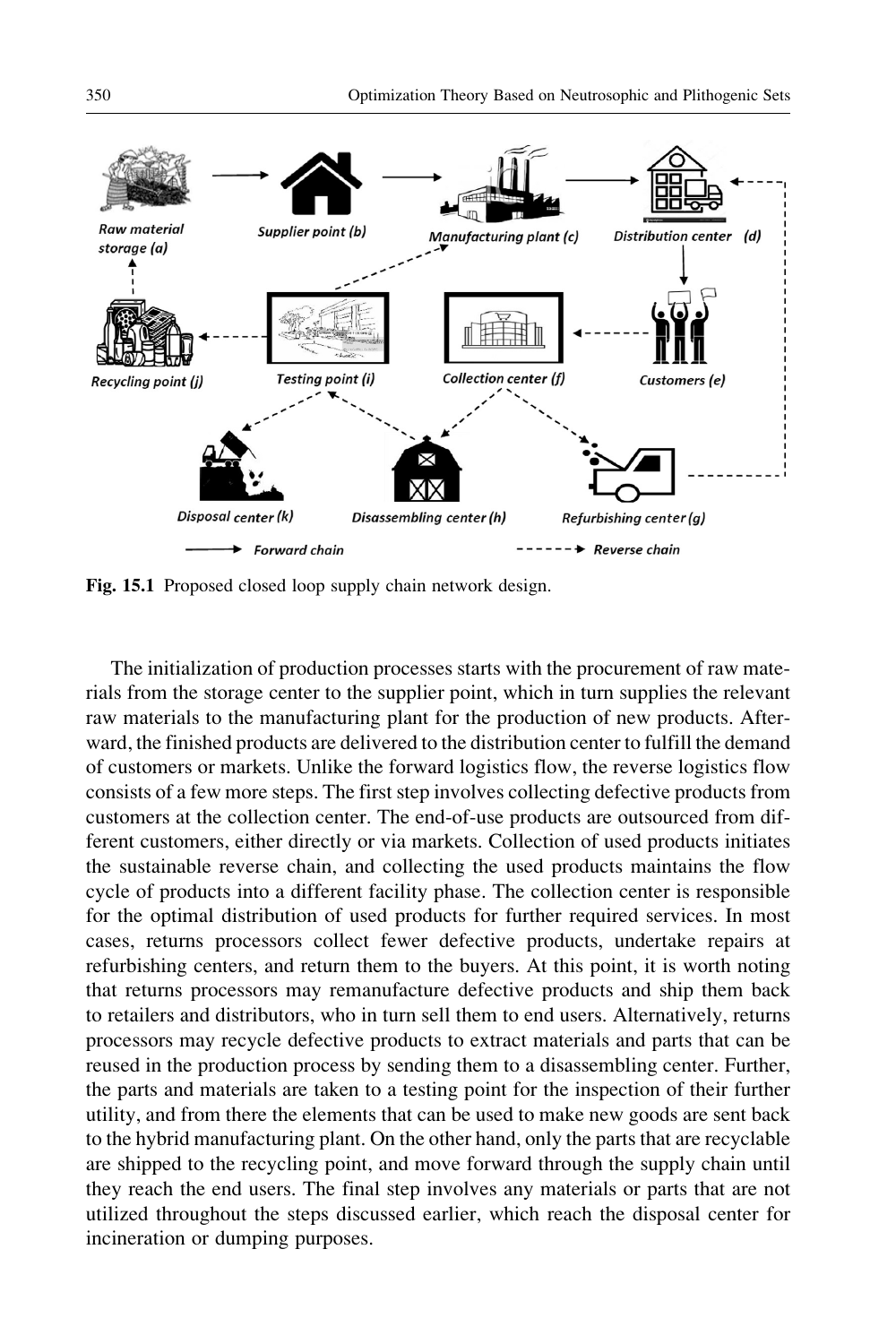Raw material storage (a)
Supplier point (b)
Manufacturing plant (c)
Distribution center (d)
Recycling point (j)
Testing point (i)
Collection center (f)
Customers (e)
Disposal center (k)
Disassembling center (h)
Refurbishing center (g)
Forward chain
Reverse chain

**Fig. 15.1** Proposed closed loop supply chain network design.

The initialization of production processes starts with the procurement of raw materials from the storage center to the supplier point, which in turn supplies the relevant raw materials to the manufacturing plant for the production of new products. Afterward, the finished products are delivered to the distribution center to fulfill the demand of customers or markets. Unlike the forward logistics flow, the reverse logistics flow consists of a few more steps. The first step involves collecting defective products from customers at the collection center. The end-of-use products are outsourced from different customers, either directly or via markets. Collection of used products initiates the sustainable reverse chain, and collecting the used products maintains the flow cycle of products into a different facility phase. The collection center is responsible for the optimal distribution of used products for further required services. In most cases, returns processors collect fewer defective products, undertake repairs at refurbishing centers, and return them to the buyers. At this point, it is worth noting that returns processors may remanufacture defective products and ship them back to retailers and distributors, who in turn sell them to end users. Alternatively, returns processors may recycle defective products to extract materials and parts that can be reused in the production process by sending them to a disassembling center. Further, the parts and materials are taken to a testing point for the inspection of their further utility, and from there the elements that can be used to make new goods are sent back to the hybrid manufacturing plant. On the other hand, only the parts that are recyclable are shipped to the recycling point, and move forward through the supply chain until they reach the end users. The final step involves any materials or parts that are not utilized throughout the steps discussed earlier, which reach the disposal center for incineration or dumping purposes.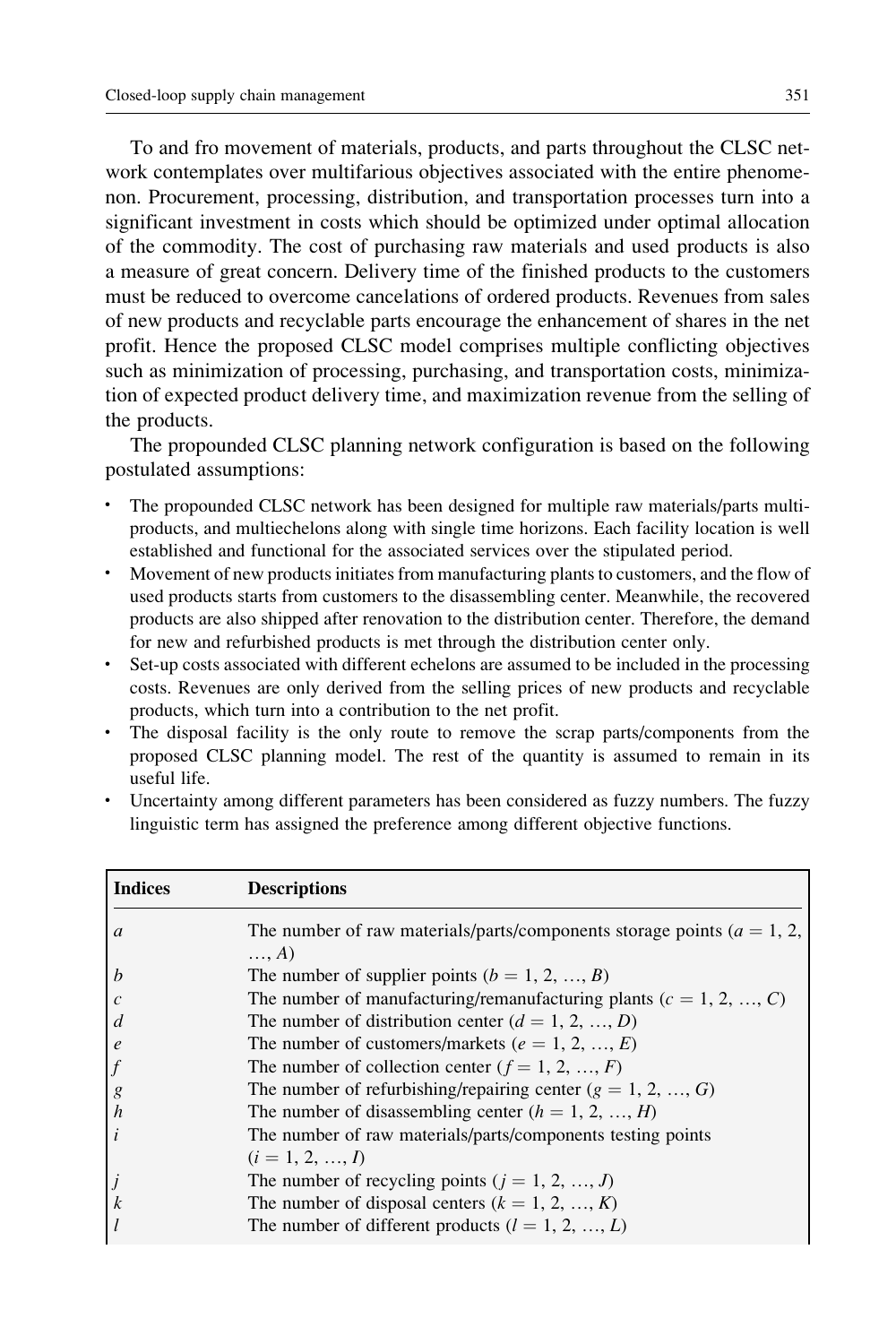To and fro movement of materials, products, and parts throughout the CLSC network contemplates over multifarious objectives associated with the entire phenomenon. Procurement, processing, distribution, and transportation processes turn into a significant investment in costs which should be optimized under optimal allocation of the commodity. The cost of purchasing raw materials and used products is also a measure of great concern. Delivery time of the finished products to the customers must be reduced to overcome cancelations of ordered products. Revenues from sales of new products and recyclable parts encourage the enhancement of shares in the net profit. Hence the proposed CLSC model comprises multiple conflicting objectives such as minimization of processing, purchasing, and transportation costs, minimization of expected product delivery time, and maximization revenue from the selling of the products.

The propounded CLSC planning network configuration is based on the following postulated assumptions:

- The propounded CLSC network has been designed for multiple raw materials/parts multi-products, and multiechelons along with single time horizons. Each facility location is well established and functional for the associated services over the stipulated period.
- Movement of new products initiates from manufacturing plants to customers, and the flow of used products starts from customers to the disassembling center. Meanwhile, the recovered products are also shipped after renovation to the distribution center. Therefore, the demand for new and refurbished products is met through the distribution center only.
- Set-up costs associated with different echelons are assumed to be included in the processing costs. Revenues are only derived from the selling prices of new products and recyclable products, which turn into a contribution to the net profit.
- The disposal facility is the only route to remove the scrap parts/components from the proposed CLSC planning model. The rest of the quantity is assumed to remain in its useful life.
- Uncertainty among different parameters has been considered as fuzzy numbers. The fuzzy linguistic term has assigned the preference among different objective functions.

| Indices | Descriptions |
|---|---|
| $a$ | The number of raw materials/parts/components storage points ($a = 1, 2, \ldots, A$) |
| $b$ | The number of supplier points ($b = 1, 2, \ldots, B$) |
| $c$ | The number of manufacturing/remanufacturing plants ($c = 1, 2, \ldots, C$) |
| $d$ | The number of distribution center ($d = 1, 2, \ldots, D$) |
| $e$ | The number of customers/markets ($e = 1, 2, \ldots, E$) |
| $f$ | The number of collection center ($f = 1, 2, \ldots, F$) |
| $g$ | The number of refurbishing/repairing center ($g = 1, 2, \ldots, G$) |
| $h$ | The number of disassembling center ($h = 1, 2, \ldots, H$) |
| $i$ | The number of raw materials/parts/components testing points ($i = 1, 2, \ldots, I$) |
| $j$ | The number of recycling points ($j = 1, 2, \ldots, J$) |
| $k$ | The number of disposal centers ($k = 1, 2, \ldots, K$) |
| $l$ | The number of different products ($l = 1, 2, \ldots, L$) |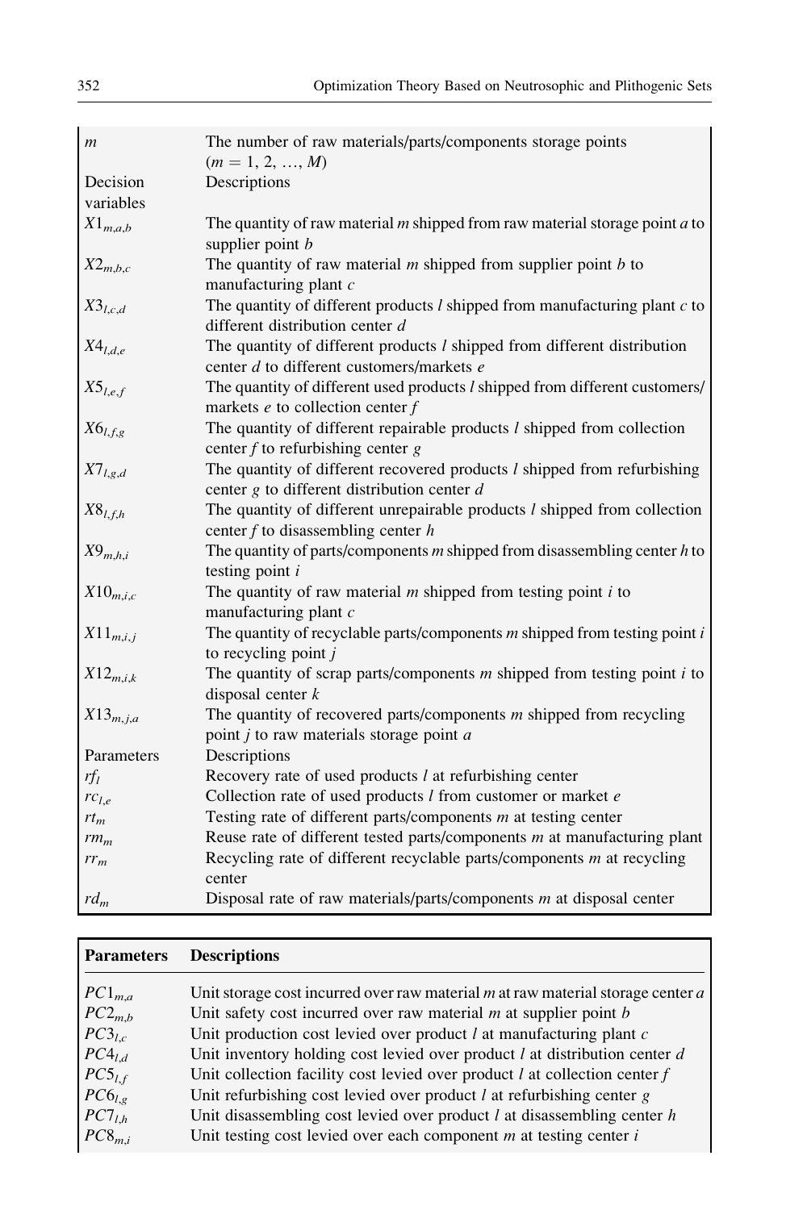| | |
|---|---|
| $m$ | The number of raw materials/parts/components storage points ($m = 1, 2, \ldots, M$) |
| Decision variables | Descriptions |
| $X1_{m,a,b}$ | The quantity of raw material $m$ shipped from raw material storage point $a$ to supplier point $b$ |
| $X2_{m,b,c}$ | The quantity of raw material $m$ shipped from supplier point $b$ to manufacturing plant $c$ |
| $X3_{l,c,d}$ | The quantity of different products $l$ shipped from manufacturing plant $c$ to different distribution center $d$ |
| $X4_{l,d,e}$ | The quantity of different products $l$ shipped from different distribution center $d$ to different customers/markets $e$ |
| $X5_{l,e,f}$ | The quantity of different used products $l$ shipped from different customers/markets $e$ to collection center $f$ |
| $X6_{l,f,g}$ | The quantity of different repairable products $l$ shipped from collection center $f$ to refurbishing center $g$ |
| $X7_{l,g,d}$ | The quantity of different recovered products $l$ shipped from refurbishing center $g$ to different distribution center $d$ |
| $X8_{l,f,h}$ | The quantity of different unrepairable products $l$ shipped from collection center $f$ to disassembling center $h$ |
| $X9_{m,h,i}$ | The quantity of parts/components $m$ shipped from disassembling center $h$ to testing point $i$ |
| $X10_{m,i,c}$ | The quantity of raw material $m$ shipped from testing point $i$ to manufacturing plant $c$ |
| $X11_{m,i,j}$ | The quantity of recyclable parts/components $m$ shipped from testing point $i$ to recycling point $j$ |
| $X12_{m,i,k}$ | The quantity of scrap parts/components $m$ shipped from testing point $i$ to disposal center $k$ |
| $X13_{m,j,a}$ | The quantity of recovered parts/components $m$ shipped from recycling point $j$ to raw materials storage point $a$ |
| Parameters | Descriptions |
| $rf_l$ | Recovery rate of used products $l$ at refurbishing center |
| $rc_{l,e}$ | Collection rate of used products $l$ from customer or market $e$ |
| $rt_m$ | Testing rate of different parts/components $m$ at testing center |
| $rm_m$ | Reuse rate of different tested parts/components $m$ at manufacturing plant |
| $rr_m$ | Recycling rate of different recyclable parts/components $m$ at recycling center |
| $rd_m$ | Disposal rate of raw materials/parts/components $m$ at disposal center |

| **Parameters** | **Descriptions** |
|---|---|
| $PC1_{m,a}$ | Unit storage cost incurred over raw material $m$ at raw material storage center $a$ |
| $PC2_{m,b}$ | Unit safety cost incurred over raw material $m$ at supplier point $b$ |
| $PC3_{l,c}$ | Unit production cost levied over product $l$ at manufacturing plant $c$ |
| $PC4_{l,d}$ | Unit inventory holding cost levied over product $l$ at distribution center $d$ |
| $PC5_{l,f}$ | Unit collection facility cost levied over product $l$ at collection center $f$ |
| $PC6_{l,g}$ | Unit refurbishing cost levied over product $l$ at refurbishing center $g$ |
| $PC7_{l,h}$ | Unit disassembling cost levied over product $l$ at disassembling center $h$ |
| $PC8_{m,i}$ | Unit testing cost levied over each component $m$ at testing center $i$ |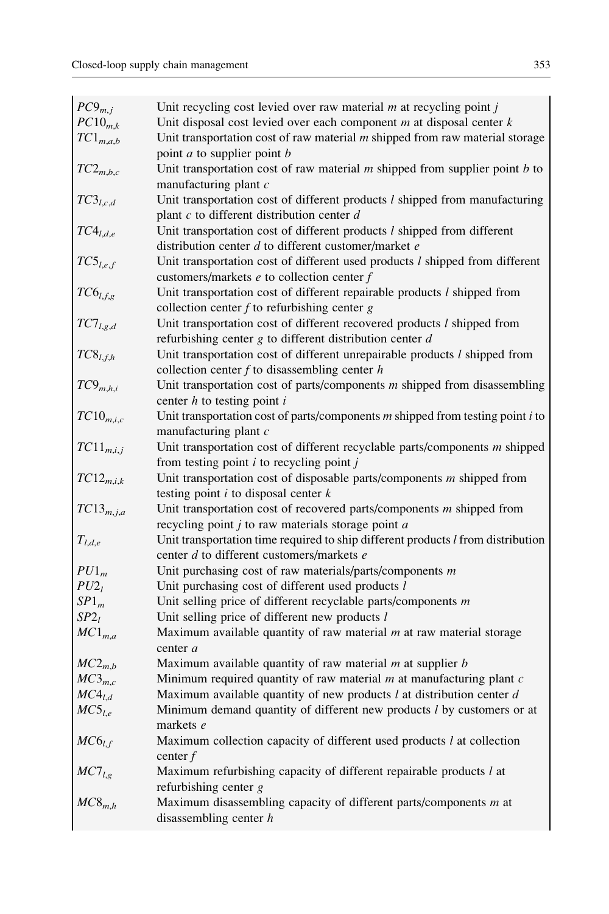| | |
|---|---|
| $PC9_{m,j}$ | Unit recycling cost levied over raw material $m$ at recycling point $j$ |
| $PC10_{m,k}$ | Unit disposal cost levied over each component $m$ at disposal center $k$ |
| $TC1_{m,a,b}$ | Unit transportation cost of raw material $m$ shipped from raw material storage point $a$ to supplier point $b$ |
| $TC2_{m,b,c}$ | Unit transportation cost of raw material $m$ shipped from supplier point $b$ to manufacturing plant $c$ |
| $TC3_{l,c,d}$ | Unit transportation cost of different products $l$ shipped from manufacturing plant $c$ to different distribution center $d$ |
| $TC4_{l,d,e}$ | Unit transportation cost of different products $l$ shipped from different distribution center $d$ to different customer/market $e$ |
| $TC5_{l,e,f}$ | Unit transportation cost of different used products $l$ shipped from different customers/markets $e$ to collection center $f$ |
| $TC6_{l,f,g}$ | Unit transportation cost of different repairable products $l$ shipped from collection center $f$ to refurbishing center $g$ |
| $TC7_{l,g,d}$ | Unit transportation cost of different recovered products $l$ shipped from refurbishing center $g$ to different distribution center $d$ |
| $TC8_{l,f,h}$ | Unit transportation cost of different unrepairable products $l$ shipped from collection center $f$ to disassembling center $h$ |
| $TC9_{m,h,i}$ | Unit transportation cost of parts/components $m$ shipped from disassembling center $h$ to testing point $i$ |
| $TC10_{m,i,c}$ | Unit transportation cost of parts/components $m$ shipped from testing point $i$ to manufacturing plant $c$ |
| $TC11_{m,i,j}$ | Unit transportation cost of different recyclable parts/components $m$ shipped from testing point $i$ to recycling point $j$ |
| $TC12_{m,i,k}$ | Unit transportation cost of disposable parts/components $m$ shipped from testing point $i$ to disposal center $k$ |
| $TC13_{m,j,a}$ | Unit transportation cost of recovered parts/components $m$ shipped from recycling point $j$ to raw materials storage point $a$ |
| $T_{l,d,e}$ | Unit transportation time required to ship different products $l$ from distribution center $d$ to different customers/markets $e$ |
| $PU1_m$ | Unit purchasing cost of raw materials/parts/components $m$ |
| $PU2_l$ | Unit purchasing cost of different used products $l$ |
| $SP1_m$ | Unit selling price of different recyclable parts/components $m$ |
| $SP2_l$ | Unit selling price of different new products $l$ |
| $MC1_{m,a}$ | Maximum available quantity of raw material $m$ at raw material storage center $a$ |
| $MC2_{m,b}$ | Maximum available quantity of raw material $m$ at supplier $b$ |
| $MC3_{m,c}$ | Minimum required quantity of raw material $m$ at manufacturing plant $c$ |
| $MC4_{l,d}$ | Maximum available quantity of new products $l$ at distribution center $d$ |
| $MC5_{l,e}$ | Minimum demand quantity of different new products $l$ by customers or at markets $e$ |
| $MC6_{l,f}$ | Maximum collection capacity of different used products $l$ at collection center $f$ |
| $MC7_{l,g}$ | Maximum refurbishing capacity of different repairable products $l$ at refurbishing center $g$ |
| $MC8_{m,h}$ | Maximum disassembling capacity of different parts/components $m$ at disassembling center $h$ |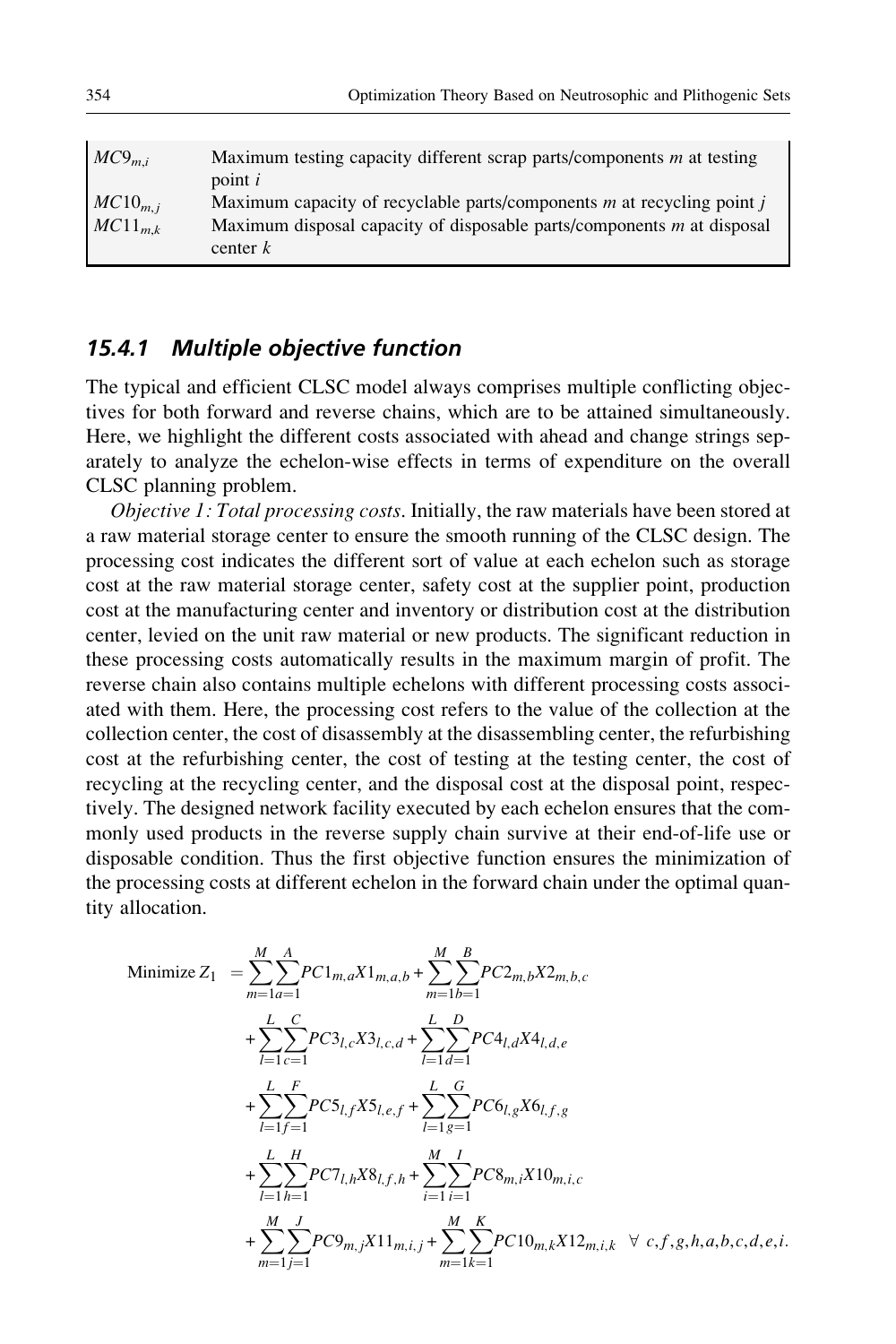| | |
|---|---|
| $MC9_{m,i}$ | Maximum testing capacity different scrap parts/components $m$ at testing point $i$ |
| $MC10_{m,j}$ | Maximum capacity of recyclable parts/components $m$ at recycling point $j$ |
| $MC11_{m,k}$ | Maximum disposal capacity of disposable parts/components $m$ at disposal center $k$ |

### 15.4.1 Multiple objective function

The typical and efficient CLSC model always comprises multiple conflicting objectives for both forward and reverse chains, which are to be attained simultaneously. Here, we highlight the different costs associated with ahead and change strings separately to analyze the echelon-wise effects in terms of expenditure on the overall CLSC planning problem.

*Objective 1: Total processing costs*. Initially, the raw materials have been stored at a raw material storage center to ensure the smooth running of the CLSC design. The processing cost indicates the different sort of value at each echelon such as storage cost at the raw material storage center, safety cost at the supplier point, production cost at the manufacturing center and inventory or distribution cost at the distribution center, levied on the unit raw material or new products. The significant reduction in these processing costs automatically results in the maximum margin of profit. The reverse chain also contains multiple echelons with different processing costs associated with them. Here, the processing cost refers to the value of the collection at the collection center, the cost of disassembly at the disassembling center, the refurbishing cost at the refurbishing center, the cost of testing at the testing center, the cost of recycling at the recycling center, and the disposal cost at the disposal point, respectively. The designed network facility executed by each echelon ensures that the commonly used products in the reverse supply chain survive at their end-of-life use or disposable condition. Thus the first objective function ensures the minimization of the processing costs at different echelon in the forward chain under the optimal quantity allocation.

$$
\begin{aligned}
\text{Minimize } Z_1 \; = & \sum_{m=1}^{M}\sum_{a=1}^{A} PC1_{m,a}X1_{m,a,b} + \sum_{m=1}^{M}\sum_{b=1}^{B} PC2_{m,b}X2_{m,b,c} \\
& + \sum_{l=1}^{L}\sum_{c=1}^{C} PC3_{l,c}X3_{l,c,d} + \sum_{l=1}^{L}\sum_{d=1}^{D} PC4_{l,d}X4_{l,d,e} \\
& + \sum_{l=1}^{L}\sum_{f=1}^{F} PC5_{l,f}X5_{l,e,f} + \sum_{l=1}^{L}\sum_{g=1}^{G} PC6_{l,g}X6_{l,f,g} \\
& + \sum_{l=1}^{L}\sum_{h=1}^{H} PC7_{l,h}X8_{l,f,h} + \sum_{i=1}^{M}\sum_{i=1}^{I} PC8_{m,i}X10_{m,i,c} \\
& + \sum_{m=1}^{M}\sum_{j=1}^{J} PC9_{m,j}X11_{m,i,j} + \sum_{m=1}^{M}\sum_{k=1}^{K} PC10_{m,k}X12_{m,i,k} \quad \forall \; c,f,g,h,a,b,c,d,e,i.
\end{aligned}
$$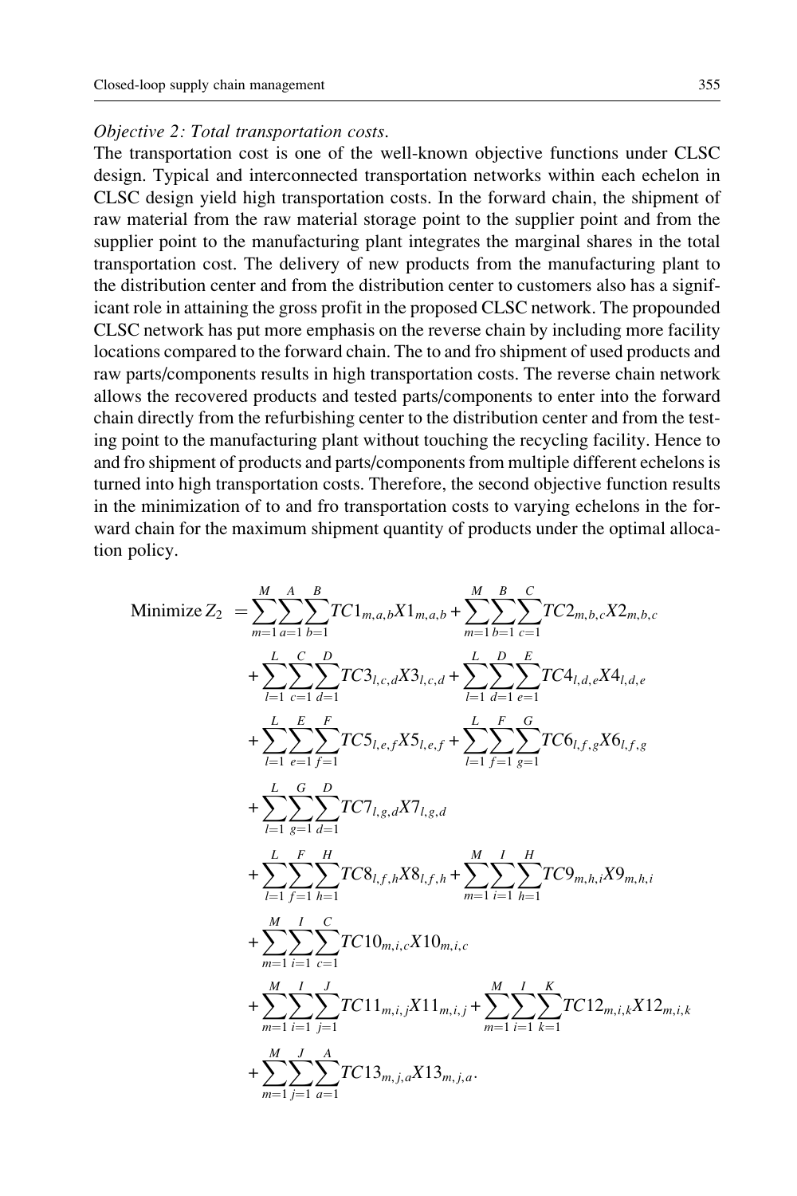*Objective 2: Total transportation costs.*

The transportation cost is one of the well-known objective functions under CLSC design. Typical and interconnected transportation networks within each echelon in CLSC design yield high transportation costs. In the forward chain, the shipment of raw material from the raw material storage point to the supplier point and from the supplier point to the manufacturing plant integrates the marginal shares in the total transportation cost. The delivery of new products from the manufacturing plant to the distribution center and from the distribution center to customers also has a significant role in attaining the gross profit in the proposed CLSC network. The propounded CLSC network has put more emphasis on the reverse chain by including more facility locations compared to the forward chain. The to and fro shipment of used products and raw parts/components results in high transportation costs. The reverse chain network allows the recovered products and tested parts/components to enter into the forward chain directly from the refurbishing center to the distribution center and from the testing point to the manufacturing plant without touching the recycling facility. Hence to and fro shipment of products and parts/components from multiple different echelons is turned into high transportation costs. Therefore, the second objective function results in the minimization of to and fro transportation costs to varying echelons in the forward chain for the maximum shipment quantity of products under the optimal allocation policy.

$$
\begin{aligned}
\text{Minimize } Z_2 \; = & \sum_{m=1}^{M}\sum_{a=1}^{A}\sum_{b=1}^{B} TC1_{m,a,b}X1_{m,a,b} + \sum_{m=1}^{M}\sum_{b=1}^{B}\sum_{c=1}^{C} TC2_{m,b,c}X2_{m,b,c} \\
& + \sum_{l=1}^{L}\sum_{c=1}^{C}\sum_{d=1}^{D} TC3_{l,c,d}X3_{l,c,d} + \sum_{l=1}^{L}\sum_{d=1}^{D}\sum_{e=1}^{E} TC4_{l,d,e}X4_{l,d,e} \\
& + \sum_{l=1}^{L}\sum_{e=1}^{E}\sum_{f=1}^{F} TC5_{l,e,f}X5_{l,e,f} + \sum_{l=1}^{L}\sum_{f=1}^{F}\sum_{g=1}^{G} TC6_{l,f,g}X6_{l,f,g} \\
& + \sum_{l=1}^{L}\sum_{g=1}^{G}\sum_{d=1}^{D} TC7_{l,g,d}X7_{l,g,d} \\
& + \sum_{l=1}^{L}\sum_{f=1}^{F}\sum_{h=1}^{H} TC8_{l,f,h}X8_{l,f,h} + \sum_{m=1}^{M}\sum_{i=1}^{I}\sum_{h=1}^{H} TC9_{m,h,i}X9_{m,h,i} \\
& + \sum_{m=1}^{M}\sum_{i=1}^{I}\sum_{c=1}^{C} TC10_{m,i,c}X10_{m,i,c} \\
& + \sum_{m=1}^{M}\sum_{i=1}^{I}\sum_{j=1}^{J} TC11_{m,i,j}X11_{m,i,j} + \sum_{m=1}^{M}\sum_{i=1}^{I}\sum_{k=1}^{K} TC12_{m,i,k}X12_{m,i,k} \\
& + \sum_{m=1}^{M}\sum_{j=1}^{J}\sum_{a=1}^{A} TC13_{m,j,a}X13_{m,j,a}.
\end{aligned}
$$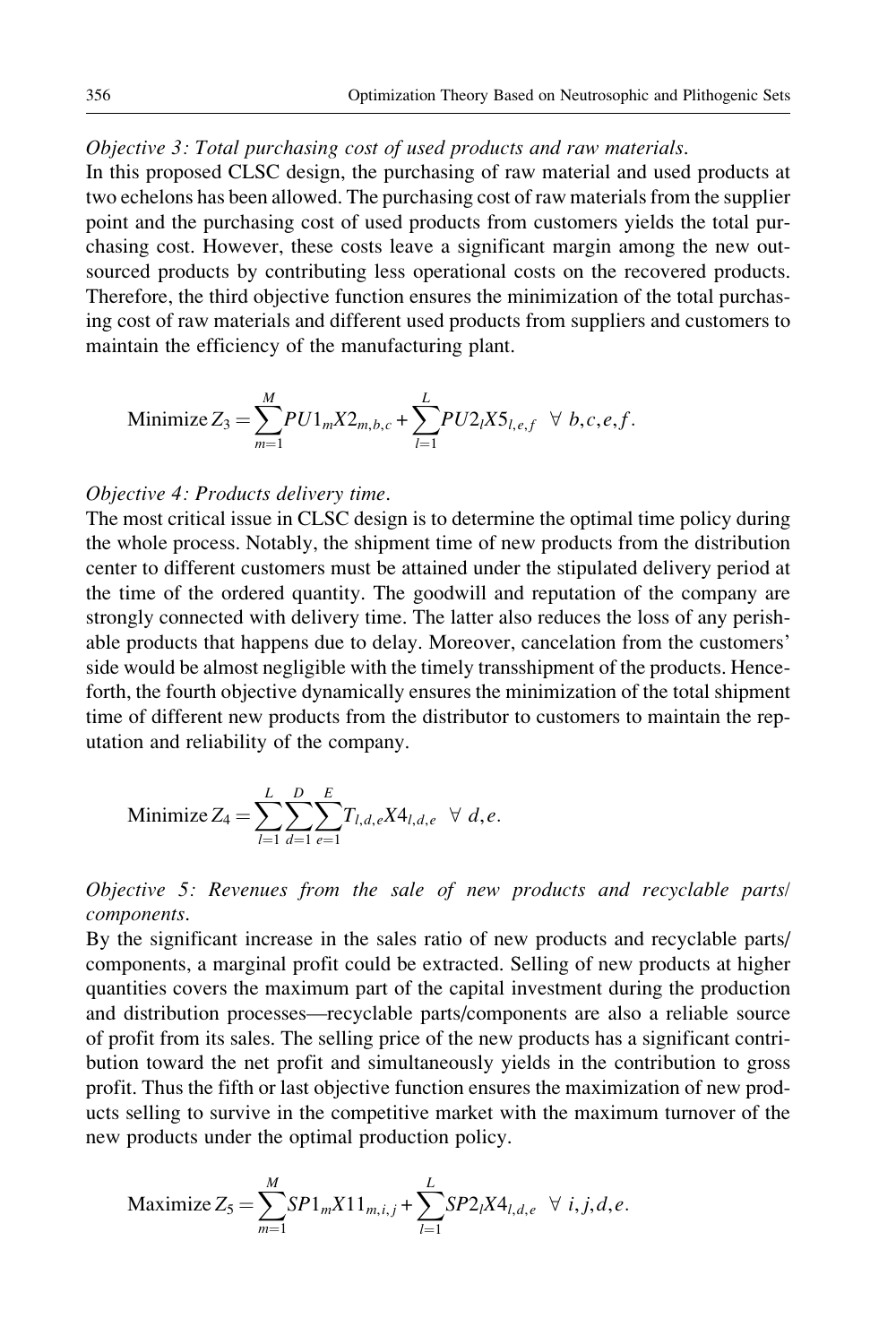*Objective 3: Total purchasing cost of used products and raw materials.*

In this proposed CLSC design, the purchasing of raw material and used products at two echelons has been allowed. The purchasing cost of raw materials from the supplier point and the purchasing cost of used products from customers yields the total purchasing cost. However, these costs leave a significant margin among the new outsourced products by contributing less operational costs on the recovered products. Therefore, the third objective function ensures the minimization of the total purchasing cost of raw materials and different used products from suppliers and customers to maintain the efficiency of the manufacturing plant.

$$\text{Minimize } Z_3 = \sum_{m=1}^{M} PU1_m X2_{m,b,c} + \sum_{l=1}^{L} PU2_l X5_{l,e,f} \quad \forall\ b, c, e, f.$$

*Objective 4: Products delivery time.*

The most critical issue in CLSC design is to determine the optimal time policy during the whole process. Notably, the shipment time of new products from the distribution center to different customers must be attained under the stipulated delivery period at the time of the ordered quantity. The goodwill and reputation of the company are strongly connected with delivery time. The latter also reduces the loss of any perishable products that happens due to delay. Moreover, cancelation from the customers' side would be almost negligible with the timely transshipment of the products. Henceforth, the fourth objective dynamically ensures the minimization of the total shipment time of different new products from the distributor to customers to maintain the reputation and reliability of the company.

$$\text{Minimize } Z_4 = \sum_{l=1}^{L} \sum_{d=1}^{D} \sum_{e=1}^{E} T_{l,d,e} X4_{l,d,e} \quad \forall\ d, e.$$

*Objective 5: Revenues from the sale of new products and recyclable parts/components.*

By the significant increase in the sales ratio of new products and recyclable parts/components, a marginal profit could be extracted. Selling of new products at higher quantities covers the maximum part of the capital investment during the production and distribution processes—recyclable parts/components are also a reliable source of profit from its sales. The selling price of the new products has a significant contribution toward the net profit and simultaneously yields in the contribution to gross profit. Thus the fifth or last objective function ensures the maximization of new products selling to survive in the competitive market with the maximum turnover of the new products under the optimal production policy.

$$\text{Maximize } Z_5 = \sum_{m=1}^{M} SP1_m X11_{m,i,j} + \sum_{l=1}^{L} SP2_l X4_{l,d,e} \quad \forall\ i, j, d, e.$$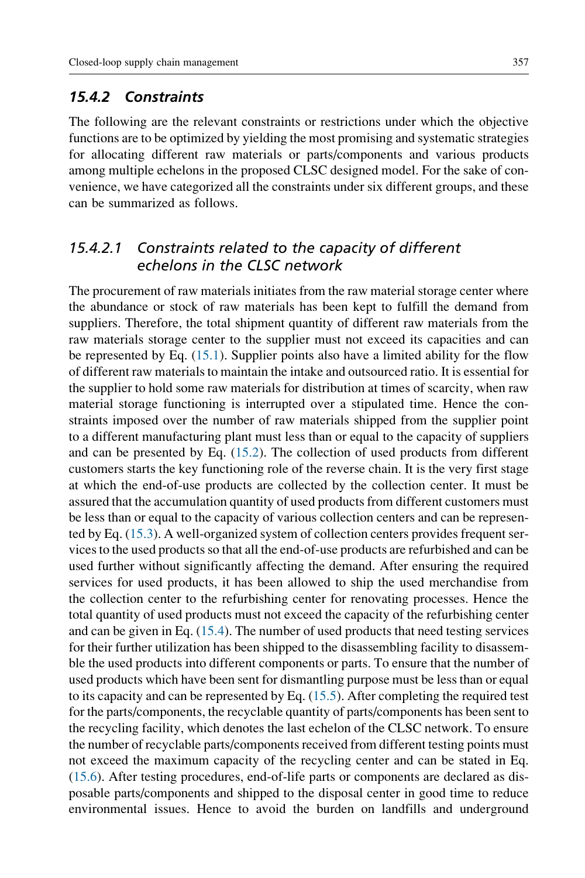### 15.4.2 Constraints

The following are the relevant constraints or restrictions under which the objective functions are to be optimized by yielding the most promising and systematic strategies for allocating different raw materials or parts/components and various products among multiple echelons in the proposed CLSC designed model. For the sake of convenience, we have categorized all the constraints under six different groups, and these can be summarized as follows.

#### 15.4.2.1 Constraints related to the capacity of different echelons in the CLSC network

The procurement of raw materials initiates from the raw material storage center where the abundance or stock of raw materials has been kept to fulfill the demand from suppliers. Therefore, the total shipment quantity of different raw materials from the raw materials storage center to the supplier must not exceed its capacities and can be represented by Eq. (15.1). Supplier points also have a limited ability for the flow of different raw materials to maintain the intake and outsourced ratio. It is essential for the supplier to hold some raw materials for distribution at times of scarcity, when raw material storage functioning is interrupted over a stipulated time. Hence the constraints imposed over the number of raw materials shipped from the supplier point to a different manufacturing plant must less than or equal to the capacity of suppliers and can be presented by Eq. (15.2). The collection of used products from different customers starts the key functioning role of the reverse chain. It is the very first stage at which the end-of-use products are collected by the collection center. It must be assured that the accumulation quantity of used products from different customers must be less than or equal to the capacity of various collection centers and can be represented by Eq. (15.3). A well-organized system of collection centers provides frequent services to the used products so that all the end-of-use products are refurbished and can be used further without significantly affecting the demand. After ensuring the required services for used products, it has been allowed to ship the used merchandise from the collection center to the refurbishing center for renovating processes. Hence the total quantity of used products must not exceed the capacity of the refurbishing center and can be given in Eq. (15.4). The number of used products that need testing services for their further utilization has been shipped to the disassembling facility to disassemble the used products into different components or parts. To ensure that the number of used products which have been sent for dismantling purpose must be less than or equal to its capacity and can be represented by Eq. (15.5). After completing the required test for the parts/components, the recyclable quantity of parts/components has been sent to the recycling facility, which denotes the last echelon of the CLSC network. To ensure the number of recyclable parts/components received from different testing points must not exceed the maximum capacity of the recycling center and can be stated in Eq. (15.6). After testing procedures, end-of-life parts or components are declared as disposable parts/components and shipped to the disposal center in good time to reduce environmental issues. Hence to avoid the burden on landfills and underground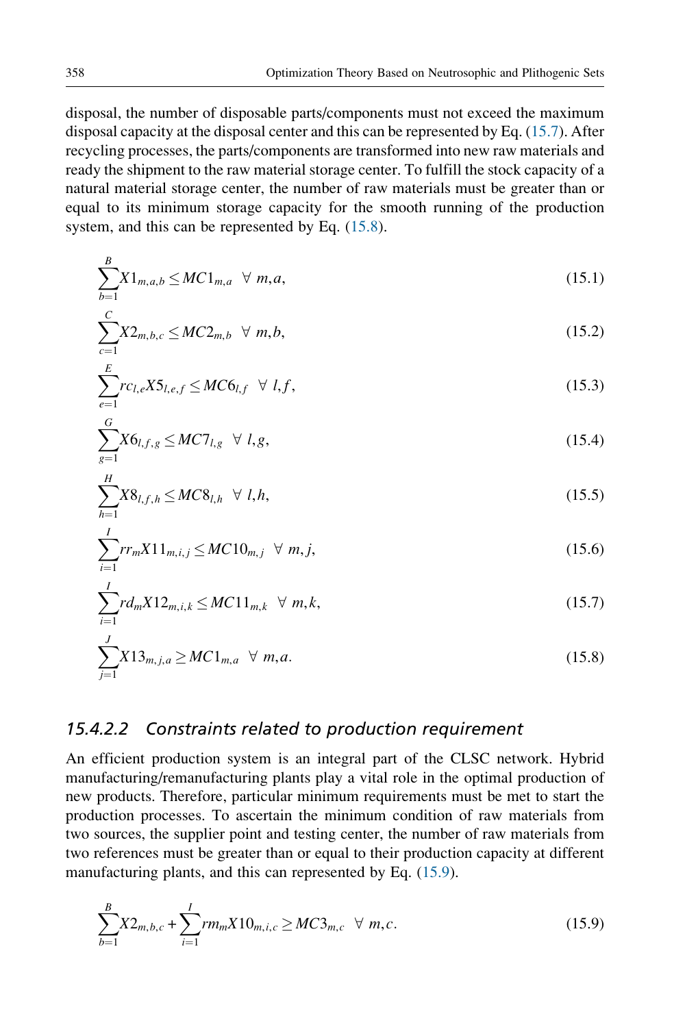disposal, the number of disposable parts/components must not exceed the maximum disposal capacity at the disposal center and this can be represented by Eq. (15.7). After recycling processes, the parts/components are transformed into new raw materials and ready the shipment to the raw material storage center. To fulfill the stock capacity of a natural material storage center, the number of raw materials must be greater than or equal to its minimum storage capacity for the smooth running of the production system, and this can be represented by Eq. (15.8).

$$\sum_{b=1}^{B} X1_{m,a,b} \le MC1_{m,a} \quad \forall\ m,a, \tag{15.1}$$

$$\sum_{c=1}^{C} X2_{m,b,c} \le MC2_{m,b} \quad \forall\ m,b, \tag{15.2}$$

$$\sum_{e=1}^{E} rc_{l,e} X5_{l,e,f} \le MC6_{l,f} \quad \forall\ l,f, \tag{15.3}$$

$$\sum_{g=1}^{G} X6_{l,f,g} \le MC7_{l,g} \quad \forall\ l,g, \tag{15.4}$$

$$\sum_{h=1}^{H} X8_{l,f,h} \le MC8_{l,h} \quad \forall\ l,h, \tag{15.5}$$

$$\sum_{i=1}^{I} rr_m X11_{m,i,j} \le MC10_{m,j} \quad \forall\ m,j, \tag{15.6}$$

$$\sum_{i=1}^{I} rd_m X12_{m,i,k} \le MC11_{m,k} \quad \forall\ m,k, \tag{15.7}$$

$$\sum_{j=1}^{J} X13_{m,j,a} \ge MC1_{m,a} \quad \forall\ m,a. \tag{15.8}$$

#### 15.4.2.2 Constraints related to production requirement

An efficient production system is an integral part of the CLSC network. Hybrid manufacturing/remanufacturing plants play a vital role in the optimal production of new products. Therefore, particular minimum requirements must be met to start the production processes. To ascertain the minimum condition of raw materials from two sources, the supplier point and testing center, the number of raw materials from two references must be greater than or equal to their production capacity at different manufacturing plants, and this can represented by Eq. (15.9).

$$\sum_{b=1}^{B} X2_{m,b,c} + \sum_{i=1}^{I} rm_m X10_{m,i,c} \ge MC3_{m,c} \quad \forall\ m,c. \tag{15.9}$$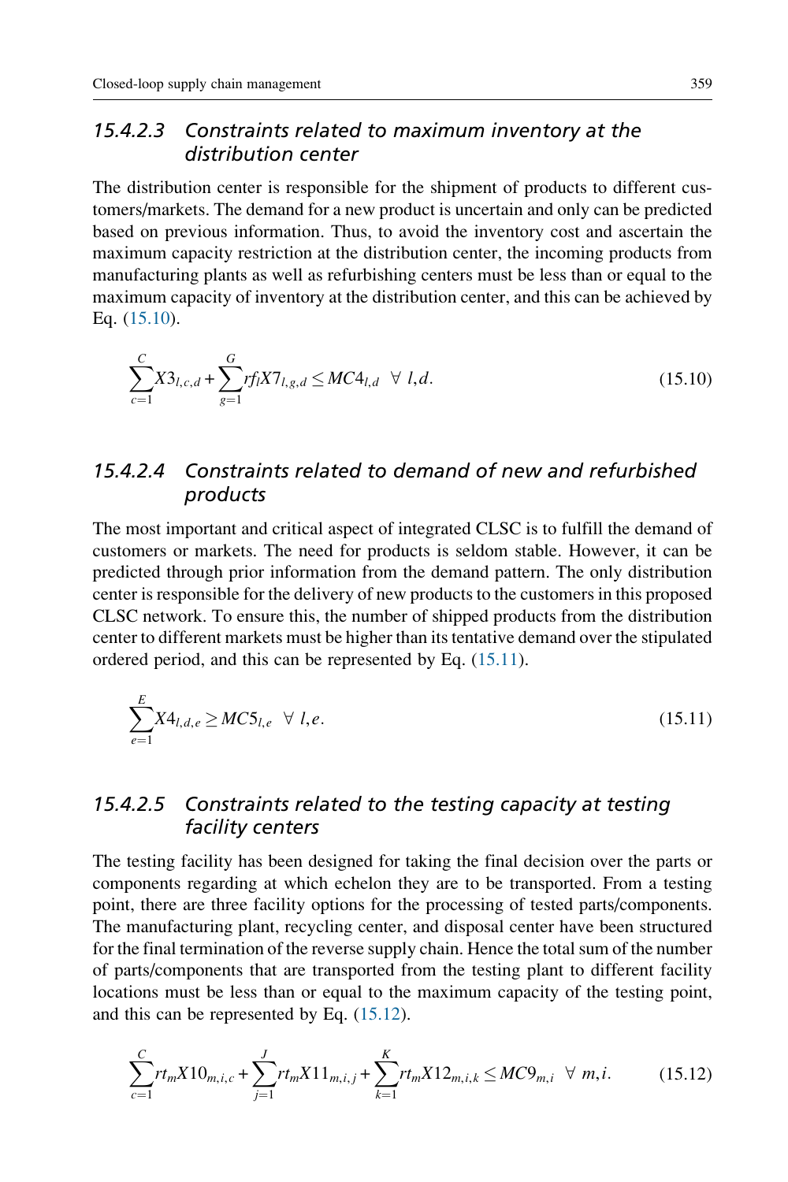#### 15.4.2.3 Constraints related to maximum inventory at the distribution center

The distribution center is responsible for the shipment of products to different customers/markets. The demand for a new product is uncertain and only can be predicted based on previous information. Thus, to avoid the inventory cost and ascertain the maximum capacity restriction at the distribution center, the incoming products from manufacturing plants as well as refurbishing centers must be less than or equal to the maximum capacity of inventory at the distribution center, and this can be achieved by Eq. (15.10).

$$\sum_{c=1}^{C} X3_{l,c,d} + \sum_{g=1}^{G} rf_l X7_{l,g,d} \leq MC4_{l,d} \quad \forall \ l,d. \tag{15.10}$$

#### 15.4.2.4 Constraints related to demand of new and refurbished products

The most important and critical aspect of integrated CLSC is to fulfill the demand of customers or markets. The need for products is seldom stable. However, it can be predicted through prior information from the demand pattern. The only distribution center is responsible for the delivery of new products to the customers in this proposed CLSC network. To ensure this, the number of shipped products from the distribution center to different markets must be higher than its tentative demand over the stipulated ordered period, and this can be represented by Eq. (15.11).

$$\sum_{e=1}^{E} X4_{l,d,e} \geq MC5_{l,e} \quad \forall \ l,e. \tag{15.11}$$

#### 15.4.2.5 Constraints related to the testing capacity at testing facility centers

The testing facility has been designed for taking the final decision over the parts or components regarding at which echelon they are to be transported. From a testing point, there are three facility options for the processing of tested parts/components. The manufacturing plant, recycling center, and disposal center have been structured for the final termination of the reverse supply chain. Hence the total sum of the number of parts/components that are transported from the testing plant to different facility locations must be less than or equal to the maximum capacity of the testing point, and this can be represented by Eq. (15.12).

$$\sum_{c=1}^{C} rt_m X10_{m,i,c} + \sum_{j=1}^{J} rt_m X11_{m,i,j} + \sum_{k=1}^{K} rt_m X12_{m,i,k} \leq MC9_{m,i} \quad \forall \ m,i. \tag{15.12}$$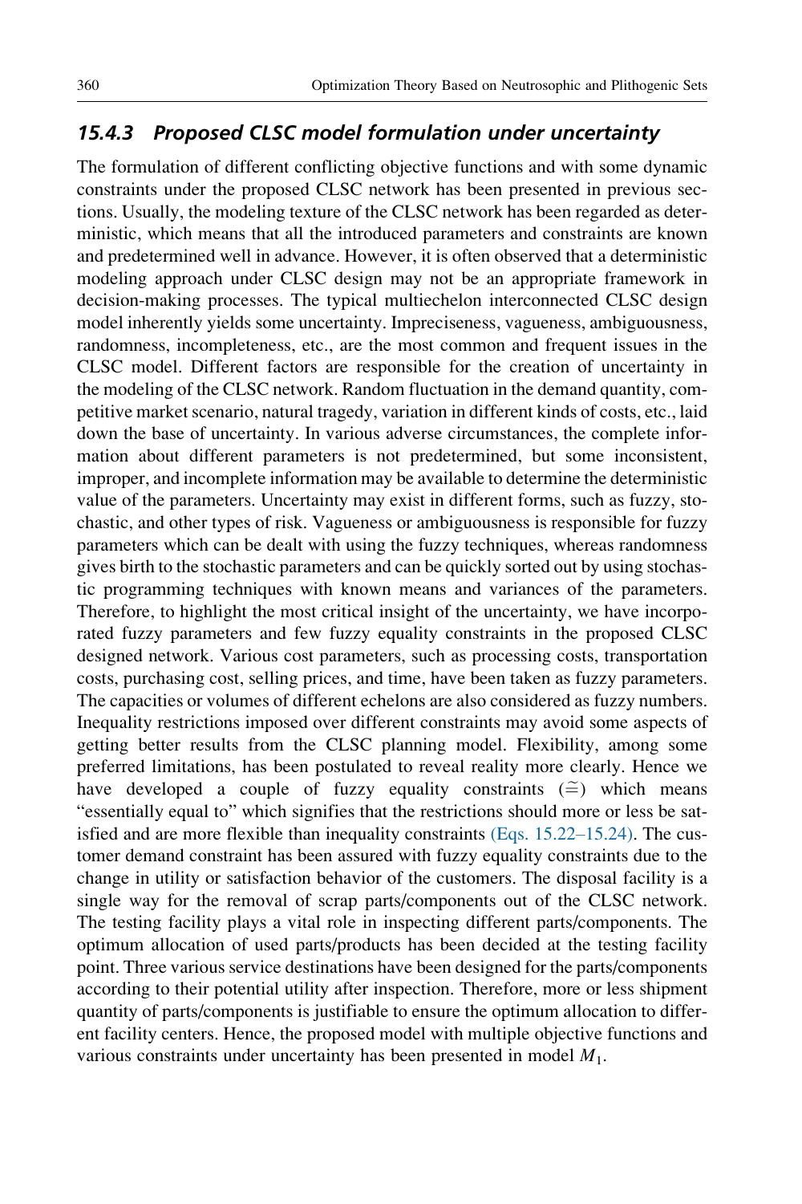### 15.4.3 Proposed CLSC model formulation under uncertainty

The formulation of different conflicting objective functions and with some dynamic constraints under the proposed CLSC network has been presented in previous sections. Usually, the modeling texture of the CLSC network has been regarded as deterministic, which means that all the introduced parameters and constraints are known and predetermined well in advance. However, it is often observed that a deterministic modeling approach under CLSC design may not be an appropriate framework in decision-making processes. The typical multiechelon interconnected CLSC design model inherently yields some uncertainty. Impreciseness, vagueness, ambiguousness, randomness, incompleteness, etc., are the most common and frequent issues in the CLSC model. Different factors are responsible for the creation of uncertainty in the modeling of the CLSC network. Random fluctuation in the demand quantity, competitive market scenario, natural tragedy, variation in different kinds of costs, etc., laid down the base of uncertainty. In various adverse circumstances, the complete information about different parameters is not predetermined, but some inconsistent, improper, and incomplete information may be available to determine the deterministic value of the parameters. Uncertainty may exist in different forms, such as fuzzy, stochastic, and other types of risk. Vagueness or ambiguousness is responsible for fuzzy parameters which can be dealt with using the fuzzy techniques, whereas randomness gives birth to the stochastic parameters and can be quickly sorted out by using stochastic programming techniques with known means and variances of the parameters. Therefore, to highlight the most critical insight of the uncertainty, we have incorporated fuzzy parameters and few fuzzy equality constraints in the proposed CLSC designed network. Various cost parameters, such as processing costs, transportation costs, purchasing cost, selling prices, and time, have been taken as fuzzy parameters. The capacities or volumes of different echelons are also considered as fuzzy numbers. Inequality restrictions imposed over different constraints may avoid some aspects of getting better results from the CLSC planning model. Flexibility, among some preferred limitations, has been postulated to reveal reality more clearly. Hence we have developed a couple of fuzzy equality constraints ($\tilde{=}$) which means "essentially equal to" which signifies that the restrictions should more or less be satisfied and are more flexible than inequality constraints (Eqs. 15.22–15.24). The customer demand constraint has been assured with fuzzy equality constraints due to the change in utility or satisfaction behavior of the customers. The disposal facility is a single way for the removal of scrap parts/components out of the CLSC network. The testing facility plays a vital role in inspecting different parts/components. The optimum allocation of used parts/products has been decided at the testing facility point. Three various service destinations have been designed for the parts/components according to their potential utility after inspection. Therefore, more or less shipment quantity of parts/components is justifiable to ensure the optimum allocation to different facility centers. Hence, the proposed model with multiple objective functions and various constraints under uncertainty has been presented in model $M_1$.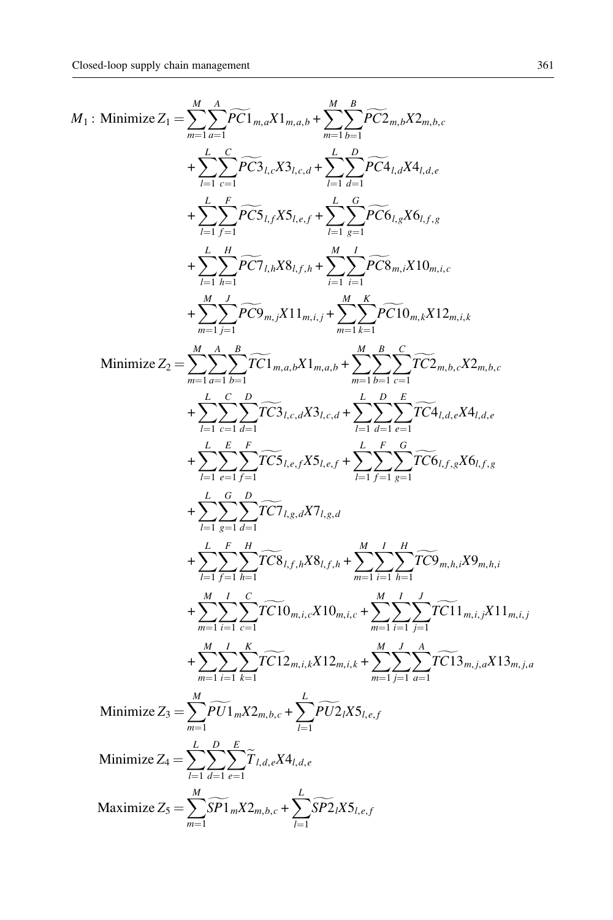$$
\begin{aligned}
M_1: \text{Minimize } Z_1 = & \sum_{m=1}^{M}\sum_{a=1}^{A}\widetilde{PC1}_{m,a}X1_{m,a,b} + \sum_{m=1}^{M}\sum_{b=1}^{B}\widetilde{PC2}_{m,b}X2_{m,b,c} \\
& + \sum_{l=1}^{L}\sum_{c=1}^{C}\widetilde{PC3}_{l,c}X3_{l,c,d} + \sum_{l=1}^{L}\sum_{d=1}^{D}\widetilde{PC4}_{l,d}X4_{l,d,e} \\
& + \sum_{l=1}^{L}\sum_{f=1}^{F}\widetilde{PC5}_{l,f}X5_{l,e,f} + \sum_{l=1}^{L}\sum_{g=1}^{G}\widetilde{PC6}_{l,g}X6_{l,f,g} \\
& + \sum_{l=1}^{L}\sum_{h=1}^{H}\widetilde{PC7}_{l,h}X8_{l,f,h} + \sum_{i=1}^{M}\sum_{i=1}^{I}\widetilde{PC8}_{m,i}X10_{m,i,c} \\
& + \sum_{m=1}^{M}\sum_{j=1}^{J}\widetilde{PC9}_{m,j}X11_{m,i,j} + \sum_{m=1}^{M}\sum_{k=1}^{K}\widetilde{PC10}_{m,k}X12_{m,i,k}
\end{aligned}
$$

$$
\begin{aligned}
\text{Minimize } Z_2 = & \sum_{m=1}^{M}\sum_{a=1}^{A}\sum_{b=1}^{B}\widetilde{TC1}_{m,a,b}X1_{m,a,b} + \sum_{m=1}^{M}\sum_{b=1}^{B}\sum_{c=1}^{C}\widetilde{TC2}_{m,b,c}X2_{m,b,c} \\
& + \sum_{l=1}^{L}\sum_{c=1}^{C}\sum_{d=1}^{D}\widetilde{TC3}_{l,c,d}X3_{l,c,d} + \sum_{l=1}^{L}\sum_{d=1}^{D}\sum_{e=1}^{E}\widetilde{TC4}_{l,d,e}X4_{l,d,e} \\
& + \sum_{l=1}^{L}\sum_{e=1}^{E}\sum_{f=1}^{F}\widetilde{TC5}_{l,e,f}X5_{l,e,f} + \sum_{l=1}^{L}\sum_{f=1}^{F}\sum_{g=1}^{G}\widetilde{TC6}_{l,f,g}X6_{l,f,g} \\
& + \sum_{l=1}^{L}\sum_{g=1}^{G}\sum_{d=1}^{D}\widetilde{TC7}_{l,g,d}X7_{l,g,d} \\
& + \sum_{l=1}^{L}\sum_{f=1}^{F}\sum_{h=1}^{H}\widetilde{TC8}_{l,f,h}X8_{l,f,h} + \sum_{m=1}^{M}\sum_{i=1}^{I}\sum_{h=1}^{H}\widetilde{TC9}_{m,h,i}X9_{m,h,i} \\
& + \sum_{m=1}^{M}\sum_{i=1}^{I}\sum_{c=1}^{C}\widetilde{TC10}_{m,i,c}X10_{m,i,c} + \sum_{m=1}^{M}\sum_{i=1}^{I}\sum_{j=1}^{J}\widetilde{TC11}_{m,i,j}X11_{m,i,j} \\
& + \sum_{m=1}^{M}\sum_{i=1}^{I}\sum_{k=1}^{K}\widetilde{TC12}_{m,i,k}X12_{m,i,k} + \sum_{m=1}^{M}\sum_{j=1}^{J}\sum_{a=1}^{A}\widetilde{TC13}_{m,j,a}X13_{m,j,a}
\end{aligned}
$$

$$
\text{Minimize } Z_3 = \sum_{m=1}^{M}\widetilde{PU1}_{m}X2_{m,b,c} + \sum_{l=1}^{L}\widetilde{PU2}_{l}X5_{l,e,f}
$$

$$
\text{Minimize } Z_4 = \sum_{l=1}^{L}\sum_{d=1}^{D}\sum_{e=1}^{E}\widetilde{T}_{l,d,e}X4_{l,d,e}
$$

$$
\text{Maximize } Z_5 = \sum_{m=1}^{M}\widetilde{SP1}_{m}X2_{m,b,c} + \sum_{l=1}^{L}\widetilde{SP2}_{l}X5_{l,e,f}
$$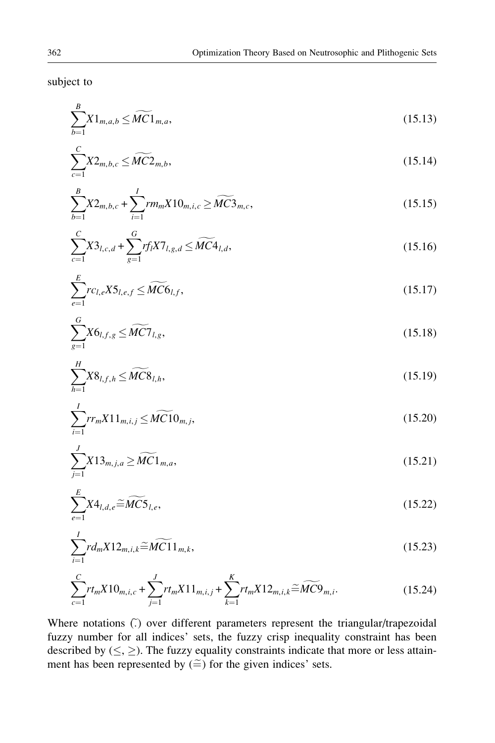subject to

$$\sum_{b=1}^{B} X1_{m,a,b} \leq \widetilde{MC1}_{m,a}, \tag{15.13}$$

$$\sum_{c=1}^{C} X2_{m,b,c} \leq \widetilde{MC2}_{m,b}, \tag{15.14}$$

$$\sum_{b=1}^{B} X2_{m,b,c} + \sum_{i=1}^{I} rm_m X10_{m,i,c} \geq \widetilde{MC3}_{m,c}, \tag{15.15}$$

$$\sum_{c=1}^{C} X3_{l,c,d} + \sum_{g=1}^{G} rf_l X7_{l,g,d} \leq \widetilde{MC4}_{l,d}, \tag{15.16}$$

$$\sum_{e=1}^{E} rc_{l,e} X5_{l,e,f} \leq \widetilde{MC6}_{l,f}, \tag{15.17}$$

$$\sum_{g=1}^{G} X6_{l,f,g} \leq \widetilde{MC7}_{l,g}, \tag{15.18}$$

$$\sum_{h=1}^{H} X8_{l,f,h} \leq \widetilde{MC8}_{l,h}, \tag{15.19}$$

$$\sum_{i=1}^{I} rr_m X11_{m,i,j} \leq \widetilde{MC10}_{m,j}, \tag{15.20}$$

$$\sum_{j=1}^{J} X13_{m,j,a} \geq \widetilde{MC1}_{m,a}, \tag{15.21}$$

$$\sum_{e=1}^{E} X4_{l,d,e} \widetilde{=} \widetilde{MC5}_{l,e}, \tag{15.22}$$

$$\sum_{i=1}^{I} rd_m X12_{m,i,k} \widetilde{=} \widetilde{MC11}_{m,k}, \tag{15.23}$$

$$\sum_{c=1}^{C} rt_m X10_{m,i,c} + \sum_{j=1}^{J} rt_m X11_{m,i,j} + \sum_{k=1}^{K} rt_m X12_{m,i,k} \widetilde{=} \widetilde{MC9}_{m,i}. \tag{15.24}$$

Where notations $(\widetilde{.})$ over different parameters represent the triangular/trapezoidal fuzzy number for all indices' sets, the fuzzy crisp inequality constraint has been described by $(\leq, \geq)$. The fuzzy equality constraints indicate that more or less attainment has been represented by $(\widetilde{=})$ for the given indices' sets.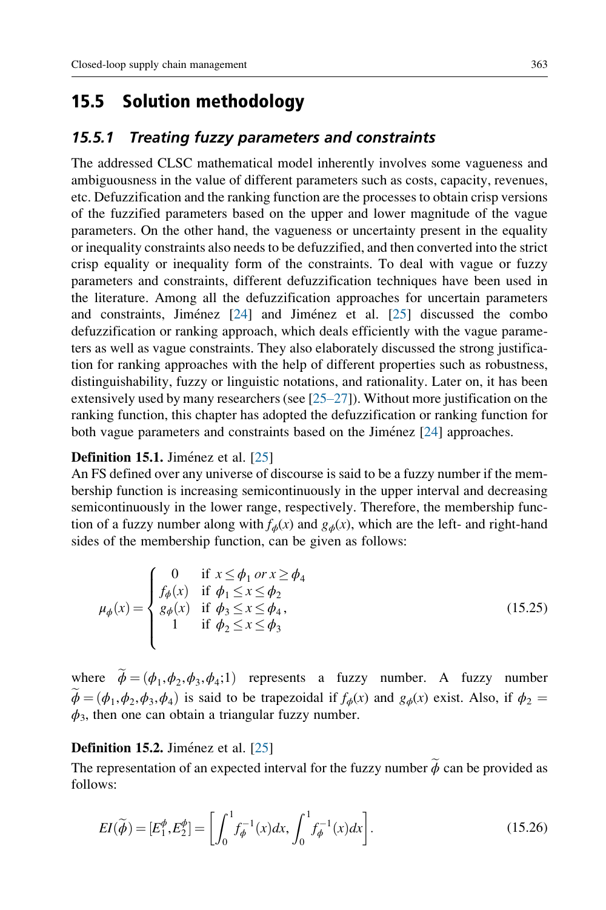## 15.5 Solution methodology

### 15.5.1 Treating fuzzy parameters and constraints

The addressed CLSC mathematical model inherently involves some vagueness and ambiguousness in the value of different parameters such as costs, capacity, revenues, etc. Defuzzification and the ranking function are the processes to obtain crisp versions of the fuzzified parameters based on the upper and lower magnitude of the vague parameters. On the other hand, the vagueness or uncertainty present in the equality or inequality constraints also needs to be defuzzified, and then converted into the strict crisp equality or inequality form of the constraints. To deal with vague or fuzzy parameters and constraints, different defuzzification techniques have been used in the literature. Among all the defuzzification approaches for uncertain parameters and constraints, Jiménez [24] and Jiménez et al. [25] discussed the combo defuzzification or ranking approach, which deals efficiently with the vague parameters as well as vague constraints. They also elaborately discussed the strong justification for ranking approaches with the help of different properties such as robustness, distinguishability, fuzzy or linguistic notations, and rationality. Later on, it has been extensively used by many researchers (see [25–27]). Without more justification on the ranking function, this chapter has adopted the defuzzification or ranking function for both vague parameters and constraints based on the Jiménez [24] approaches.

**Definition 15.1.** Jiménez et al. [25]
An FS defined over any universe of discourse is said to be a fuzzy number if the membership function is increasing semicontinuously in the upper interval and decreasing semicontinuously in the lower range, respectively. Therefore, the membership function of a fuzzy number along with $f_\phi(x)$ and $g_\phi(x)$, which are the left- and right-hand sides of the membership function, can be given as follows:

$$\mu_\phi(x) = \begin{cases} 0 & \text{if } x \le \phi_1 \text{ or } x \ge \phi_4 \\ f_\phi(x) & \text{if } \phi_1 \le x \le \phi_2 \\ g_\phi(x) & \text{if } \phi_3 \le x \le \phi_4, \\ 1 & \text{if } \phi_2 \le x \le \phi_3 \end{cases} \tag{15.25}$$

where $\widetilde{\phi} = (\phi_1, \phi_2, \phi_3, \phi_4; 1)$ represents a fuzzy number. A fuzzy number $\widetilde{\phi} = (\phi_1, \phi_2, \phi_3, \phi_4)$ is said to be trapezoidal if $f_\phi(x)$ and $g_\phi(x)$ exist. Also, if $\phi_2 = \phi_3$, then one can obtain a triangular fuzzy number.

**Definition 15.2.** Jiménez et al. [25]
The representation of an expected interval for the fuzzy number $\widetilde{\phi}$ can be provided as follows:

$$EI(\widetilde{\phi}) = [E_1^\phi, E_2^\phi] = \left[ \int_0^1 f_\phi^{-1}(x)dx, \int_0^1 f_\phi^{-1}(x)dx \right]. \tag{15.26}$$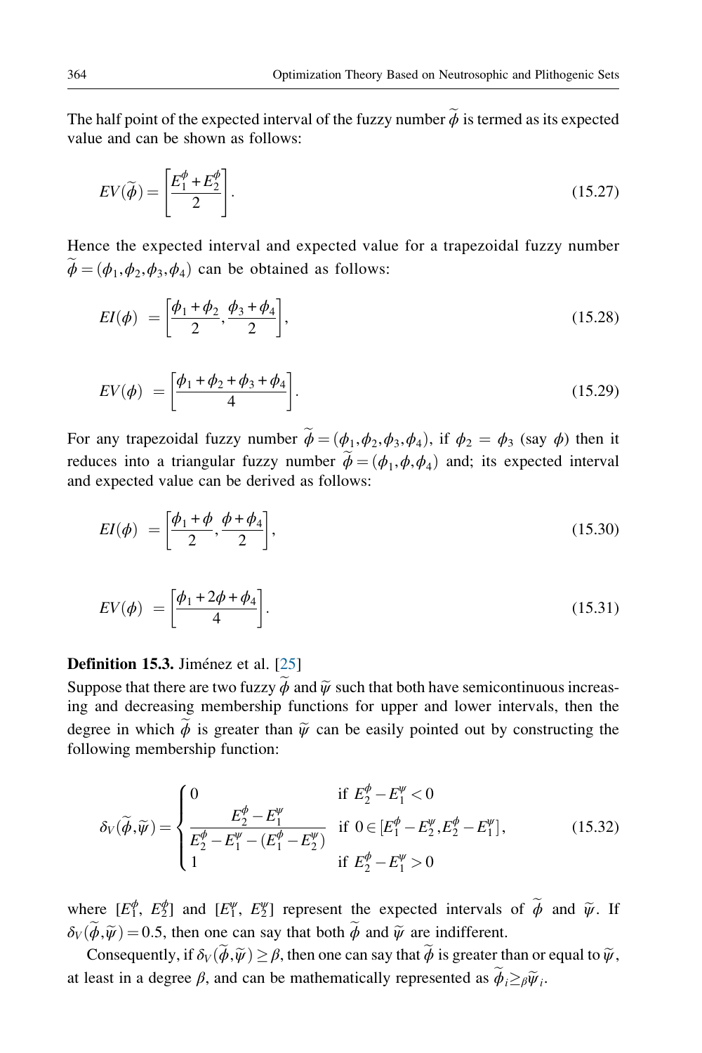The half point of the expected interval of the fuzzy number $\widetilde{\phi}$ is termed as its expected value and can be shown as follows:

$$EV(\widetilde{\phi}) = \left[\frac{E_1^{\phi} + E_2^{\phi}}{2}\right]. \tag{15.27}$$

Hence the expected interval and expected value for a trapezoidal fuzzy number $\widetilde{\phi} = (\phi_1, \phi_2, \phi_3, \phi_4)$ can be obtained as follows:

$$EI(\phi) \; = \left[\frac{\phi_1 + \phi_2}{2}, \frac{\phi_3 + \phi_4}{2}\right], \tag{15.28}$$

$$EV(\phi) \; = \left[\frac{\phi_1 + \phi_2 + \phi_3 + \phi_4}{4}\right]. \tag{15.29}$$

For any trapezoidal fuzzy number $\widetilde{\phi} = (\phi_1, \phi_2, \phi_3, \phi_4)$, if $\phi_2 = \phi_3$ (say $\phi$) then it reduces into a triangular fuzzy number $\widetilde{\phi} = (\phi_1, \phi, \phi_4)$ and; its expected interval and expected value can be derived as follows:

$$EI(\phi) \; = \left[\frac{\phi_1 + \phi}{2}, \frac{\phi + \phi_4}{2}\right], \tag{15.30}$$

$$EV(\phi) \; = \left[\frac{\phi_1 + 2\phi + \phi_4}{4}\right]. \tag{15.31}$$

**Definition 15.3.** Jiménez et al. [25]

Suppose that there are two fuzzy $\widetilde{\phi}$ and $\widetilde{\psi}$ such that both have semicontinuous increasing and decreasing membership functions for upper and lower intervals, then the degree in which $\widetilde{\phi}$ is greater than $\widetilde{\psi}$ can be easily pointed out by constructing the following membership function:

$$\delta_V(\widetilde{\phi}, \widetilde{\psi}) = \begin{cases} 0 & \text{if } E_2^{\phi} - E_1^{\psi} < 0 \\ \dfrac{E_2^{\phi} - E_1^{\psi}}{E_2^{\phi} - E_1^{\psi} - (E_1^{\phi} - E_2^{\psi})} & \text{if } 0 \in [E_1^{\phi} - E_2^{\psi}, E_2^{\phi} - E_1^{\psi}], \\ 1 & \text{if } E_2^{\phi} - E_1^{\psi} > 0 \end{cases} \tag{15.32}$$

where $[E_1^{\phi},\, E_2^{\phi}]$ and $[E_1^{\psi},\, E_2^{\psi}]$ represent the expected intervals of $\widetilde{\phi}$ and $\widetilde{\psi}$. If $\delta_V(\widetilde{\phi}, \widetilde{\psi}) = 0.5$, then one can say that both $\widetilde{\phi}$ and $\widetilde{\psi}$ are indifferent.

Consequently, if $\delta_V(\widetilde{\phi}, \widetilde{\psi}) \geq \beta$, then one can say that $\widetilde{\phi}$ is greater than or equal to $\widetilde{\psi}$, at least in a degree $\beta$, and can be mathematically represented as $\widetilde{\phi}_i \geq_{\beta} \widetilde{\psi}_i$.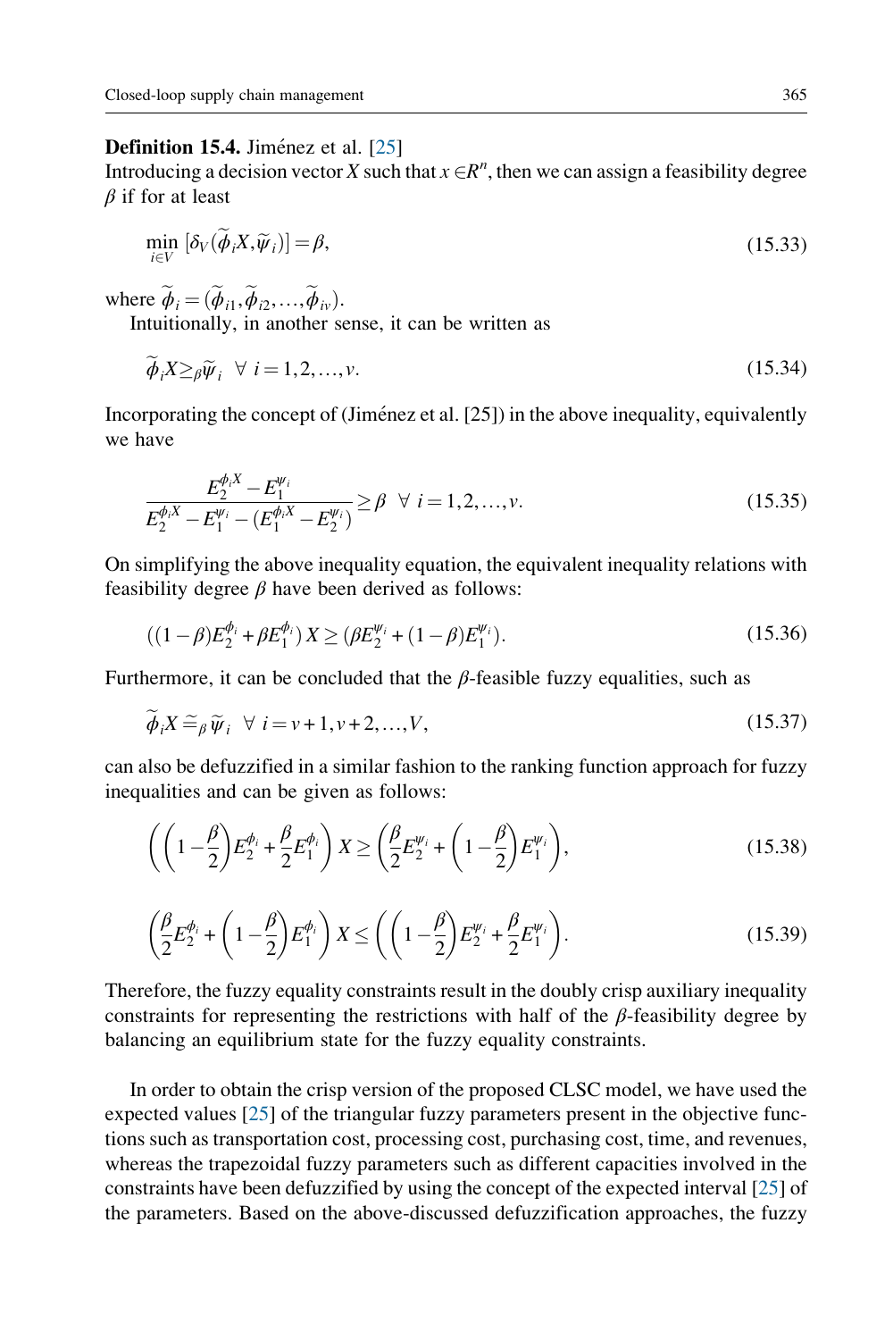**Definition 15.4.** Jiménez et al. [25]
Introducing a decision vector $X$ such that $x \in R^n$, then we can assign a feasibility degree $\beta$ if for at least

$$\min_{i \in V} [\delta_V(\widetilde{\phi}_i X, \widetilde{\psi}_i)] = \beta, \tag{15.33}$$

where $\widetilde{\phi}_i = (\widetilde{\phi}_{i1}, \widetilde{\phi}_{i2}, \ldots, \widetilde{\phi}_{iv})$.

Intuitionally, in another sense, it can be written as

$$\widetilde{\phi}_i X \geq_\beta \widetilde{\psi}_i \ \ \forall \ i = 1, 2, \ldots, v. \tag{15.34}$$

Incorporating the concept of (Jiménez et al. [25]) in the above inequality, equivalently we have

$$\frac{E_2^{\phi_i X} - E_1^{\psi_i}}{E_2^{\phi_i X} - E_1^{\psi_i} - (E_1^{\phi_i X} - E_2^{\psi_i})} \geq \beta \ \ \forall \ i = 1, 2, \ldots, v. \tag{15.35}$$

On simplifying the above inequality equation, the equivalent inequality relations with feasibility degree $\beta$ have been derived as follows:

$$((1-\beta)E_2^{\phi_i} + \beta E_1^{\phi_i})X \geq (\beta E_2^{\psi_i} + (1-\beta)E_1^{\psi_i}). \tag{15.36}$$

Furthermore, it can be concluded that the $\beta$-feasible fuzzy equalities, such as

$$\widetilde{\phi}_i X \cong_\beta \widetilde{\psi}_i \ \ \forall \ i = v+1, v+2, \ldots, V, \tag{15.37}$$

can also be defuzzified in a similar fashion to the ranking function approach for fuzzy inequalities and can be given as follows:

$$\left(\left(1 - \frac{\beta}{2}\right)E_2^{\phi_i} + \frac{\beta}{2}E_1^{\phi_i}\right)X \geq \left(\frac{\beta}{2}E_2^{\psi_i} + \left(1 - \frac{\beta}{2}\right)E_1^{\psi_i}\right), \tag{15.38}$$

$$\left(\frac{\beta}{2}E_2^{\phi_i} + \left(1 - \frac{\beta}{2}\right)E_1^{\phi_i}\right)X \leq \left(\left(1 - \frac{\beta}{2}\right)E_2^{\psi_i} + \frac{\beta}{2}E_1^{\psi_i}\right). \tag{15.39}$$

Therefore, the fuzzy equality constraints result in the doubly crisp auxiliary inequality constraints for representing the restrictions with half of the $\beta$-feasibility degree by balancing an equilibrium state for the fuzzy equality constraints.

In order to obtain the crisp version of the proposed CLSC model, we have used the expected values [25] of the triangular fuzzy parameters present in the objective functions such as transportation cost, processing cost, purchasing cost, time, and revenues, whereas the trapezoidal fuzzy parameters such as different capacities involved in the constraints have been defuzzified by using the concept of the expected interval [25] of the parameters. Based on the above-discussed defuzzification approaches, the fuzzy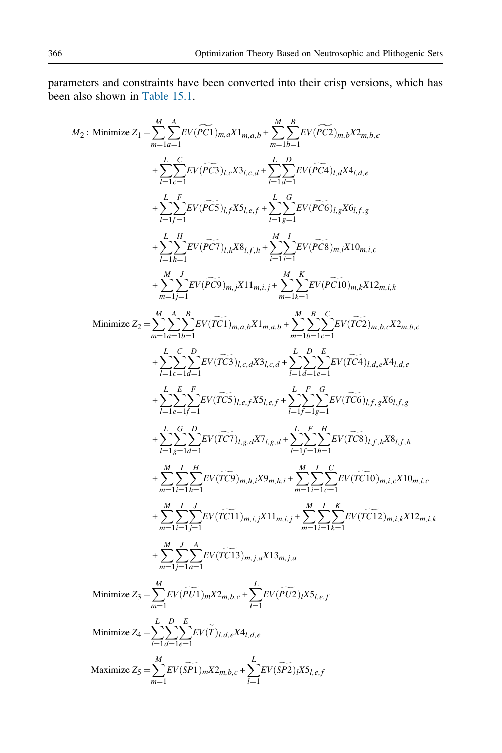parameters and constraints have been converted into their crisp versions, which has been also shown in Table 15.1.

$$
\begin{aligned}
M_2: \text{ Minimize } Z_1 = & \sum_{m=1}^{M}\sum_{a=1}^{A} EV(\widetilde{PC1})_{m,a} X1_{m,a,b} + \sum_{m=1}^{M}\sum_{b=1}^{B} EV(\widetilde{PC2})_{m,b} X2_{m,b,c} \\
& + \sum_{l=1}^{L}\sum_{c=1}^{C} EV(\widetilde{PC3})_{l,c} X3_{l,c,d} + \sum_{l=1}^{L}\sum_{d=1}^{D} EV(\widetilde{PC4})_{l,d} X4_{l,d,e} \\
& + \sum_{l=1}^{L}\sum_{f=1}^{F} EV(\widetilde{PC5})_{l,f} X5_{l,e,f} + \sum_{l=1}^{L}\sum_{g=1}^{G} EV(\widetilde{PC6})_{l,g} X6_{l,f,g} \\
& + \sum_{l=1}^{L}\sum_{h=1}^{H} EV(\widetilde{PC7})_{l,h} X8_{l,f,h} + \sum_{i=1}^{M}\sum_{i=1}^{I} EV(\widetilde{PC8})_{m,i} X10_{m,i,c} \\
& + \sum_{m=1}^{M}\sum_{j=1}^{J} EV(\widetilde{PC9})_{m,j} X11_{m,i,j} + \sum_{m=1}^{M}\sum_{k=1}^{K} EV(\widetilde{PC10})_{m,k} X12_{m,i,k}
\end{aligned}
$$

$$
\begin{aligned}
\text{Minimize } Z_2 = & \sum_{m=1}^{M}\sum_{a=1}^{A}\sum_{b=1}^{B} EV(\widetilde{TC1})_{m,a,b} X1_{m,a,b} + \sum_{m=1}^{M}\sum_{b=1}^{B}\sum_{c=1}^{C} EV(\widetilde{TC2})_{m,b,c} X2_{m,b,c} \\
& + \sum_{l=1}^{L}\sum_{c=1}^{C}\sum_{d=1}^{D} EV(\widetilde{TC3})_{l,c,d} X3_{l,c,d} + \sum_{l=1}^{L}\sum_{d=1}^{D}\sum_{e=1}^{E} EV(\widetilde{TC4})_{l,d,e} X4_{l,d,e} \\
& + \sum_{l=1}^{L}\sum_{e=1}^{E}\sum_{f=1}^{F} EV(\widetilde{TC5})_{l,e,f} X5_{l,e,f} + \sum_{l=1}^{L}\sum_{f=1}^{F}\sum_{g=1}^{G} EV(\widetilde{TC6})_{l,f,g} X6_{l,f,g} \\
& + \sum_{l=1}^{L}\sum_{g=1}^{G}\sum_{d=1}^{D} EV(\widetilde{TC7})_{l,g,d} X7_{l,g,d} + \sum_{l=1}^{L}\sum_{f=1}^{F}\sum_{h=1}^{H} EV(\widetilde{TC8})_{l,f,h} X8_{l,f,h} \\
& + \sum_{m=1}^{M}\sum_{i=1}^{I}\sum_{h=1}^{H} EV(\widetilde{TC9})_{m,h,i} X9_{m,h,i} + \sum_{m=1}^{M}\sum_{i=1}^{I}\sum_{c=1}^{C} EV(\widetilde{TC10})_{m,i,c} X10_{m,i,c} \\
& + \sum_{m=1}^{M}\sum_{i=1}^{I}\sum_{j=1}^{J} EV(\widetilde{TC11})_{m,i,j} X11_{m,i,j} + \sum_{m=1}^{M}\sum_{i=1}^{I}\sum_{k=1}^{K} EV(\widetilde{TC12})_{m,i,k} X12_{m,i,k} \\
& + \sum_{m=1}^{M}\sum_{j=1}^{J}\sum_{a=1}^{A} EV(\widetilde{TC13})_{m,j,a} X13_{m,j,a}
\end{aligned}
$$

$$
\text{Minimize } Z_3 = \sum_{m=1}^{M} EV(\widetilde{PU1})_m X2_{m,b,c} + \sum_{l=1}^{L} EV(\widetilde{PU2})_l X5_{l,e,f}
$$

$$
\text{Minimize } Z_4 = \sum_{l=1}^{L}\sum_{d=1}^{D}\sum_{e=1}^{E} EV(\widetilde{T})_{l,d,e} X4_{l,d,e}
$$

$$
\text{Maximize } Z_5 = \sum_{m=1}^{M} EV(\widetilde{SP1})_m X2_{m,b,c} + \sum_{l=1}^{L} EV(\widetilde{SP2})_l X5_{l,e,f}
$$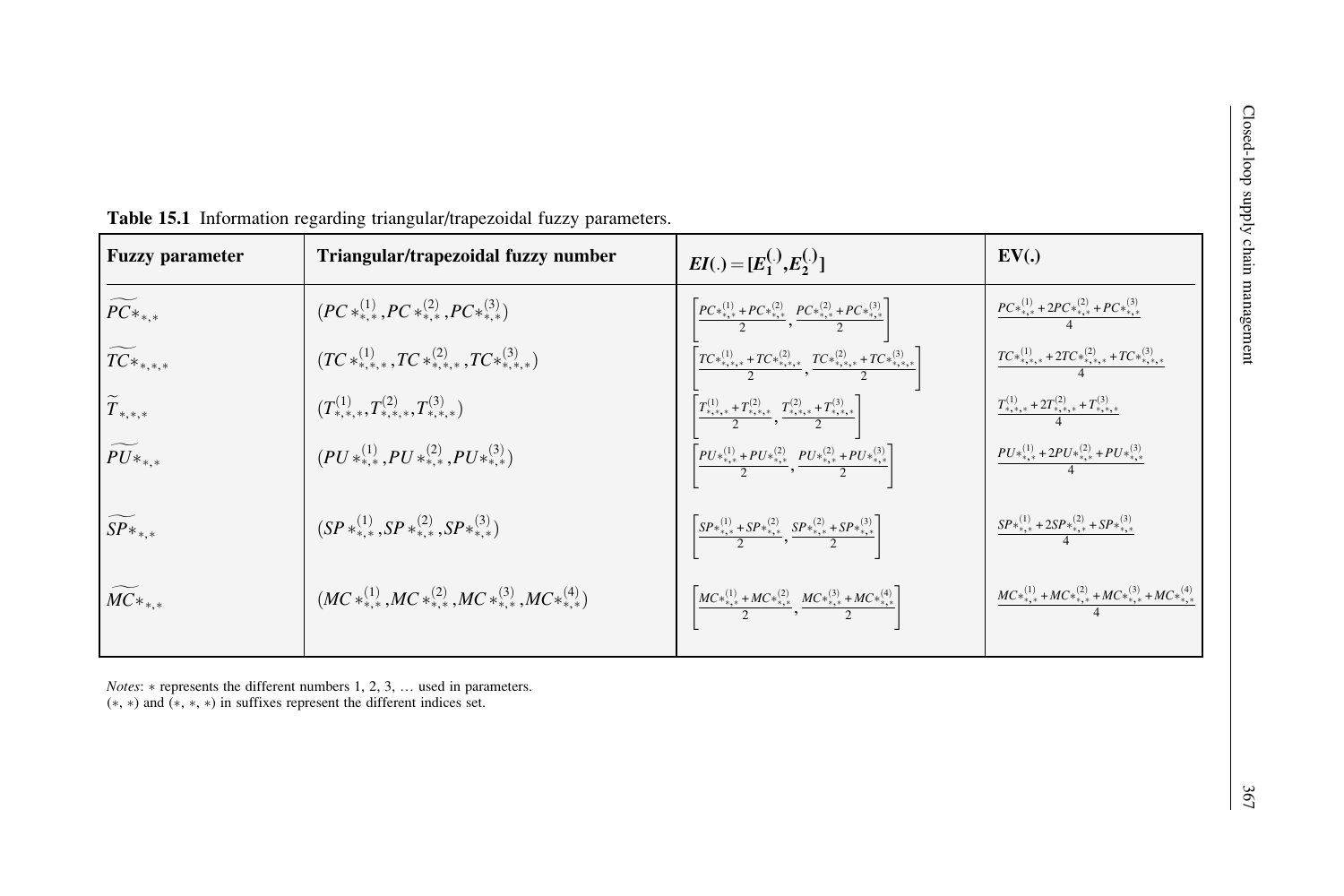**Table 15.1** Information regarding triangular/trapezoidal fuzzy parameters.

| Fuzzy parameter | Triangular/trapezoidal fuzzy number | $EI(.) = [E_1^{(.)}, E_2^{(.)}]$ | EV(.) |
|---|---|---|---|
| $\widetilde{PC*}_{*,*}$ | $(PC*_{*,*}^{(1)}, PC*_{*,*}^{(2)}, PC*_{*,*}^{(3)})$ | $\left[\frac{PC*_{*,*}^{(1)} + PC*_{*,*}^{(2)}}{2}, \frac{PC*_{*,*}^{(2)} + PC*_{*,*}^{(3)}}{2}\right]$ | $\frac{PC*_{*,*}^{(1)} + 2PC*_{*,*}^{(2)} + PC*_{*,*}^{(3)}}{4}$ |
| $\widetilde{TC*}_{*,*,*}$ | $(TC*_{*,*,*}^{(1)}, TC*_{*,*,*}^{(2)}, TC*_{*,*,*}^{(3)})$ | $\left[\frac{TC*_{*,*,*}^{(1)} + TC*_{*,*,*}^{(2)}}{2}, \frac{TC*_{*,*,*}^{(2)} + TC*_{*,*,*}^{(3)}}{2}\right]$ | $\frac{TC*_{*,*,*}^{(1)} + 2TC*_{*,*,*}^{(2)} + TC*_{*,*,*}^{(3)}}{4}$ |
| $\widetilde{T}_{*,*,*}$ | $(T_{*,*,*}^{(1)}, T_{*,*,*}^{(2)}, T_{*,*,*}^{(3)})$ | $\left[\frac{T_{*,*,*}^{(1)} + T_{*,*,*}^{(2)}}{2}, \frac{T_{*,*,*}^{(2)} + T_{*,*,*}^{(3)}}{2}\right]$ | $\frac{T_{*,*,*}^{(1)} + 2T_{*,*,*}^{(2)} + T_{*,*,*}^{(3)}}{4}$ |
| $\widetilde{PU*}_{*,*}$ | $(PU*_{*,*}^{(1)}, PU*_{*,*}^{(2)}, PU*_{*,*}^{(3)})$ | $\left[\frac{PU*_{*,*}^{(1)} + PU*_{*,*}^{(2)}}{2}, \frac{PU*_{*,*}^{(2)} + PU*_{*,*}^{(3)}}{2}\right]$ | $\frac{PU*_{*,*}^{(1)} + 2PU*_{*,*}^{(2)} + PU*_{*,*}^{(3)}}{4}$ |
| $\widetilde{SP*}_{*,*}$ | $(SP*_{*,*}^{(1)}, SP*_{*,*}^{(2)}, SP*_{*,*}^{(3)})$ | $\left[\frac{SP*_{*,*}^{(1)} + SP*_{*,*}^{(2)}}{2}, \frac{SP*_{*,*}^{(2)} + SP*_{*,*}^{(3)}}{2}\right]$ | $\frac{SP*_{*,*}^{(1)} + 2SP*_{*,*}^{(2)} + SP*_{*,*}^{(3)}}{4}$ |
| $\widetilde{MC*}_{*,*}$ | $(MC*_{*,*}^{(1)}, MC*_{*,*}^{(2)}, MC*_{*,*}^{(3)}, MC*_{*,*}^{(4)})$ | $\left[\frac{MC*_{*,*}^{(1)} + MC*_{*,*}^{(2)}}{2}, \frac{MC*_{*,*}^{(3)} + MC*_{*,*}^{(4)}}{2}\right]$ | $\frac{MC*_{*,*}^{(1)} + MC*_{*,*}^{(2)} + MC*_{*,*}^{(3)} + MC*_{*,*}^{(4)}}{4}$ |

*Notes*: $*$ represents the different numbers 1, 2, 3, … used in parameters.
$(*, *)$ and $(*, *, *)$ in suffixes represent the different indices set.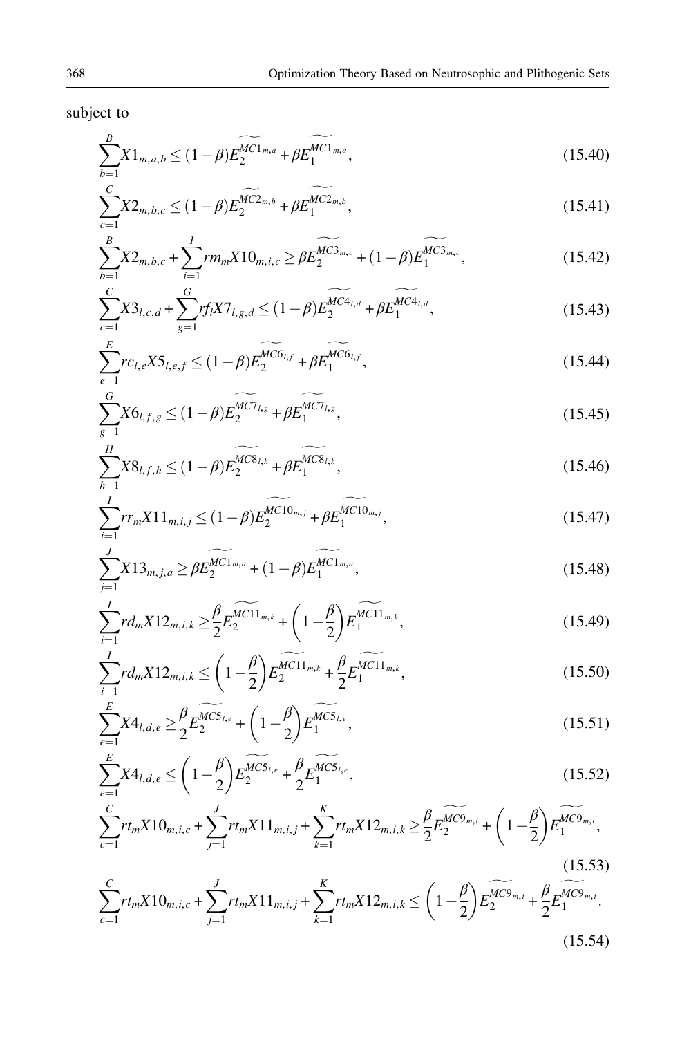subject to

$$\sum_{b=1}^{B} X1_{m,a,b} \leq (1-\beta)\widetilde{E_2^{MC1_{m,a}}} + \beta\widetilde{E_1^{MC1_{m,a}}}, \tag{15.40}$$

$$\sum_{c=1}^{C} X2_{m,b,c} \leq (1-\beta)\widetilde{E_2^{MC2_{m,b}}} + \beta\widetilde{E_1^{MC2_{m,b}}}, \tag{15.41}$$

$$\sum_{b=1}^{B} X2_{m,b,c} + \sum_{i=1}^{I} rm_m X10_{m,i,c} \geq \beta\widetilde{E_2^{MC3_{m,c}}} + (1-\beta)\widetilde{E_1^{MC3_{m,c}}}, \tag{15.42}$$

$$\sum_{c=1}^{C} X3_{l,c,d} + \sum_{g=1}^{G} rf_l X7_{l,g,d} \leq (1-\beta)\widetilde{E_2^{MC4_{l,d}}} + \beta\widetilde{E_1^{MC4_{l,d}}}, \tag{15.43}$$

$$\sum_{e=1}^{E} rc_{l,e} X5_{l,e,f} \leq (1-\beta)\widetilde{E_2^{MC6_{l,f}}} + \beta\widetilde{E_1^{MC6_{l,f}}}, \tag{15.44}$$

$$\sum_{g=1}^{G} X6_{l,f,g} \leq (1-\beta)\widetilde{E_2^{MC7_{l,g}}} + \beta\widetilde{E_1^{MC7_{l,g}}}, \tag{15.45}$$

$$\sum_{h=1}^{H} X8_{l,f,h} \leq (1-\beta)\widetilde{E_2^{MC8_{l,h}}} + \beta\widetilde{E_1^{MC8_{l,h}}}, \tag{15.46}$$

$$\sum_{i=1}^{I} rr_m X11_{m,i,j} \leq (1-\beta)\widetilde{E_2^{MC10_{m,j}}} + \beta\widetilde{E_1^{MC10_{m,j}}}, \tag{15.47}$$

$$\sum_{j=1}^{J} X13_{m,j,a} \geq \beta\widetilde{E_2^{MC1_{m,a}}} + (1-\beta)\widetilde{E_1^{MC1_{m,a}}}, \tag{15.48}$$

$$\sum_{i=1}^{I} rd_m X12_{m,i,k} \geq \frac{\beta}{2}\widetilde{E_2^{MC11_{m,k}}} + \left(1-\frac{\beta}{2}\right)\widetilde{E_1^{MC11_{m,k}}}, \tag{15.49}$$

$$\sum_{i=1}^{I} rd_m X12_{m,i,k} \leq \left(1-\frac{\beta}{2}\right)\widetilde{E_2^{MC11_{m,k}}} + \frac{\beta}{2}\widetilde{E_1^{MC11_{m,k}}}, \tag{15.50}$$

$$\sum_{e=1}^{E} X4_{l,d,e} \geq \frac{\beta}{2}\widetilde{E_2^{MC5_{l,e}}} + \left(1-\frac{\beta}{2}\right)\widetilde{E_1^{MC5_{l,e}}}, \tag{15.51}$$

$$\sum_{e=1}^{E} X4_{l,d,e} \leq \left(1-\frac{\beta}{2}\right)\widetilde{E_2^{MC5_{l,e}}} + \frac{\beta}{2}\widetilde{E_1^{MC5_{l,e}}}, \tag{15.52}$$

$$\sum_{c=1}^{C} rt_m X10_{m,i,c} + \sum_{j=1}^{J} rt_m X11_{m,i,j} + \sum_{k=1}^{K} rt_m X12_{m,i,k} \geq \frac{\beta}{2}\widetilde{E_2^{MC9_{m,i}}} + \left(1-\frac{\beta}{2}\right)\widetilde{E_1^{MC9_{m,i}}}, \tag{15.53}$$

$$\sum_{c=1}^{C} rt_m X10_{m,i,c} + \sum_{j=1}^{J} rt_m X11_{m,i,j} + \sum_{k=1}^{K} rt_m X12_{m,i,k} \leq \left(1-\frac{\beta}{2}\right)\widetilde{E_2^{MC9_{m,i}}} + \frac{\beta}{2}\widetilde{E_1^{MC9_{m,i}}}. \tag{15.54}$$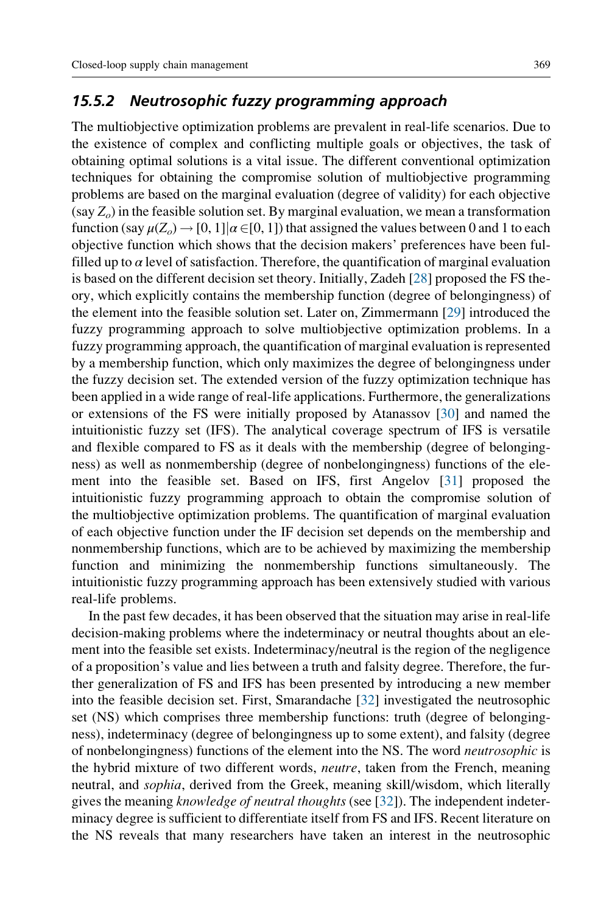### 15.5.2 Neutrosophic fuzzy programming approach

The multiobjective optimization problems are prevalent in real-life scenarios. Due to the existence of complex and conflicting multiple goals or objectives, the task of obtaining optimal solutions is a vital issue. The different conventional optimization techniques for obtaining the compromise solution of multiobjective programming problems are based on the marginal evaluation (degree of validity) for each objective (say $Z_o$) in the feasible solution set. By marginal evaluation, we mean a transformation function (say $\mu(Z_o) \rightarrow [0, 1] | \alpha \in [0, 1]$) that assigned the values between 0 and 1 to each objective function which shows that the decision makers' preferences have been fulfilled up to $\alpha$ level of satisfaction. Therefore, the quantification of marginal evaluation is based on the different decision set theory. Initially, Zadeh [28] proposed the FS theory, which explicitly contains the membership function (degree of belongingness) of the element into the feasible solution set. Later on, Zimmermann [29] introduced the fuzzy programming approach to solve multiobjective optimization problems. In a fuzzy programming approach, the quantification of marginal evaluation is represented by a membership function, which only maximizes the degree of belongingness under the fuzzy decision set. The extended version of the fuzzy optimization technique has been applied in a wide range of real-life applications. Furthermore, the generalizations or extensions of the FS were initially proposed by Atanassov [30] and named the intuitionistic fuzzy set (IFS). The analytical coverage spectrum of IFS is versatile and flexible compared to FS as it deals with the membership (degree of belongingness) as well as nonmembership (degree of nonbelongingness) functions of the element into the feasible set. Based on IFS, first Angelov [31] proposed the intuitionistic fuzzy programming approach to obtain the compromise solution of the multiobjective optimization problems. The quantification of marginal evaluation of each objective function under the IF decision set depends on the membership and nonmembership functions, which are to be achieved by maximizing the membership function and minimizing the nonmembership functions simultaneously. The intuitionistic fuzzy programming approach has been extensively studied with various real-life problems.

In the past few decades, it has been observed that the situation may arise in real-life decision-making problems where the indeterminacy or neutral thoughts about an element into the feasible set exists. Indeterminacy/neutral is the region of the negligence of a proposition's value and lies between a truth and falsity degree. Therefore, the further generalization of FS and IFS has been presented by introducing a new member into the feasible decision set. First, Smarandache [32] investigated the neutrosophic set (NS) which comprises three membership functions: truth (degree of belongingness), indeterminacy (degree of belongingness up to some extent), and falsity (degree of nonbelongingness) functions of the element into the NS. The word *neutrosophic* is the hybrid mixture of two different words, *neutre*, taken from the French, meaning neutral, and *sophia*, derived from the Greek, meaning skill/wisdom, which literally gives the meaning *knowledge of neutral thoughts* (see [32]). The independent indeterminacy degree is sufficient to differentiate itself from FS and IFS. Recent literature on the NS reveals that many researchers have taken an interest in the neutrosophic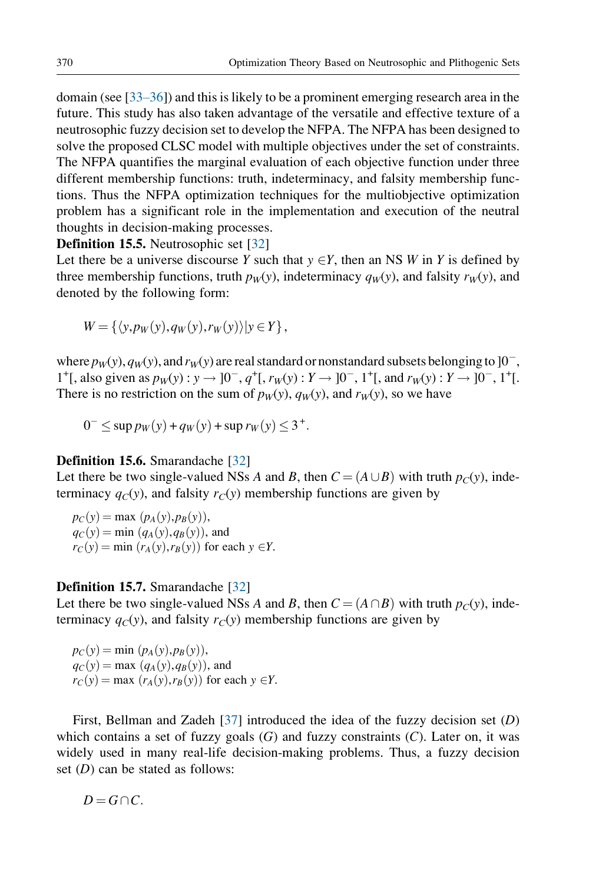domain (see [33–36]) and this is likely to be a prominent emerging research area in the future. This study has also taken advantage of the versatile and effective texture of a neutrosophic fuzzy decision set to develop the NFPA. The NFPA has been designed to solve the proposed CLSC model with multiple objectives under the set of constraints. The NFPA quantifies the marginal evaluation of each objective function under three different membership functions: truth, indeterminacy, and falsity membership functions. Thus the NFPA optimization techniques for the multiobjective optimization problem has a significant role in the implementation and execution of the neutral thoughts in decision-making processes.

**Definition 15.5.** Neutrosophic set [32]
Let there be a universe discourse $Y$ such that $y \in Y$, then an NS $W$ in $Y$ is defined by three membership functions, truth $p_W(y)$, indeterminacy $q_W(y)$, and falsity $r_W(y)$, and denoted by the following form:

$$W = \{\langle y, p_W(y), q_W(y), r_W(y)\rangle | y \in Y\},$$

where $p_W(y)$, $q_W(y)$, and $r_W(y)$ are real standard or nonstandard subsets belonging to $]0^-, 1^+[$, also given as $p_W(y): y \rightarrow ]0^-, q^+[$, $r_W(y): Y \rightarrow ]0^-, 1^+[$, and $r_W(y): Y \rightarrow ]0^-, 1^+[$. There is no restriction on the sum of $p_W(y)$, $q_W(y)$, and $r_W(y)$, so we have

$$0^- \leq \sup p_W(y) + q_W(y) + \sup r_W(y) \leq 3^+.$$

**Definition 15.6.** Smarandache [32]
Let there be two single-valued NSs $A$ and $B$, then $C = (A \cup B)$ with truth $p_C(y)$, indeterminacy $q_C(y)$, and falsity $r_C(y)$ membership functions are given by

$p_C(y) = \max\ (p_A(y), p_B(y))$,
$q_C(y) = \min\ (q_A(y), q_B(y))$, and
$r_C(y) = \min\ (r_A(y), r_B(y))$ for each $y \in Y$.

**Definition 15.7.** Smarandache [32]
Let there be two single-valued NSs $A$ and $B$, then $C = (A \cap B)$ with truth $p_C(y)$, indeterminacy $q_C(y)$, and falsity $r_C(y)$ membership functions are given by

$p_C(y) = \min\ (p_A(y), p_B(y))$,
$q_C(y) = \max\ (q_A(y), q_B(y))$, and
$r_C(y) = \max\ (r_A(y), r_B(y))$ for each $y \in Y$.

First, Bellman and Zadeh [37] introduced the idea of the fuzzy decision set ($D$) which contains a set of fuzzy goals ($G$) and fuzzy constraints ($C$). Later on, it was widely used in many real-life decision-making problems. Thus, a fuzzy decision set ($D$) can be stated as follows:

$$D = G \cap C.$$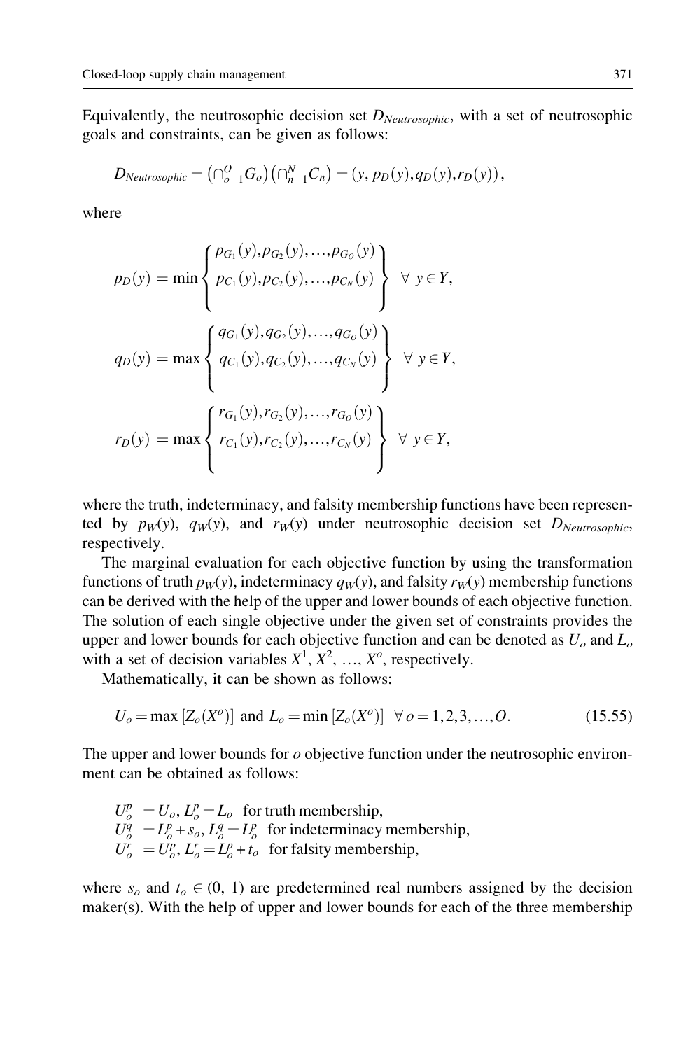Equivalently, the neutrosophic decision set $D_{Neutrosophic}$, with a set of neutrosophic goals and constraints, can be given as follows:

$$D_{Neutrosophic} = \left(\cap_{o=1}^{O} G_o\right)\left(\cap_{n=1}^{N} C_n\right) = (y, p_D(y), q_D(y), r_D(y)),$$

where

$$p_D(y) = \min \left\{ \begin{array}{c} p_{G_1}(y), p_{G_2}(y), \ldots, p_{G_O}(y) \\ p_{C_1}(y), p_{C_2}(y), \ldots, p_{C_N}(y) \end{array} \right\} \quad \forall \; y \in Y,$$

$$q_D(y) = \max \left\{ \begin{array}{c} q_{G_1}(y), q_{G_2}(y), \ldots, q_{G_O}(y) \\ q_{C_1}(y), q_{C_2}(y), \ldots, q_{C_N}(y) \end{array} \right\} \quad \forall \; y \in Y,$$

$$r_D(y) = \max \left\{ \begin{array}{c} r_{G_1}(y), r_{G_2}(y), \ldots, r_{G_O}(y) \\ r_{C_1}(y), r_{C_2}(y), \ldots, r_{C_N}(y) \end{array} \right\} \quad \forall \; y \in Y,$$

where the truth, indeterminacy, and falsity membership functions have been represented by $p_W(y)$, $q_W(y)$, and $r_W(y)$ under neutrosophic decision set $D_{Neutrosophic}$, respectively.

The marginal evaluation for each objective function by using the transformation functions of truth $p_W(y)$, indeterminacy $q_W(y)$, and falsity $r_W(y)$ membership functions can be derived with the help of the upper and lower bounds of each objective function. The solution of each single objective under the given set of constraints provides the upper and lower bounds for each objective function and can be denoted as $U_o$ and $L_o$ with a set of decision variables $X^1, X^2, \ldots, X^o$, respectively.

Mathematically, it can be shown as follows:

$$U_o = \max\left[Z_o(X^o)\right] \text{ and } L_o = \min\left[Z_o(X^o)\right] \quad \forall \; o = 1, 2, 3, \ldots, O. \tag{15.55}$$

The upper and lower bounds for $o$ objective function under the neutrosophic environment can be obtained as follows:

$U_o^p = U_o, L_o^p = L_o$ for truth membership,
$U_o^q = L_o^p + s_o, L_o^q = L_o^p$ for indeterminacy membership,
$U_o^r = U_o^p, L_o^r = L_o^p + t_o$ for falsity membership,

where $s_o$ and $t_o \in (0, 1)$ are predetermined real numbers assigned by the decision maker(s). With the help of upper and lower bounds for each of the three membership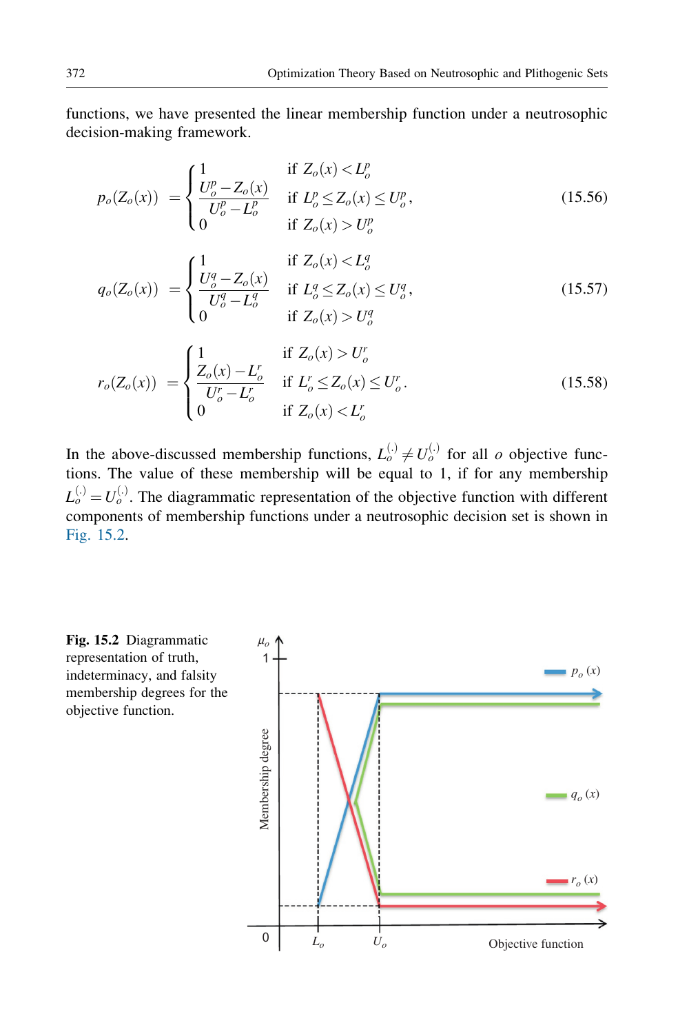functions, we have presented the linear membership function under a neutrosophic decision-making framework.

$$p_o(Z_o(x)) = \begin{cases} 1 & \text{if } Z_o(x) < L_o^p \\ \dfrac{U_o^p - Z_o(x)}{U_o^p - L_o^p} & \text{if } L_o^p \le Z_o(x) \le U_o^p, \\ 0 & \text{if } Z_o(x) > U_o^p \end{cases} \tag{15.56}$$

$$q_o(Z_o(x)) = \begin{cases} 1 & \text{if } Z_o(x) < L_o^q \\ \dfrac{U_o^q - Z_o(x)}{U_o^q - L_o^q} & \text{if } L_o^q \le Z_o(x) \le U_o^q, \\ 0 & \text{if } Z_o(x) > U_o^q \end{cases} \tag{15.57}$$

$$r_o(Z_o(x)) = \begin{cases} 1 & \text{if } Z_o(x) > U_o^r \\ \dfrac{Z_o(x) - L_o^r}{U_o^r - L_o^r} & \text{if } L_o^r \le Z_o(x) \le U_o^r. \\ 0 & \text{if } Z_o(x) < L_o^r \end{cases} \tag{15.58}$$

In the above-discussed membership functions, $L_o^{(.)} \neq U_o^{(.)}$ for all $o$ objective functions. The value of these membership will be equal to 1, if for any membership $L_o^{(.)} = U_o^{(.)}$. The diagrammatic representation of the objective function with different components of membership functions under a neutrosophic decision set is shown in Fig. 15.2.

**Fig. 15.2** Diagrammatic representation of truth, indeterminacy, and falsity membership degrees for the objective function.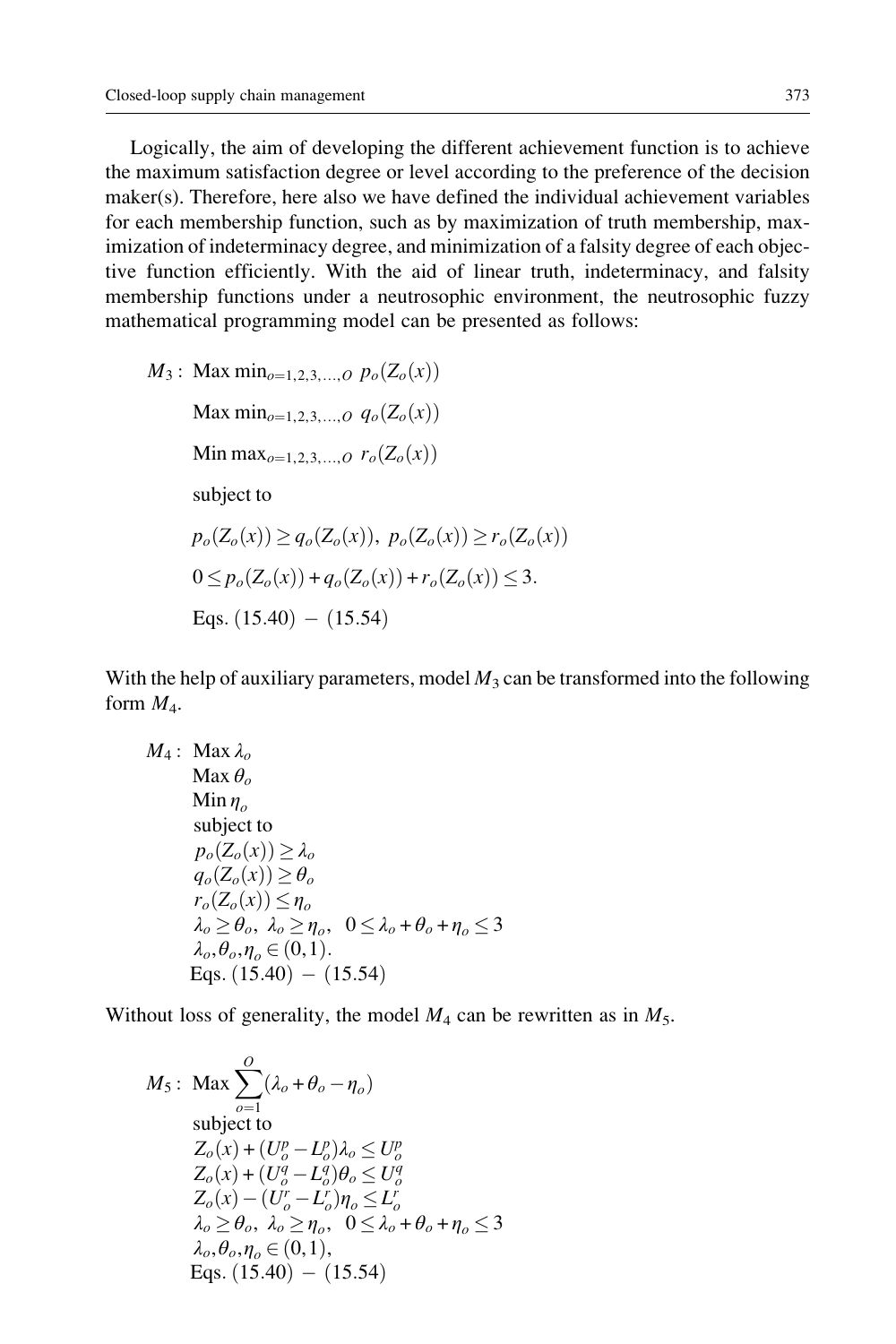Logically, the aim of developing the different achievement function is to achieve the maximum satisfaction degree or level according to the preference of the decision maker(s). Therefore, here also we have defined the individual achievement variables for each membership function, such as by maximization of truth membership, maximization of indeterminacy degree, and minimization of a falsity degree of each objective function efficiently. With the aid of linear truth, indeterminacy, and falsity membership functions under a neutrosophic environment, the neutrosophic fuzzy mathematical programming model can be presented as follows:

$$
\begin{aligned}
M_3: \ & \text{Max} \min_{o=1,2,3,\ldots,O} \ p_o(Z_o(x)) \\
& \text{Max} \min_{o=1,2,3,\ldots,O} \ q_o(Z_o(x)) \\
& \text{Min} \max_{o=1,2,3,\ldots,O} \ r_o(Z_o(x)) \\
& \text{subject to} \\
& p_o(Z_o(x)) \geq q_o(Z_o(x)), \ p_o(Z_o(x)) \geq r_o(Z_o(x)) \\
& 0 \leq p_o(Z_o(x)) + q_o(Z_o(x)) + r_o(Z_o(x)) \leq 3. \\
& \text{Eqs. } (15.40) - (15.54)
\end{aligned}
$$

With the help of auxiliary parameters, model $M_3$ can be transformed into the following form $M_4$.

$$
\begin{aligned}
M_4: \ & \text{Max } \lambda_o \\
& \text{Max } \theta_o \\
& \text{Min } \eta_o \\
& \text{subject to} \\
& p_o(Z_o(x)) \geq \lambda_o \\
& q_o(Z_o(x)) \geq \theta_o \\
& r_o(Z_o(x)) \leq \eta_o \\
& \lambda_o \geq \theta_o, \ \lambda_o \geq \eta_o, \ \ 0 \leq \lambda_o + \theta_o + \eta_o \leq 3 \\
& \lambda_o, \theta_o, \eta_o \in (0,1). \\
& \text{Eqs. } (15.40) - (15.54)
\end{aligned}
$$

Without loss of generality, the model $M_4$ can be rewritten as in $M_5$.

$$
\begin{aligned}
M_5: \ & \text{Max} \sum_{o=1}^{O} (\lambda_o + \theta_o - \eta_o) \\
& \text{subject to} \\
& Z_o(x) + (U_o^p - L_o^p)\lambda_o \leq U_o^p \\
& Z_o(x) + (U_o^q - L_o^q)\theta_o \leq U_o^q \\
& Z_o(x) - (U_o^r - L_o^r)\eta_o \leq L_o^r \\
& \lambda_o \geq \theta_o, \ \lambda_o \geq \eta_o, \ \ 0 \leq \lambda_o + \theta_o + \eta_o \leq 3 \\
& \lambda_o, \theta_o, \eta_o \in (0,1), \\
& \text{Eqs. } (15.40) - (15.54)
\end{aligned}
$$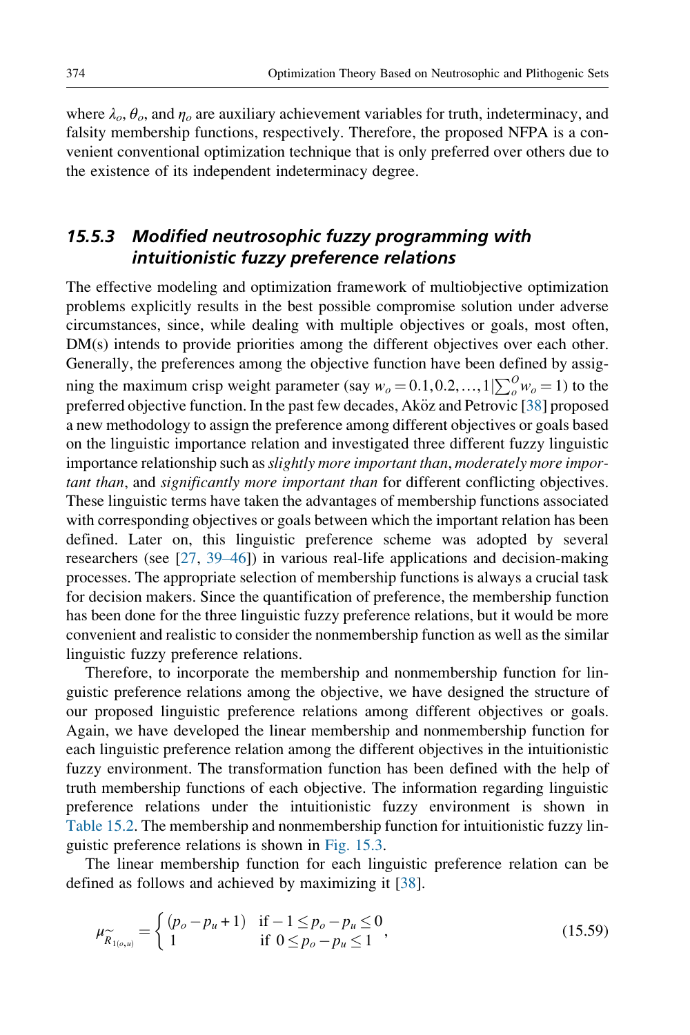where $\lambda_o$, $\theta_o$, and $\eta_o$ are auxiliary achievement variables for truth, indeterminacy, and falsity membership functions, respectively. Therefore, the proposed NFPA is a convenient conventional optimization technique that is only preferred over others due to the existence of its independent indeterminacy degree.

### *15.5.3 Modified neutrosophic fuzzy programming with intuitionistic fuzzy preference relations*

The effective modeling and optimization framework of multiobjective optimization problems explicitly results in the best possible compromise solution under adverse circumstances, since, while dealing with multiple objectives or goals, most often, DM(s) intends to provide priorities among the different objectives over each other. Generally, the preferences among the objective function have been defined by assigning the maximum crisp weight parameter (say $w_o = 0.1, 0.2, \ldots, 1 | \sum_o^O w_o = 1$) to the preferred objective function. In the past few decades, Aköz and Petrovic [38] proposed a new methodology to assign the preference among different objectives or goals based on the linguistic importance relation and investigated three different fuzzy linguistic importance relationship such as *slightly more important than*, *moderately more important than*, and *significantly more important than* for different conflicting objectives. These linguistic terms have taken the advantages of membership functions associated with corresponding objectives or goals between which the important relation has been defined. Later on, this linguistic preference scheme was adopted by several researchers (see [27, 39–46]) in various real-life applications and decision-making processes. The appropriate selection of membership functions is always a crucial task for decision makers. Since the quantification of preference, the membership function has been done for the three linguistic fuzzy preference relations, but it would be more convenient and realistic to consider the nonmembership function as well as the similar linguistic fuzzy preference relations.

Therefore, to incorporate the membership and nonmembership function for linguistic preference relations among the objective, we have designed the structure of our proposed linguistic preference relations among different objectives or goals. Again, we have developed the linear membership and nonmembership function for each linguistic preference relation among the different objectives in the intuitionistic fuzzy environment. The transformation function has been defined with the help of truth membership functions of each objective. The information regarding linguistic preference relations under the intuitionistic fuzzy environment is shown in Table 15.2. The membership and nonmembership function for intuitionistic fuzzy linguistic preference relations is shown in Fig. 15.3.

The linear membership function for each linguistic preference relation can be defined as follows and achieved by maximizing it [38].

$$\mu_{\widetilde{R}_{1(o,u)}} = \begin{cases} (p_o - p_u + 1) & \text{if } -1 \leq p_o - p_u \leq 0 \\ 1 & \text{if } 0 \leq p_o - p_u \leq 1 \end{cases}, \tag{15.59}$$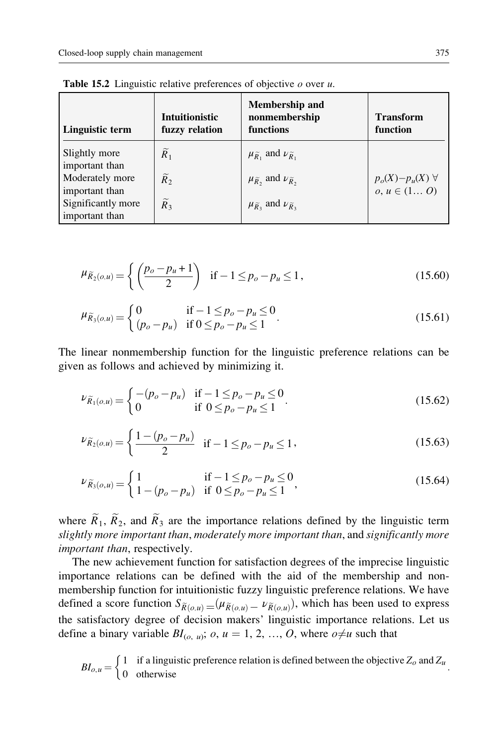**Table 15.2** Linguistic relative preferences of objective $o$ over $u$.

| Linguistic term | Intuitionistic fuzzy relation | Membership and nonmembership functions | Transform function |
|---|---|---|---|
| Slightly more important than | $\widetilde{R}_1$ | $\mu_{\widetilde{R}_1}$ and $\nu_{\widetilde{R}_1}$ | |
| Moderately more important than | $\widetilde{R}_2$ | $\mu_{\widetilde{R}_2}$ and $\nu_{\widetilde{R}_2}$ | $p_o(X)-p_u(X)\ \forall\ o, u \in (1\ldots O)$ |
| Significantly more important than | $\widetilde{R}_3$ | $\mu_{\widetilde{R}_3}$ and $\nu_{\widetilde{R}_3}$ | |

$$\mu_{\widetilde{R}_2(o,u)} = \left\{ \left( \frac{p_o - p_u + 1}{2} \right) \quad \text{if} -1 \le p_o - p_u \le 1, \right. \tag{15.60}$$

$$\mu_{\widetilde{R}_3(o,u)} = \begin{cases} 0 & \text{if} -1 \le p_o - p_u \le 0 \\ (p_o - p_u) & \text{if } 0 \le p_o - p_u \le 1 \end{cases}. \tag{15.61}$$

The linear nonmembership function for the linguistic preference relations can be given as follows and achieved by minimizing it.

$$\nu_{\widetilde{R}_1(o,u)} = \begin{cases} -(p_o - p_u) & \text{if} -1 \le p_o - p_u \le 0 \\ 0 & \text{if } 0 \le p_o - p_u \le 1 \end{cases}. \tag{15.62}$$

$$\nu_{\widetilde{R}_2(o,u)} = \left\{ \frac{1 - (p_o - p_u)}{2} \quad \text{if} -1 \le p_o - p_u \le 1, \right. \tag{15.63}$$

$$\nu_{\widetilde{R}_3(o,u)} = \begin{cases} 1 & \text{if} -1 \le p_o - p_u \le 0 \\ 1 - (p_o - p_u) & \text{if } 0 \le p_o - p_u \le 1 \end{cases}, \tag{15.64}$$

where $\widetilde{R}_1$, $\widetilde{R}_2$, and $\widetilde{R}_3$ are the importance relations defined by the linguistic term *slightly more important than*, *moderately more important than*, and *significantly more important than*, respectively.

The new achievement function for satisfaction degrees of the imprecise linguistic importance relations can be defined with the aid of the membership and nonmembership function for intuitionistic fuzzy linguistic preference relations. We have defined a score function $S_{\widetilde{R}(o,u)} = (\mu_{\widetilde{R}(o,u)} - \nu_{\widetilde{R}(o,u)})$, which has been used to express the satisfactory degree of decision makers' linguistic importance relations. Let us define a binary variable $BI_{(o,\ u)}$; $o$, $u = 1, 2, \ldots, O$, where $o \neq u$ such that

$$BI_{o,u} = \begin{cases} 1 & \text{if a linguistic preference relation is defined between the objective } Z_o \text{ and } Z_u \\ 0 & \text{otherwise} \end{cases}.$$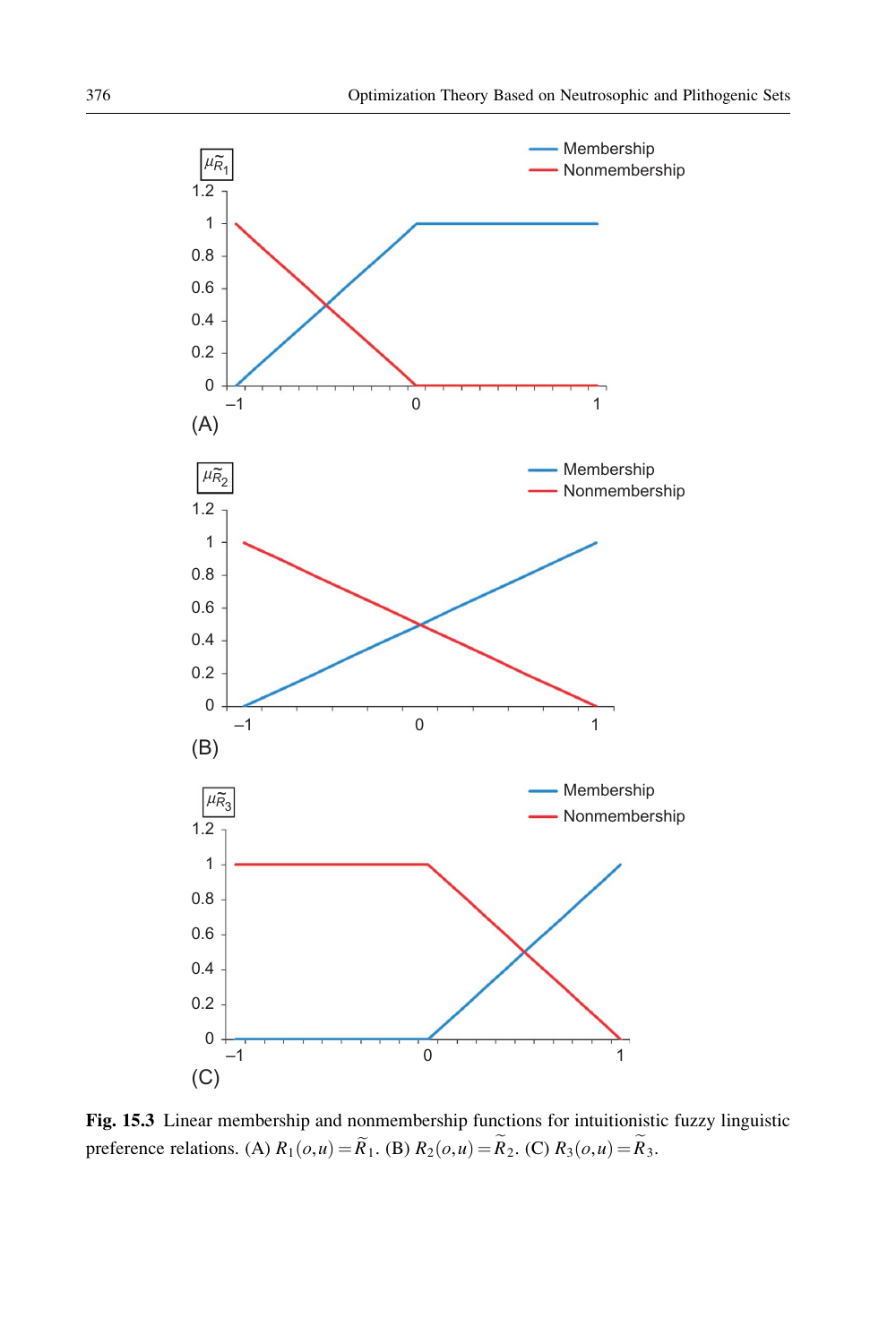**Fig. 15.3** Linear membership and nonmembership functions for intuitionistic fuzzy linguistic preference relations. (A) $R_1(o,u) = \widetilde{R}_1$. (B) $R_2(o,u) = \widetilde{R}_2$. (C) $R_3(o,u) = \widetilde{R}_3$.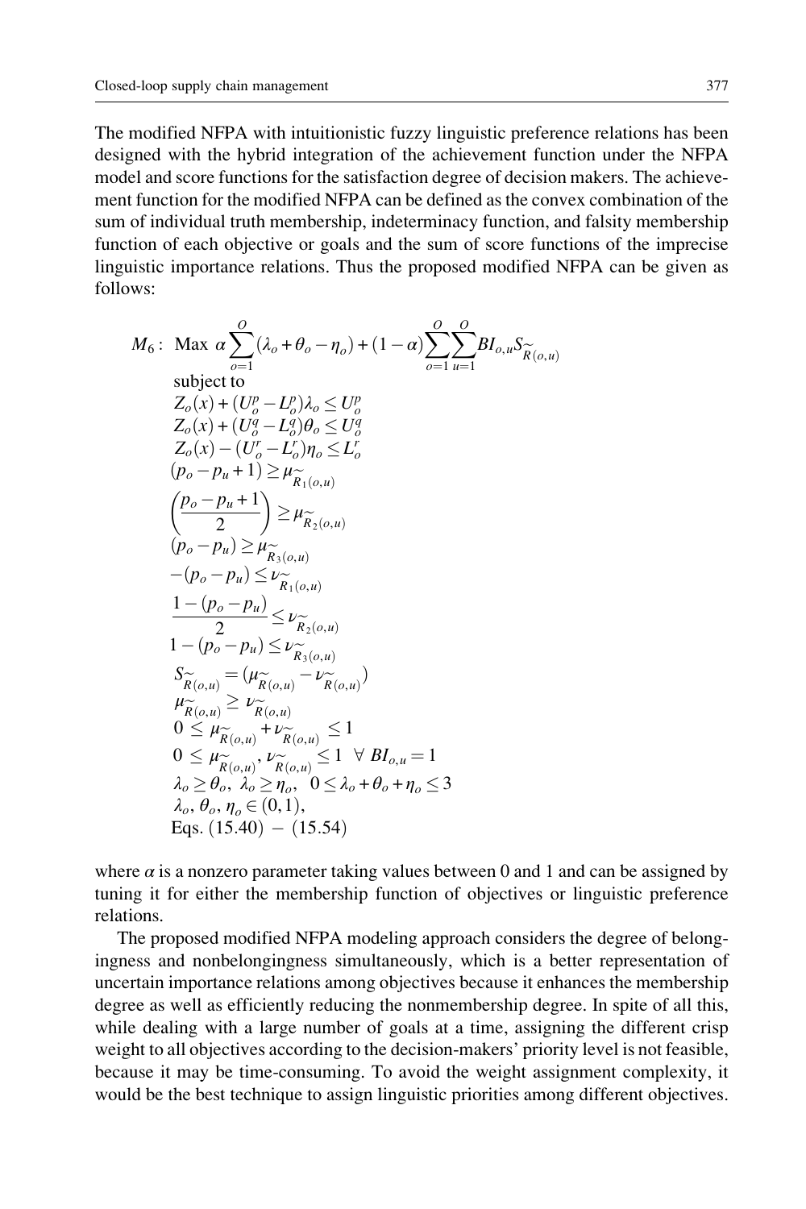The modified NFPA with intuitionistic fuzzy linguistic preference relations has been designed with the hybrid integration of the achievement function under the NFPA model and score functions for the satisfaction degree of decision makers. The achievement function for the modified NFPA can be defined as the convex combination of the sum of individual truth membership, indeterminacy function, and falsity membership function of each objective or goals and the sum of score functions of the imprecise linguistic importance relations. Thus the proposed modified NFPA can be given as follows:

$$
\begin{aligned}
M_6:\ & \text{Max } \alpha \sum_{o=1}^{O} (\lambda_o + \theta_o - \eta_o) + (1-\alpha) \sum_{o=1}^{O} \sum_{u=1}^{O} BI_{o,u} S_{\widetilde{R}(o,u)} \\
& \text{subject to} \\
& Z_o(x) + (U_o^p - L_o^p)\lambda_o \leq U_o^p \\
& Z_o(x) + (U_o^q - L_o^q)\theta_o \leq U_o^q \\
& Z_o(x) - (U_o^r - L_o^r)\eta_o \leq L_o^r \\
& (p_o - p_u + 1) \geq \mu_{\widetilde{R}_1(o,u)} \\
& \left(\frac{p_o - p_u + 1}{2}\right) \geq \mu_{\widetilde{R}_2(o,u)} \\
& (p_o - p_u) \geq \mu_{\widetilde{R}_3(o,u)} \\
& -(p_o - p_u) \leq \nu_{\widetilde{R}_1(o,u)} \\
& \frac{1 - (p_o - p_u)}{2} \leq \nu_{\widetilde{R}_2(o,u)} \\
& 1 - (p_o - p_u) \leq \nu_{\widetilde{R}_3(o,u)} \\
& S_{\widetilde{R}(o,u)} = (\mu_{\widetilde{R}(o,u)} - \nu_{\widetilde{R}(o,u)}) \\
& \mu_{\widetilde{R}(o,u)} \geq \nu_{\widetilde{R}(o,u)} \\
& 0 \leq \mu_{\widetilde{R}(o,u)} + \nu_{\widetilde{R}(o,u)} \leq 1 \\
& 0 \leq \mu_{\widetilde{R}(o,u)}, \nu_{\widetilde{R}(o,u)} \leq 1 \ \ \forall\ BI_{o,u} = 1 \\
& \lambda_o \geq \theta_o,\ \lambda_o \geq \eta_o,\ \ 0 \leq \lambda_o + \theta_o + \eta_o \leq 3 \\
& \lambda_o, \theta_o, \eta_o \in (0,1), \\
& \text{Eqs. } (15.40) - (15.54)
\end{aligned}
$$

where $\alpha$ is a nonzero parameter taking values between 0 and 1 and can be assigned by tuning it for either the membership function of objectives or linguistic preference relations.

The proposed modified NFPA modeling approach considers the degree of belongingness and nonbelongingness simultaneously, which is a better representation of uncertain importance relations among objectives because it enhances the membership degree as well as efficiently reducing the nonmembership degree. In spite of all this, while dealing with a large number of goals at a time, assigning the different crisp weight to all objectives according to the decision-makers' priority level is not feasible, because it may be time-consuming. To avoid the weight assignment complexity, it would be the best technique to assign linguistic priorities among different objectives.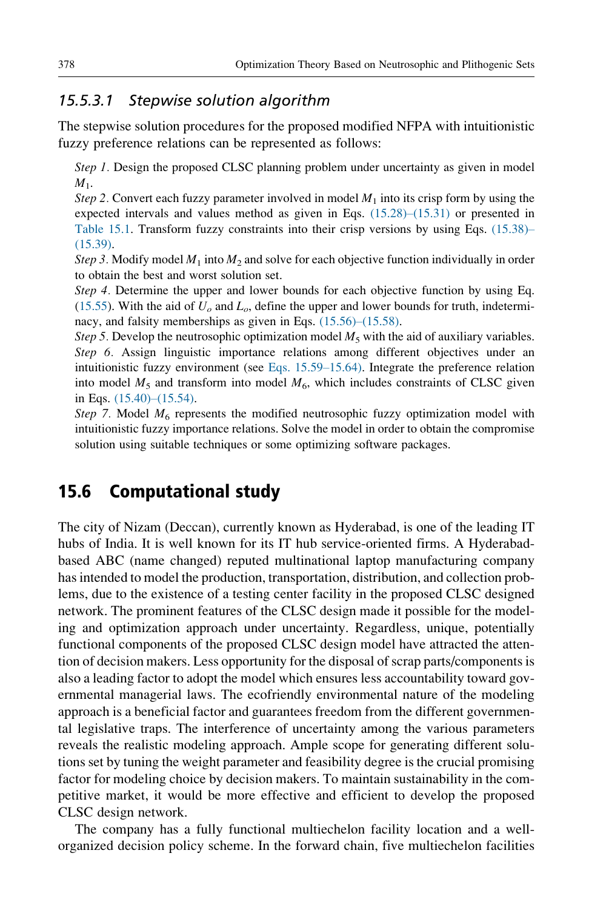#### 15.5.3.1 Stepwise solution algorithm

The stepwise solution procedures for the proposed modified NFPA with intuitionistic fuzzy preference relations can be represented as follows:

*Step 1.* Design the proposed CLSC planning problem under uncertainty as given in model $M_1$.

*Step 2.* Convert each fuzzy parameter involved in model $M_1$ into its crisp form by using the expected intervals and values method as given in Eqs. (15.28)–(15.31) or presented in Table 15.1. Transform fuzzy constraints into their crisp versions by using Eqs. (15.38)–(15.39).

*Step 3.* Modify model $M_1$ into $M_2$ and solve for each objective function individually in order to obtain the best and worst solution set.

*Step 4.* Determine the upper and lower bounds for each objective function by using Eq. (15.55). With the aid of $U_o$ and $L_o$, define the upper and lower bounds for truth, indeterminacy, and falsity memberships as given in Eqs. (15.56)–(15.58).

*Step 5.* Develop the neutrosophic optimization model $M_5$ with the aid of auxiliary variables.

*Step 6.* Assign linguistic importance relations among different objectives under an intuitionistic fuzzy environment (see Eqs. 15.59–15.64). Integrate the preference relation into model $M_5$ and transform into model $M_6$, which includes constraints of CLSC given in Eqs. (15.40)–(15.54).

*Step 7.* Model $M_6$ represents the modified neutrosophic fuzzy optimization model with intuitionistic fuzzy importance relations. Solve the model in order to obtain the compromise solution using suitable techniques or some optimizing software packages.

## 15.6 Computational study

The city of Nizam (Deccan), currently known as Hyderabad, is one of the leading IT hubs of India. It is well known for its IT hub service-oriented firms. A Hyderabad-based ABC (name changed) reputed multinational laptop manufacturing company has intended to model the production, transportation, distribution, and collection problems, due to the existence of a testing center facility in the proposed CLSC designed network. The prominent features of the CLSC design made it possible for the modeling and optimization approach under uncertainty. Regardless, unique, potentially functional components of the proposed CLSC design model have attracted the attention of decision makers. Less opportunity for the disposal of scrap parts/components is also a leading factor to adopt the model which ensures less accountability toward governmental managerial laws. The ecofriendly environmental nature of the modeling approach is a beneficial factor and guarantees freedom from the different governmental legislative traps. The interference of uncertainty among the various parameters reveals the realistic modeling approach. Ample scope for generating different solutions set by tuning the weight parameter and feasibility degree is the crucial promising factor for modeling choice by decision makers. To maintain sustainability in the competitive market, it would be more effective and efficient to develop the proposed CLSC design network.

The company has a fully functional multiechelon facility location and a well-organized decision policy scheme. In the forward chain, five multiechelon facilities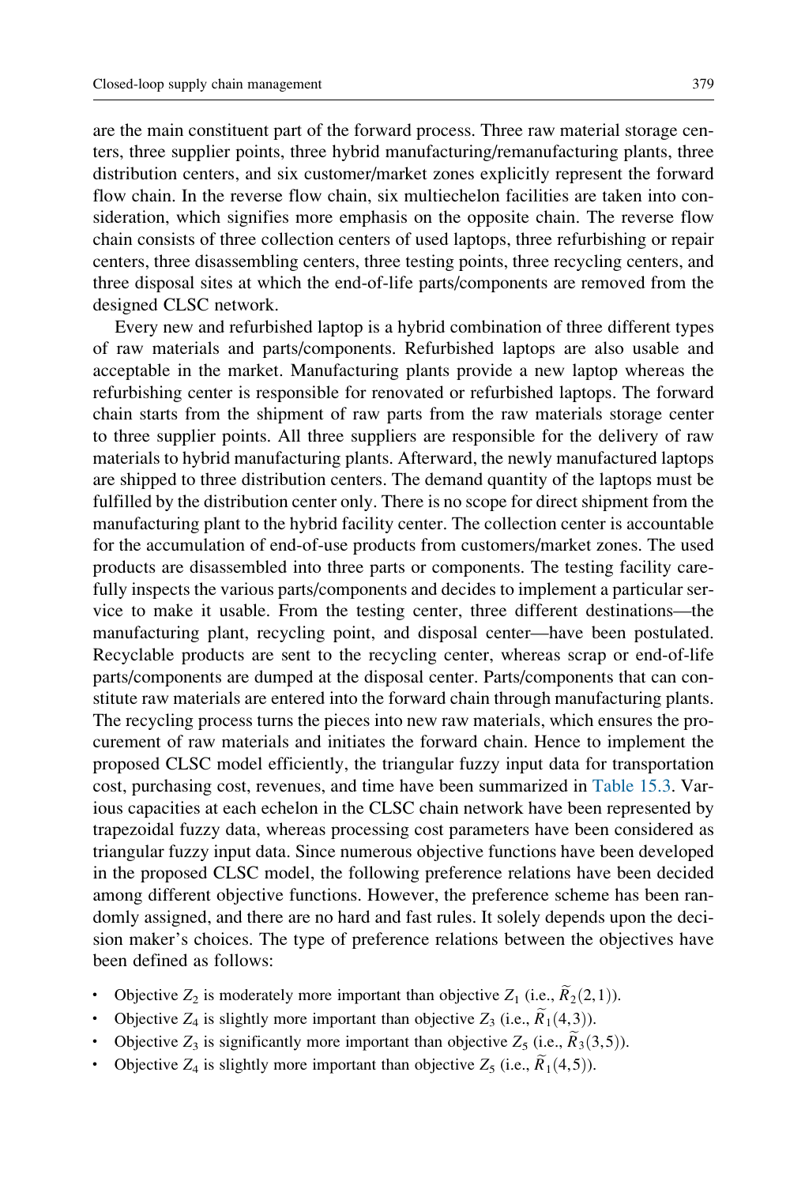are the main constituent part of the forward process. Three raw material storage centers, three supplier points, three hybrid manufacturing/remanufacturing plants, three distribution centers, and six customer/market zones explicitly represent the forward flow chain. In the reverse flow chain, six multiechelon facilities are taken into consideration, which signifies more emphasis on the opposite chain. The reverse flow chain consists of three collection centers of used laptops, three refurbishing or repair centers, three disassembling centers, three testing points, three recycling centers, and three disposal sites at which the end-of-life parts/components are removed from the designed CLSC network.

Every new and refurbished laptop is a hybrid combination of three different types of raw materials and parts/components. Refurbished laptops are also usable and acceptable in the market. Manufacturing plants provide a new laptop whereas the refurbishing center is responsible for renovated or refurbished laptops. The forward chain starts from the shipment of raw parts from the raw materials storage center to three supplier points. All three suppliers are responsible for the delivery of raw materials to hybrid manufacturing plants. Afterward, the newly manufactured laptops are shipped to three distribution centers. The demand quantity of the laptops must be fulfilled by the distribution center only. There is no scope for direct shipment from the manufacturing plant to the hybrid facility center. The collection center is accountable for the accumulation of end-of-use products from customers/market zones. The used products are disassembled into three parts or components. The testing facility carefully inspects the various parts/components and decides to implement a particular service to make it usable. From the testing center, three different destinations—the manufacturing plant, recycling point, and disposal center—have been postulated. Recyclable products are sent to the recycling center, whereas scrap or end-of-life parts/components are dumped at the disposal center. Parts/components that can constitute raw materials are entered into the forward chain through manufacturing plants. The recycling process turns the pieces into new raw materials, which ensures the procurement of raw materials and initiates the forward chain. Hence to implement the proposed CLSC model efficiently, the triangular fuzzy input data for transportation cost, purchasing cost, revenues, and time have been summarized in Table 15.3. Various capacities at each echelon in the CLSC chain network have been represented by trapezoidal fuzzy data, whereas processing cost parameters have been considered as triangular fuzzy input data. Since numerous objective functions have been developed in the proposed CLSC model, the following preference relations have been decided among different objective functions. However, the preference scheme has been randomly assigned, and there are no hard and fast rules. It solely depends upon the decision maker's choices. The type of preference relations between the objectives have been defined as follows:

- Objective $Z_2$ is moderately more important than objective $Z_1$ (i.e., $\widetilde{R}_2(2,1)$).
- Objective $Z_4$ is slightly more important than objective $Z_3$ (i.e., $\widetilde{R}_1(4,3)$).
- Objective $Z_3$ is significantly more important than objective $Z_5$ (i.e., $\widetilde{R}_3(3,5)$).
- Objective $Z_4$ is slightly more important than objective $Z_5$ (i.e., $\widetilde{R}_1(4,5)$).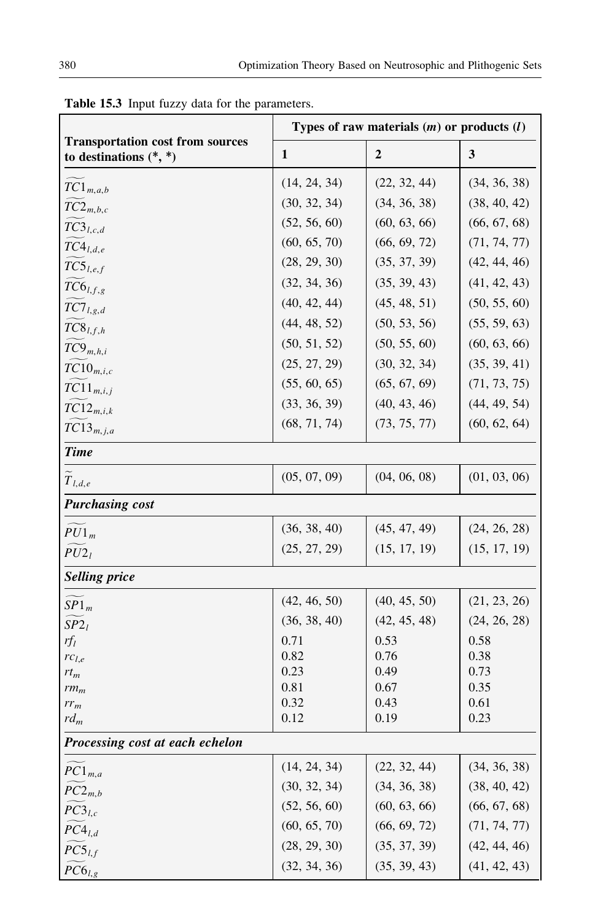**Table 15.3** Input fuzzy data for the parameters.

| Transportation cost from sources to destinations (*, *) | Types of raw materials ($m$) or products ($l$) | | |
|---|---|---|---|
| | **1** | **2** | **3** |
| $\widetilde{TC1}_{m,a,b}$ | (14, 24, 34) | (22, 32, 44) | (34, 36, 38) |
| $\widetilde{TC2}_{m,b,c}$ | (30, 32, 34) | (34, 36, 38) | (38, 40, 42) |
| $\widetilde{TC3}_{l,c,d}$ | (52, 56, 60) | (60, 63, 66) | (66, 67, 68) |
| $\widetilde{TC4}_{l,d,e}$ | (60, 65, 70) | (66, 69, 72) | (71, 74, 77) |
| $\widetilde{TC5}_{l,e,f}$ | (28, 29, 30) | (35, 37, 39) | (42, 44, 46) |
| $\widetilde{TC6}_{l,f,g}$ | (32, 34, 36) | (35, 39, 43) | (41, 42, 43) |
| $\widetilde{TC7}_{l,g,d}$ | (40, 42, 44) | (45, 48, 51) | (50, 55, 60) |
| $\widetilde{TC8}_{l,f,h}$ | (44, 48, 52) | (50, 53, 56) | (55, 59, 63) |
| $\widetilde{TC9}_{m,h,i}$ | (50, 51, 52) | (50, 55, 60) | (60, 63, 66) |
| $\widetilde{TC10}_{m,i,c}$ | (25, 27, 29) | (30, 32, 34) | (35, 39, 41) |
| $\widetilde{TC11}_{m,i,j}$ | (55, 60, 65) | (65, 67, 69) | (71, 73, 75) |
| $\widetilde{TC12}_{m,i,k}$ | (33, 36, 39) | (40, 43, 46) | (44, 49, 54) |
| $\widetilde{TC13}_{m,j,a}$ | (68, 71, 74) | (73, 75, 77) | (60, 62, 64) |
| ***Time*** | | | |
| $\widetilde{T}_{l,d,e}$ | (05, 07, 09) | (04, 06, 08) | (01, 03, 06) |
| ***Purchasing cost*** | | | |
| $\widetilde{PU1}_{m}$ | (36, 38, 40) | (45, 47, 49) | (24, 26, 28) |
| $\widetilde{PU2}_{l}$ | (25, 27, 29) | (15, 17, 19) | (15, 17, 19) |
| ***Selling price*** | | | |
| $\widetilde{SP1}_{m}$ | (42, 46, 50) | (40, 45, 50) | (21, 23, 26) |
| $\widetilde{SP2}_{l}$ | (36, 38, 40) | (42, 45, 48) | (24, 26, 28) |
| $rf_l$ | 0.71 | 0.53 | 0.58 |
| $rc_{l,e}$ | 0.82 | 0.76 | 0.38 |
| $rt_m$ | 0.23 | 0.49 | 0.73 |
| $rm_m$ | 0.81 | 0.67 | 0.35 |
| $rr_m$ | 0.32 | 0.43 | 0.61 |
| $rd_m$ | 0.12 | 0.19 | 0.23 |
| ***Processing cost at each echelon*** | | | |
| $\widetilde{PC1}_{m,a}$ | (14, 24, 34) | (22, 32, 44) | (34, 36, 38) |
| $\widetilde{PC2}_{m,b}$ | (30, 32, 34) | (34, 36, 38) | (38, 40, 42) |
| $\widetilde{PC3}_{l,c}$ | (52, 56, 60) | (60, 63, 66) | (66, 67, 68) |
| $\widetilde{PC4}_{l,d}$ | (60, 65, 70) | (66, 69, 72) | (71, 74, 77) |
| $\widetilde{PC5}_{l,f}$ | (28, 29, 30) | (35, 37, 39) | (42, 44, 46) |
| $\widetilde{PC6}_{l,g}$ | (32, 34, 36) | (35, 39, 43) | (41, 42, 43) |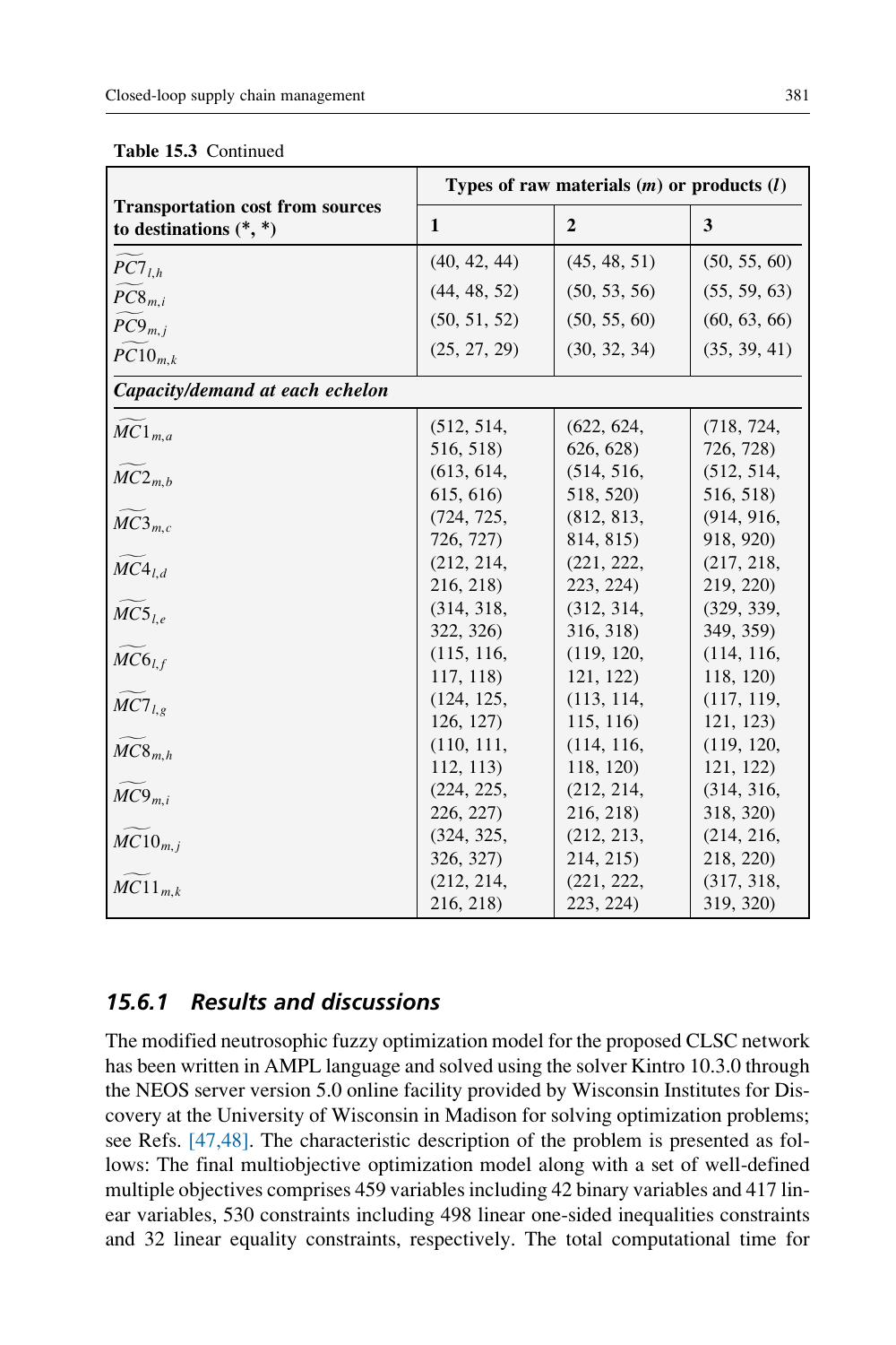**Table 15.3** Continued

| Transportation cost from sources to destinations (*, *) | Types of raw materials ($m$) or products ($l$) | | |
|---|---|---|---|
| | **1** | **2** | **3** |
| $\widetilde{PC7}_{l,h}$ | (40, 42, 44) | (45, 48, 51) | (50, 55, 60) |
| $\widetilde{PC8}_{m,i}$ | (44, 48, 52) | (50, 53, 56) | (55, 59, 63) |
| $\widetilde{PC9}_{m,j}$ | (50, 51, 52) | (50, 55, 60) | (60, 63, 66) |
| $\widetilde{PC10}_{m,k}$ | (25, 27, 29) | (30, 32, 34) | (35, 39, 41) |
| ***Capacity/demand at each echelon*** | | | |
| $\widetilde{MC1}_{m,a}$ | (512, 514, 516, 518) | (622, 624, 626, 628) | (718, 724, 726, 728) |
| $\widetilde{MC2}_{m,b}$ | (613, 614, 615, 616) | (514, 516, 518, 520) | (512, 514, 516, 518) |
| $\widetilde{MC3}_{m,c}$ | (724, 725, 726, 727) | (812, 813, 814, 815) | (914, 916, 918, 920) |
| $\widetilde{MC4}_{l,d}$ | (212, 214, 216, 218) | (221, 222, 223, 224) | (217, 218, 219, 220) |
| $\widetilde{MC5}_{l,e}$ | (314, 318, 322, 326) | (312, 314, 316, 318) | (329, 339, 349, 359) |
| $\widetilde{MC6}_{l,f}$ | (115, 116, 117, 118) | (119, 120, 121, 122) | (114, 116, 118, 120) |
| $\widetilde{MC7}_{l,g}$ | (124, 125, 126, 127) | (113, 114, 115, 116) | (117, 119, 121, 123) |
| $\widetilde{MC8}_{m,h}$ | (110, 111, 112, 113) | (114, 116, 118, 120) | (119, 120, 121, 122) |
| $\widetilde{MC9}_{m,i}$ | (224, 225, 226, 227) | (212, 214, 216, 218) | (314, 316, 318, 320) |
| $\widetilde{MC10}_{m,j}$ | (324, 325, 326, 327) | (212, 213, 214, 215) | (214, 216, 218, 220) |
| $\widetilde{MC11}_{m,k}$ | (212, 214, 216, 218) | (221, 222, 223, 224) | (317, 318, 319, 320) |

### 15.6.1 Results and discussions

The modified neutrosophic fuzzy optimization model for the proposed CLSC network has been written in AMPL language and solved using the solver Kintro 10.3.0 through the NEOS server version 5.0 online facility provided by Wisconsin Institutes for Discovery at the University of Wisconsin in Madison for solving optimization problems; see Refs. [47,48]. The characteristic description of the problem is presented as follows: The final multiobjective optimization model along with a set of well-defined multiple objectives comprises 459 variables including 42 binary variables and 417 linear variables, 530 constraints including 498 linear one-sided inequalities constraints and 32 linear equality constraints, respectively. The total computational time for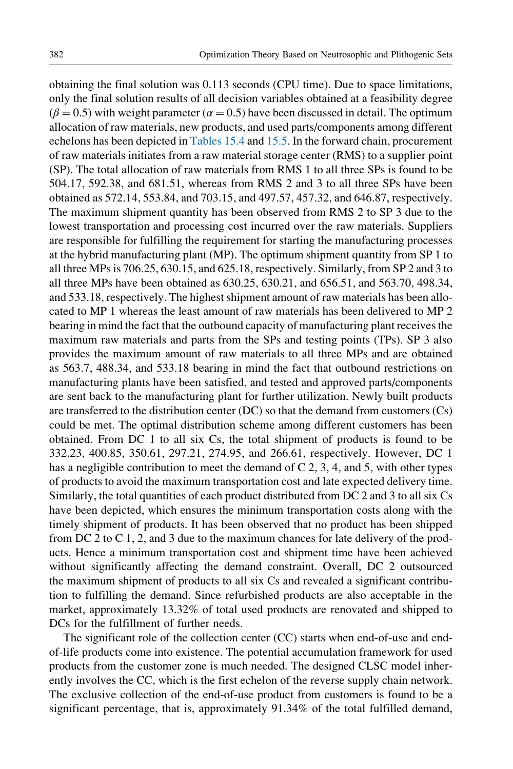obtaining the final solution was 0.113 seconds (CPU time). Due to space limitations, only the final solution results of all decision variables obtained at a feasibility degree ($\beta = 0.5$) with weight parameter ($\alpha = 0.5$) have been discussed in detail. The optimum allocation of raw materials, new products, and used parts/components among different echelons has been depicted in Tables 15.4 and 15.5. In the forward chain, procurement of raw materials initiates from a raw material storage center (RMS) to a supplier point (SP). The total allocation of raw materials from RMS 1 to all three SPs is found to be 504.17, 592.38, and 681.51, whereas from RMS 2 and 3 to all three SPs have been obtained as 572.14, 553.84, and 703.15, and 497.57, 457.32, and 646.87, respectively. The maximum shipment quantity has been observed from RMS 2 to SP 3 due to the lowest transportation and processing cost incurred over the raw materials. Suppliers are responsible for fulfilling the requirement for starting the manufacturing processes at the hybrid manufacturing plant (MP). The optimum shipment quantity from SP 1 to all three MPs is 706.25, 630.15, and 625.18, respectively. Similarly, from SP 2 and 3 to all three MPs have been obtained as 630.25, 630.21, and 656.51, and 563.70, 498.34, and 533.18, respectively. The highest shipment amount of raw materials has been allocated to MP 1 whereas the least amount of raw materials has been delivered to MP 2 bearing in mind the fact that the outbound capacity of manufacturing plant receives the maximum raw materials and parts from the SPs and testing points (TPs). SP 3 also provides the maximum amount of raw materials to all three MPs and are obtained as 563.7, 488.34, and 533.18 bearing in mind the fact that outbound restrictions on manufacturing plants have been satisfied, and tested and approved parts/components are sent back to the manufacturing plant for further utilization. Newly built products are transferred to the distribution center (DC) so that the demand from customers (Cs) could be met. The optimal distribution scheme among different customers has been obtained. From DC 1 to all six Cs, the total shipment of products is found to be 332.23, 400.85, 350.61, 297.21, 274.95, and 266.61, respectively. However, DC 1 has a negligible contribution to meet the demand of C 2, 3, 4, and 5, with other types of products to avoid the maximum transportation cost and late expected delivery time. Similarly, the total quantities of each product distributed from DC 2 and 3 to all six Cs have been depicted, which ensures the minimum transportation costs along with the timely shipment of products. It has been observed that no product has been shipped from DC 2 to C 1, 2, and 3 due to the maximum chances for late delivery of the products. Hence a minimum transportation cost and shipment time have been achieved without significantly affecting the demand constraint. Overall, DC 2 outsourced the maximum shipment of products to all six Cs and revealed a significant contribution to fulfilling the demand. Since refurbished products are also acceptable in the market, approximately 13.32% of total used products are renovated and shipped to DCs for the fulfillment of further needs.

The significant role of the collection center (CC) starts when end-of-use and end-of-life products come into existence. The potential accumulation framework for used products from the customer zone is much needed. The designed CLSC model inherently involves the CC, which is the first echelon of the reverse supply chain network. The exclusive collection of the end-of-use product from customers is found to be a significant percentage, that is, approximately 91.34% of the total fulfilled demand,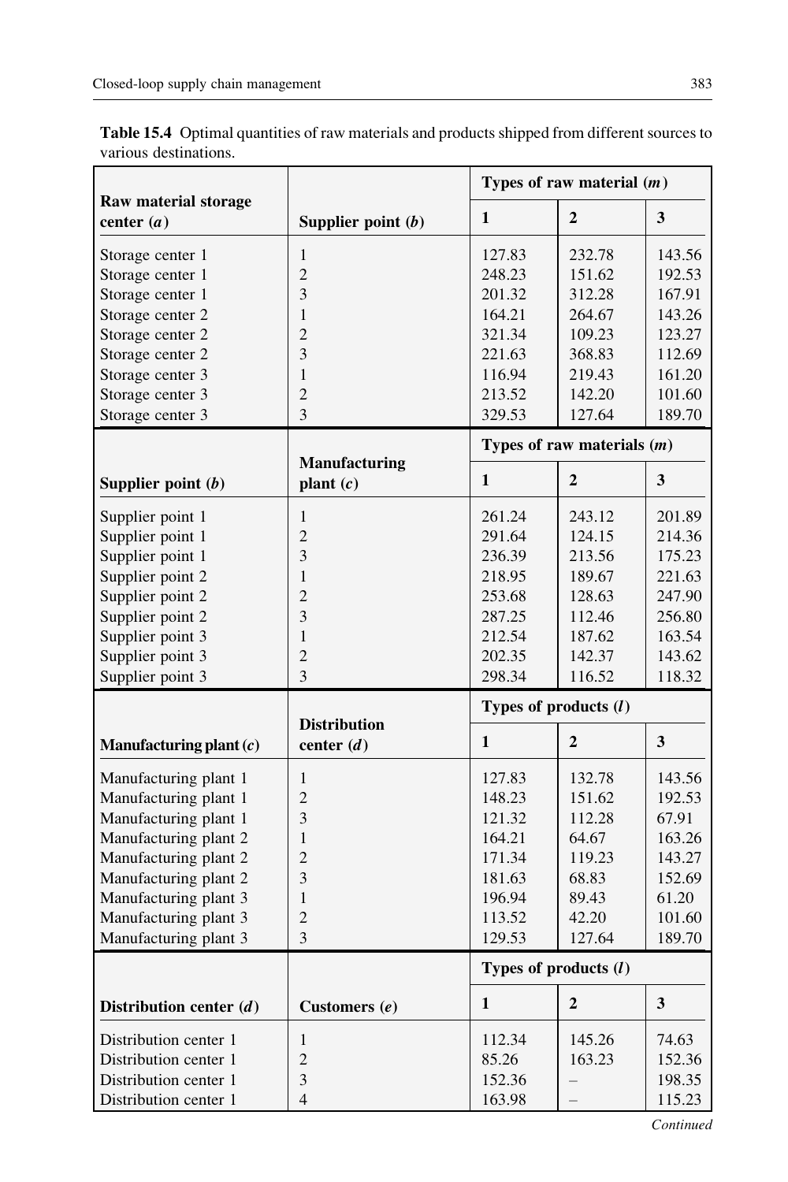**Table 15.4** Optimal quantities of raw materials and products shipped from different sources to various destinations.

| Raw material storage center ($a$) | Supplier point ($b$) | Types of raw material ($m$) | | |
|---|---|---|---|---|
| | | 1 | 2 | 3 |
| Storage center 1 | 1 | 127.83 | 232.78 | 143.56 |
| Storage center 1 | 2 | 248.23 | 151.62 | 192.53 |
| Storage center 1 | 3 | 201.32 | 312.28 | 167.91 |
| Storage center 2 | 1 | 164.21 | 264.67 | 143.26 |
| Storage center 2 | 2 | 321.34 | 109.23 | 123.27 |
| Storage center 2 | 3 | 221.63 | 368.83 | 112.69 |
| Storage center 3 | 1 | 116.94 | 219.43 | 161.20 |
| Storage center 3 | 2 | 213.52 | 142.20 | 101.60 |
| Storage center 3 | 3 | 329.53 | 127.64 | 189.70 |
| **Supplier point ($b$)** | **Manufacturing plant ($c$)** | **Types of raw materials ($m$)** | | |
| | | **1** | **2** | **3** |
| Supplier point 1 | 1 | 261.24 | 243.12 | 201.89 |
| Supplier point 1 | 2 | 291.64 | 124.15 | 214.36 |
| Supplier point 1 | 3 | 236.39 | 213.56 | 175.23 |
| Supplier point 2 | 1 | 218.95 | 189.67 | 221.63 |
| Supplier point 2 | 2 | 253.68 | 128.63 | 247.90 |
| Supplier point 2 | 3 | 287.25 | 112.46 | 256.80 |
| Supplier point 3 | 1 | 212.54 | 187.62 | 163.54 |
| Supplier point 3 | 2 | 202.35 | 142.37 | 143.62 |
| Supplier point 3 | 3 | 298.34 | 116.52 | 118.32 |
| **Manufacturing plant ($c$)** | **Distribution center ($d$)** | **Types of products ($l$)** | | |
| | | **1** | **2** | **3** |
| Manufacturing plant 1 | 1 | 127.83 | 132.78 | 143.56 |
| Manufacturing plant 1 | 2 | 148.23 | 151.62 | 192.53 |
| Manufacturing plant 1 | 3 | 121.32 | 112.28 | 67.91 |
| Manufacturing plant 2 | 1 | 164.21 | 64.67 | 163.26 |
| Manufacturing plant 2 | 2 | 171.34 | 119.23 | 143.27 |
| Manufacturing plant 2 | 3 | 181.63 | 68.83 | 152.69 |
| Manufacturing plant 3 | 1 | 196.94 | 89.43 | 61.20 |
| Manufacturing plant 3 | 2 | 113.52 | 42.20 | 101.60 |
| Manufacturing plant 3 | 3 | 129.53 | 127.64 | 189.70 |
| **Distribution center ($d$)** | **Customers ($e$)** | **Types of products ($l$)** | | |
| | | **1** | **2** | **3** |
| Distribution center 1 | 1 | 112.34 | 145.26 | 74.63 |
| Distribution center 1 | 2 | 85.26 | 163.23 | 152.36 |
| Distribution center 1 | 3 | 152.36 | – | 198.35 |
| Distribution center 1 | 4 | 163.98 | – | 115.23 |

*Continued*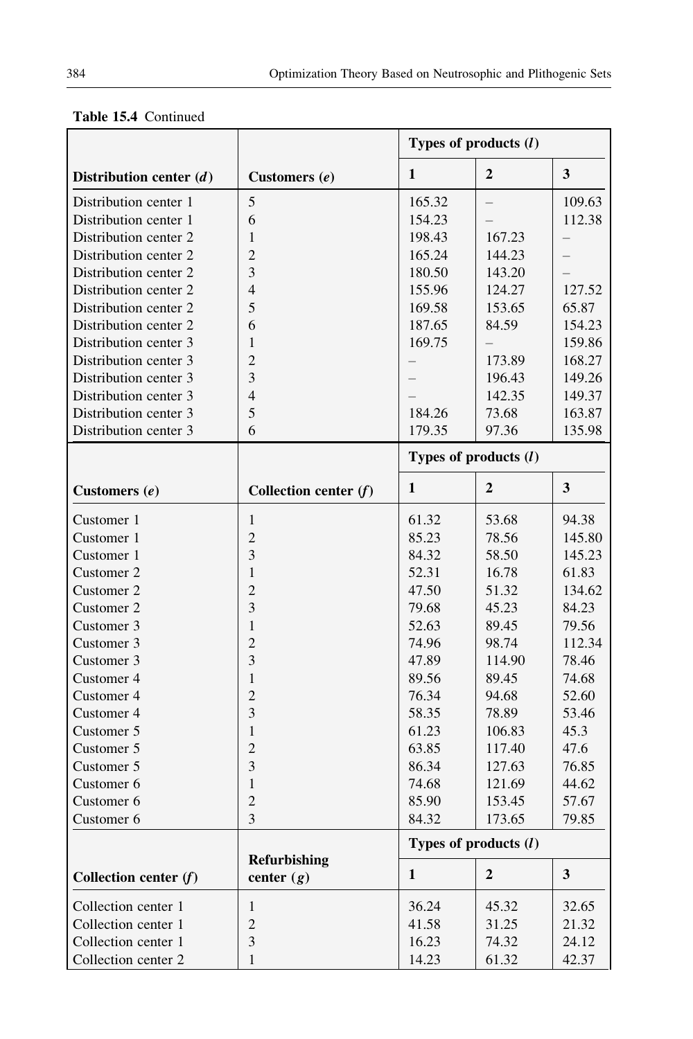**Table 15.4** Continued

| Distribution center (*d*) | Customers (*e*) | Types of products (*l*) | | |
|---|---|---|---|---|
| | | 1 | 2 | 3 |
| Distribution center 1 | 5 | 165.32 | – | 109.63 |
| Distribution center 1 | 6 | 154.23 | – | 112.38 |
| Distribution center 2 | 1 | 198.43 | 167.23 | – |
| Distribution center 2 | 2 | 165.24 | 144.23 | – |
| Distribution center 2 | 3 | 180.50 | 143.20 | – |
| Distribution center 2 | 4 | 155.96 | 124.27 | 127.52 |
| Distribution center 2 | 5 | 169.58 | 153.65 | 65.87 |
| Distribution center 2 | 6 | 187.65 | 84.59 | 154.23 |
| Distribution center 3 | 1 | 169.75 | – | 159.86 |
| Distribution center 3 | 2 | – | 173.89 | 168.27 |
| Distribution center 3 | 3 | – | 196.43 | 149.26 |
| Distribution center 3 | 4 | – | 142.35 | 149.37 |
| Distribution center 3 | 5 | 184.26 | 73.68 | 163.87 |
| Distribution center 3 | 6 | 179.35 | 97.36 | 135.98 |
| **Customers (*e*)** | **Collection center (*f*)** | **Types of products (*l*)** | | |
| | | **1** | **2** | **3** |
| Customer 1 | 1 | 61.32 | 53.68 | 94.38 |
| Customer 1 | 2 | 85.23 | 78.56 | 145.80 |
| Customer 1 | 3 | 84.32 | 58.50 | 145.23 |
| Customer 2 | 1 | 52.31 | 16.78 | 61.83 |
| Customer 2 | 2 | 47.50 | 51.32 | 134.62 |
| Customer 2 | 3 | 79.68 | 45.23 | 84.23 |
| Customer 3 | 1 | 52.63 | 89.45 | 79.56 |
| Customer 3 | 2 | 74.96 | 98.74 | 112.34 |
| Customer 3 | 3 | 47.89 | 114.90 | 78.46 |
| Customer 4 | 1 | 89.56 | 89.45 | 74.68 |
| Customer 4 | 2 | 76.34 | 94.68 | 52.60 |
| Customer 4 | 3 | 58.35 | 78.89 | 53.46 |
| Customer 5 | 1 | 61.23 | 106.83 | 45.3 |
| Customer 5 | 2 | 63.85 | 117.40 | 47.6 |
| Customer 5 | 3 | 86.34 | 127.63 | 76.85 |
| Customer 6 | 1 | 74.68 | 121.69 | 44.62 |
| Customer 6 | 2 | 85.90 | 153.45 | 57.67 |
| Customer 6 | 3 | 84.32 | 173.65 | 79.85 |
| **Collection center (*f*)** | **Refurbishing center (*g*)** | **Types of products (*l*)** | | |
| | | **1** | **2** | **3** |
| Collection center 1 | 1 | 36.24 | 45.32 | 32.65 |
| Collection center 1 | 2 | 41.58 | 31.25 | 21.32 |
| Collection center 1 | 3 | 16.23 | 74.32 | 24.12 |
| Collection center 2 | 1 | 14.23 | 61.32 | 42.37 |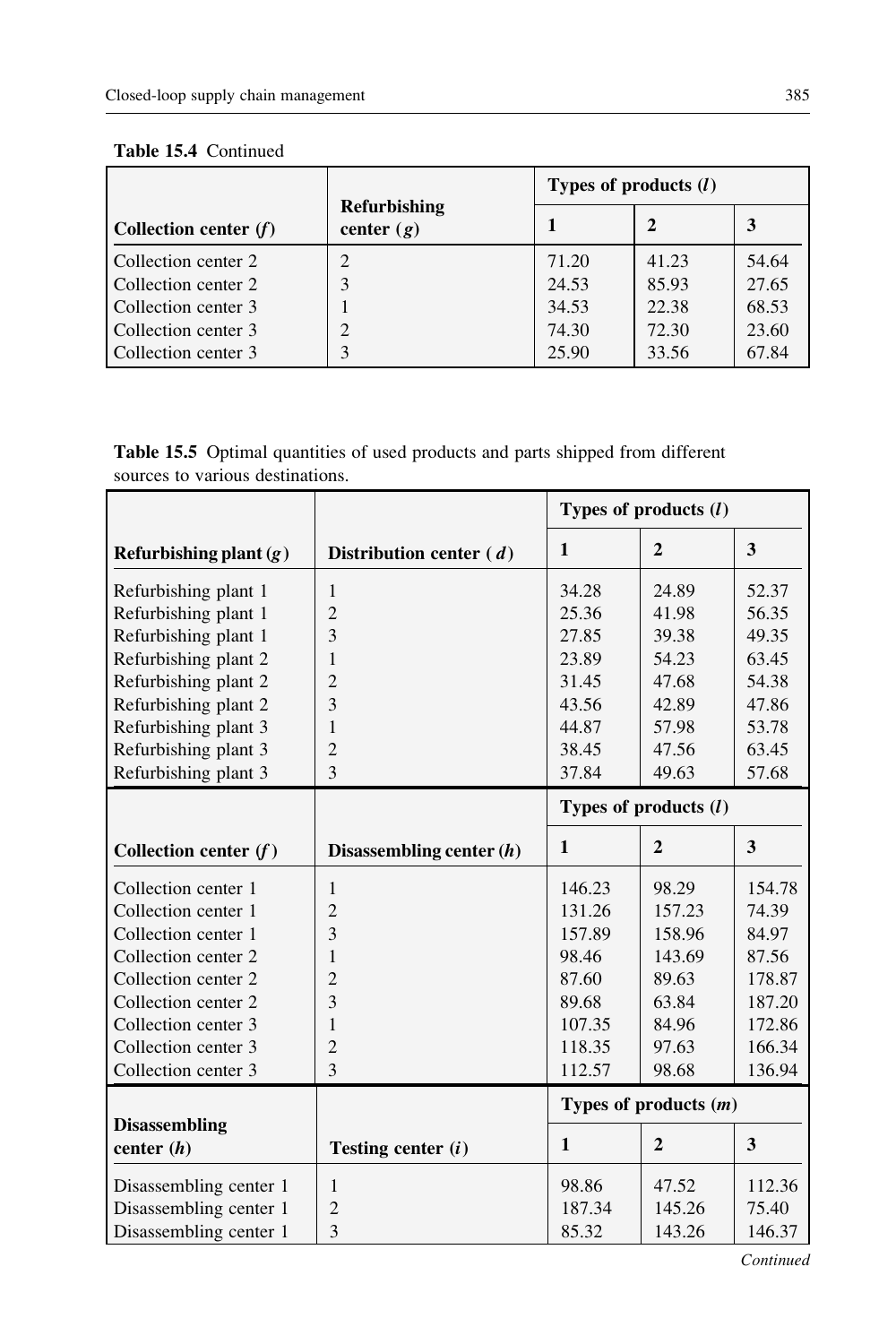**Table 15.4** Continued

| Collection center ($f$) | Refurbishing center ($g$) | Types of products ($l$) | | |
|---|---|---|---|---|
| | | 1 | 2 | 3 |
| Collection center 2 | 2 | 71.20 | 41.23 | 54.64 |
| Collection center 2 | 3 | 24.53 | 85.93 | 27.65 |
| Collection center 3 | 1 | 34.53 | 22.38 | 68.53 |
| Collection center 3 | 2 | 74.30 | 72.30 | 23.60 |
| Collection center 3 | 3 | 25.90 | 33.56 | 67.84 |

**Table 15.5** Optimal quantities of used products and parts shipped from different sources to various destinations.

| Refurbishing plant ($g$) | Distribution center ($d$) | Types of products ($l$) | | |
|---|---|---|---|---|
| | | 1 | 2 | 3 |
| Refurbishing plant 1 | 1 | 34.28 | 24.89 | 52.37 |
| Refurbishing plant 1 | 2 | 25.36 | 41.98 | 56.35 |
| Refurbishing plant 1 | 3 | 27.85 | 39.38 | 49.35 |
| Refurbishing plant 2 | 1 | 23.89 | 54.23 | 63.45 |
| Refurbishing plant 2 | 2 | 31.45 | 47.68 | 54.38 |
| Refurbishing plant 2 | 3 | 43.56 | 42.89 | 47.86 |
| Refurbishing plant 3 | 1 | 44.87 | 57.98 | 53.78 |
| Refurbishing plant 3 | 2 | 38.45 | 47.56 | 63.45 |
| Refurbishing plant 3 | 3 | 37.84 | 49.63 | 57.68 |
| **Collection center ($f$)** | **Disassembling center ($h$)** | **Types of products ($l$)** | | |
| | | **1** | **2** | **3** |
| Collection center 1 | 1 | 146.23 | 98.29 | 154.78 |
| Collection center 1 | 2 | 131.26 | 157.23 | 74.39 |
| Collection center 1 | 3 | 157.89 | 158.96 | 84.97 |
| Collection center 2 | 1 | 98.46 | 143.69 | 87.56 |
| Collection center 2 | 2 | 87.60 | 89.63 | 178.87 |
| Collection center 2 | 3 | 89.68 | 63.84 | 187.20 |
| Collection center 3 | 1 | 107.35 | 84.96 | 172.86 |
| Collection center 3 | 2 | 118.35 | 97.63 | 166.34 |
| Collection center 3 | 3 | 112.57 | 98.68 | 136.94 |
| **Disassembling center ($h$)** | **Testing center ($i$)** | **Types of products ($m$)** | | |
| | | **1** | **2** | **3** |
| Disassembling center 1 | 1 | 98.86 | 47.52 | 112.36 |
| Disassembling center 1 | 2 | 187.34 | 145.26 | 75.40 |
| Disassembling center 1 | 3 | 85.32 | 143.26 | 146.37 |

*Continued*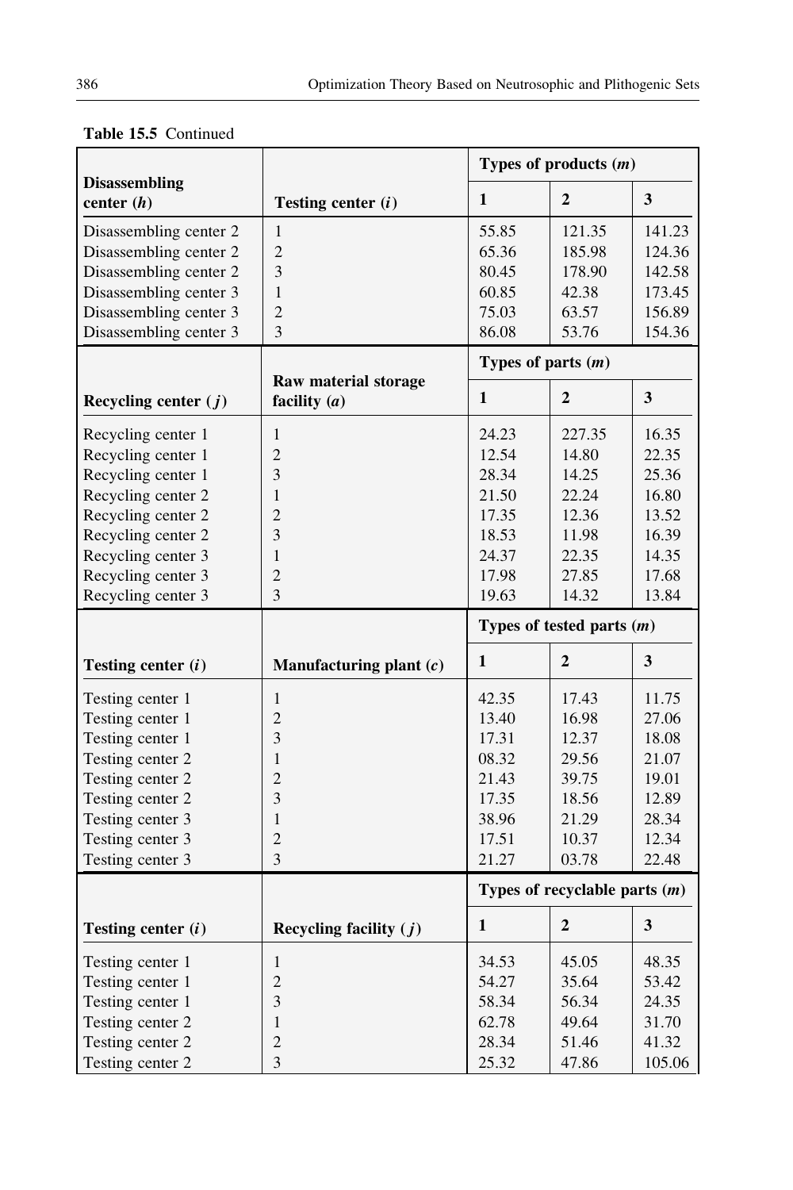**Table 15.5** Continued

| Disassembling center ($h$) | Testing center ($i$) | Types of products ($m$) | | |
|---|---|---|---|---|
| | | 1 | 2 | 3 |
| Disassembling center 2 | 1 | 55.85 | 121.35 | 141.23 |
| Disassembling center 2 | 2 | 65.36 | 185.98 | 124.36 |
| Disassembling center 2 | 3 | 80.45 | 178.90 | 142.58 |
| Disassembling center 3 | 1 | 60.85 | 42.38 | 173.45 |
| Disassembling center 3 | 2 | 75.03 | 63.57 | 156.89 |
| Disassembling center 3 | 3 | 86.08 | 53.76 | 154.36 |

| Recycling center ($j$) | Raw material storage facility ($a$) | Types of parts ($m$) | | |
|---|---|---|---|---|
| | | 1 | 2 | 3 |
| Recycling center 1 | 1 | 24.23 | 227.35 | 16.35 |
| Recycling center 1 | 2 | 12.54 | 14.80 | 22.35 |
| Recycling center 1 | 3 | 28.34 | 14.25 | 25.36 |
| Recycling center 2 | 1 | 21.50 | 22.24 | 16.80 |
| Recycling center 2 | 2 | 17.35 | 12.36 | 13.52 |
| Recycling center 2 | 3 | 18.53 | 11.98 | 16.39 |
| Recycling center 3 | 1 | 24.37 | 22.35 | 14.35 |
| Recycling center 3 | 2 | 17.98 | 27.85 | 17.68 |
| Recycling center 3 | 3 | 19.63 | 14.32 | 13.84 |

| Testing center ($i$) | Manufacturing plant ($c$) | Types of tested parts ($m$) | | |
|---|---|---|---|---|
| | | 1 | 2 | 3 |
| Testing center 1 | 1 | 42.35 | 17.43 | 11.75 |
| Testing center 1 | 2 | 13.40 | 16.98 | 27.06 |
| Testing center 1 | 3 | 17.31 | 12.37 | 18.08 |
| Testing center 2 | 1 | 08.32 | 29.56 | 21.07 |
| Testing center 2 | 2 | 21.43 | 39.75 | 19.01 |
| Testing center 2 | 3 | 17.35 | 18.56 | 12.89 |
| Testing center 3 | 1 | 38.96 | 21.29 | 28.34 |
| Testing center 3 | 2 | 17.51 | 10.37 | 12.34 |
| Testing center 3 | 3 | 21.27 | 03.78 | 22.48 |

| Testing center ($i$) | Recycling facility ($j$) | Types of recyclable parts ($m$) | | |
|---|---|---|---|---|
| | | 1 | 2 | 3 |
| Testing center 1 | 1 | 34.53 | 45.05 | 48.35 |
| Testing center 1 | 2 | 54.27 | 35.64 | 53.42 |
| Testing center 1 | 3 | 58.34 | 56.34 | 24.35 |
| Testing center 2 | 1 | 62.78 | 49.64 | 31.70 |
| Testing center 2 | 2 | 28.34 | 51.46 | 41.32 |
| Testing center 2 | 3 | 25.32 | 47.86 | 105.06 |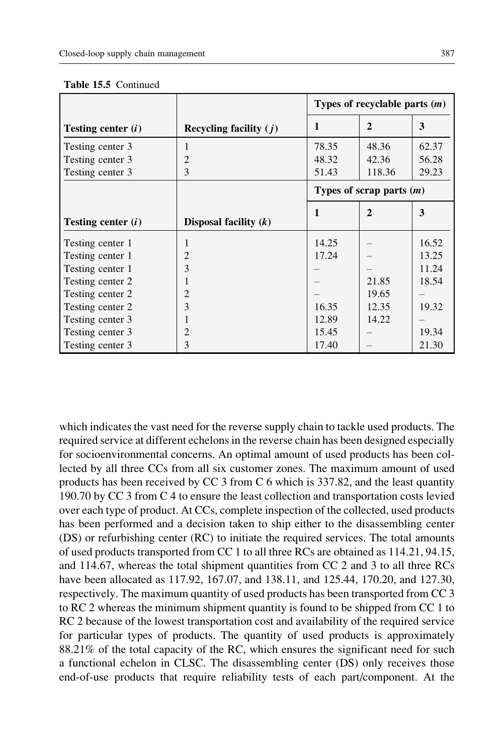**Table 15.5** Continued

| | | Types of recyclable parts ($m$) | | |
|---|---|---|---|---|
| **Testing center ($i$)** | **Recycling facility ($j$)** | **1** | **2** | **3** |
| Testing center 3 | 1 | 78.35 | 48.36 | 62.37 |
| Testing center 3 | 2 | 48.32 | 42.36 | 56.28 |
| Testing center 3 | 3 | 51.43 | 118.36 | 29.23 |
| | | **Types of scrap parts ($m$)** | | |
| **Testing center ($i$)** | **Disposal facility ($k$)** | **1** | **2** | **3** |
| Testing center 1 | 1 | 14.25 | – | 16.52 |
| Testing center 1 | 2 | 17.24 | – | 13.25 |
| Testing center 1 | 3 | – | – | 11.24 |
| Testing center 2 | 1 | – | 21.85 | 18.54 |
| Testing center 2 | 2 | – | 19.65 | – |
| Testing center 2 | 3 | 16.35 | 12.35 | 19.32 |
| Testing center 3 | 1 | 12.89 | 14.22 | – |
| Testing center 3 | 2 | 15.45 | – | 19.34 |
| Testing center 3 | 3 | 17.40 | – | 21.30 |

which indicates the vast need for the reverse supply chain to tackle used products. The required service at different echelons in the reverse chain has been designed especially for socioenvironmental concerns. An optimal amount of used products has been collected by all three CCs from all six customer zones. The maximum amount of used products has been received by CC 3 from C 6 which is 337.82, and the least quantity 190.70 by CC 3 from C 4 to ensure the least collection and transportation costs levied over each type of product. At CCs, complete inspection of the collected, used products has been performed and a decision taken to ship either to the disassembling center (DS) or refurbishing center (RC) to initiate the required services. The total amounts of used products transported from CC 1 to all three RCs are obtained as 114.21, 94.15, and 114.67, whereas the total shipment quantities from CC 2 and 3 to all three RCs have been allocated as 117.92, 167.07, and 138.11, and 125.44, 170.20, and 127.30, respectively. The maximum quantity of used products has been transported from CC 3 to RC 2 whereas the minimum shipment quantity is found to be shipped from CC 1 to RC 2 because of the lowest transportation cost and availability of the required service for particular types of products. The quantity of used products is approximately 88.21% of the total capacity of the RC, which ensures the significant need for such a functional echelon in CLSC. The disassembling center (DS) only receives those end-of-use products that require reliability tests of each part/component. At the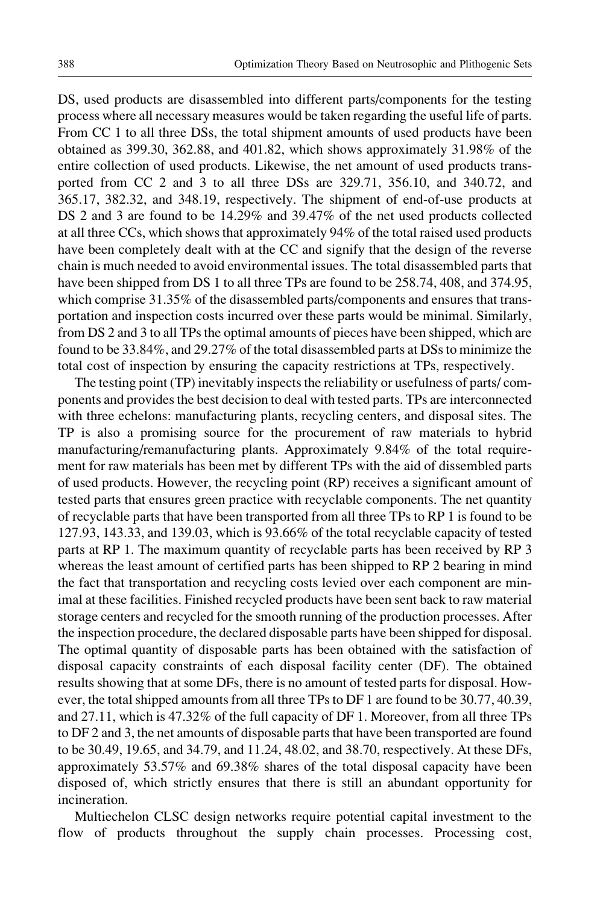DS, used products are disassembled into different parts/components for the testing process where all necessary measures would be taken regarding the useful life of parts. From CC 1 to all three DSs, the total shipment amounts of used products have been obtained as 399.30, 362.88, and 401.82, which shows approximately 31.98% of the entire collection of used products. Likewise, the net amount of used products transported from CC 2 and 3 to all three DSs are 329.71, 356.10, and 340.72, and 365.17, 382.32, and 348.19, respectively. The shipment of end-of-use products at DS 2 and 3 are found to be 14.29% and 39.47% of the net used products collected at all three CCs, which shows that approximately 94% of the total raised used products have been completely dealt with at the CC and signify that the design of the reverse chain is much needed to avoid environmental issues. The total disassembled parts that have been shipped from DS 1 to all three TPs are found to be 258.74, 408, and 374.95, which comprise 31.35% of the disassembled parts/components and ensures that transportation and inspection costs incurred over these parts would be minimal. Similarly, from DS 2 and 3 to all TPs the optimal amounts of pieces have been shipped, which are found to be 33.84%, and 29.27% of the total disassembled parts at DSs to minimize the total cost of inspection by ensuring the capacity restrictions at TPs, respectively.

The testing point (TP) inevitably inspects the reliability or usefulness of parts/ components and provides the best decision to deal with tested parts. TPs are interconnected with three echelons: manufacturing plants, recycling centers, and disposal sites. The TP is also a promising source for the procurement of raw materials to hybrid manufacturing/remanufacturing plants. Approximately 9.84% of the total requirement for raw materials has been met by different TPs with the aid of dissembled parts of used products. However, the recycling point (RP) receives a significant amount of tested parts that ensures green practice with recyclable components. The net quantity of recyclable parts that have been transported from all three TPs to RP 1 is found to be 127.93, 143.33, and 139.03, which is 93.66% of the total recyclable capacity of tested parts at RP 1. The maximum quantity of recyclable parts has been received by RP 3 whereas the least amount of certified parts has been shipped to RP 2 bearing in mind the fact that transportation and recycling costs levied over each component are minimal at these facilities. Finished recycled products have been sent back to raw material storage centers and recycled for the smooth running of the production processes. After the inspection procedure, the declared disposable parts have been shipped for disposal. The optimal quantity of disposable parts has been obtained with the satisfaction of disposal capacity constraints of each disposal facility center (DF). The obtained results showing that at some DFs, there is no amount of tested parts for disposal. However, the total shipped amounts from all three TPs to DF 1 are found to be 30.77, 40.39, and 27.11, which is 47.32% of the full capacity of DF 1. Moreover, from all three TPs to DF 2 and 3, the net amounts of disposable parts that have been transported are found to be 30.49, 19.65, and 34.79, and 11.24, 48.02, and 38.70, respectively. At these DFs, approximately 53.57% and 69.38% shares of the total disposal capacity have been disposed of, which strictly ensures that there is still an abundant opportunity for incineration.

Multiechelon CLSC design networks require potential capital investment to the flow of products throughout the supply chain processes. Processing cost,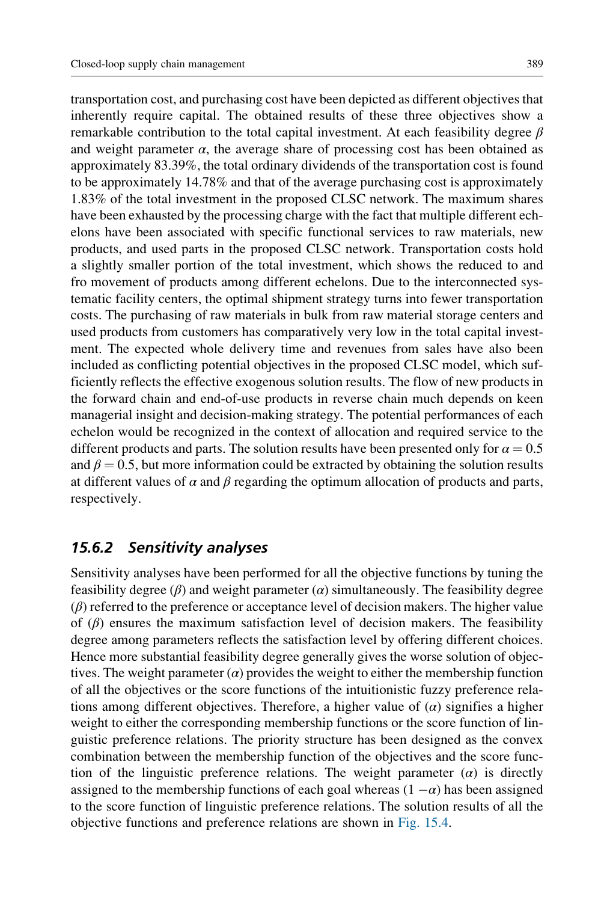transportation cost, and purchasing cost have been depicted as different objectives that inherently require capital. The obtained results of these three objectives show a remarkable contribution to the total capital investment. At each feasibility degree $\beta$ and weight parameter $\alpha$, the average share of processing cost has been obtained as approximately 83.39%, the total ordinary dividends of the transportation cost is found to be approximately 14.78% and that of the average purchasing cost is approximately 1.83% of the total investment in the proposed CLSC network. The maximum shares have been exhausted by the processing charge with the fact that multiple different echelons have been associated with specific functional services to raw materials, new products, and used parts in the proposed CLSC network. Transportation costs hold a slightly smaller portion of the total investment, which shows the reduced to and fro movement of products among different echelons. Due to the interconnected systematic facility centers, the optimal shipment strategy turns into fewer transportation costs. The purchasing of raw materials in bulk from raw material storage centers and used products from customers has comparatively very low in the total capital investment. The expected whole delivery time and revenues from sales have also been included as conflicting potential objectives in the proposed CLSC model, which sufficiently reflects the effective exogenous solution results. The flow of new products in the forward chain and end-of-use products in reverse chain much depends on keen managerial insight and decision-making strategy. The potential performances of each echelon would be recognized in the context of allocation and required service to the different products and parts. The solution results have been presented only for $\alpha = 0.5$ and $\beta = 0.5$, but more information could be extracted by obtaining the solution results at different values of $\alpha$ and $\beta$ regarding the optimum allocation of products and parts, respectively.

### *15.6.2 Sensitivity analyses*

Sensitivity analyses have been performed for all the objective functions by tuning the feasibility degree ($\beta$) and weight parameter ($\alpha$) simultaneously. The feasibility degree ($\beta$) referred to the preference or acceptance level of decision makers. The higher value of ($\beta$) ensures the maximum satisfaction level of decision makers. The feasibility degree among parameters reflects the satisfaction level by offering different choices. Hence more substantial feasibility degree generally gives the worse solution of objectives. The weight parameter ($\alpha$) provides the weight to either the membership function of all the objectives or the score functions of the intuitionistic fuzzy preference relations among different objectives. Therefore, a higher value of ($\alpha$) signifies a higher weight to either the corresponding membership functions or the score function of linguistic preference relations. The priority structure has been designed as the convex combination between the membership function of the objectives and the score function of the linguistic preference relations. The weight parameter ($\alpha$) is directly assigned to the membership functions of each goal whereas $(1 - \alpha)$ has been assigned to the score function of linguistic preference relations. The solution results of all the objective functions and preference relations are shown in Fig. 15.4.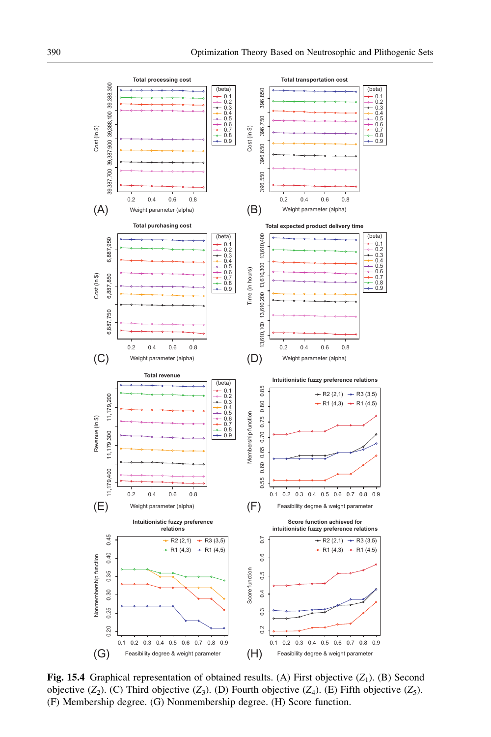**Fig. 15.4** Graphical representation of obtained results. (A) First objective ($Z_1$). (B) Second objective ($Z_2$). (C) Third objective ($Z_3$). (D) Fourth objective ($Z_4$). (E) Fifth objective ($Z_5$). (F) Membership degree. (G) Nonmembership degree. (H) Score function.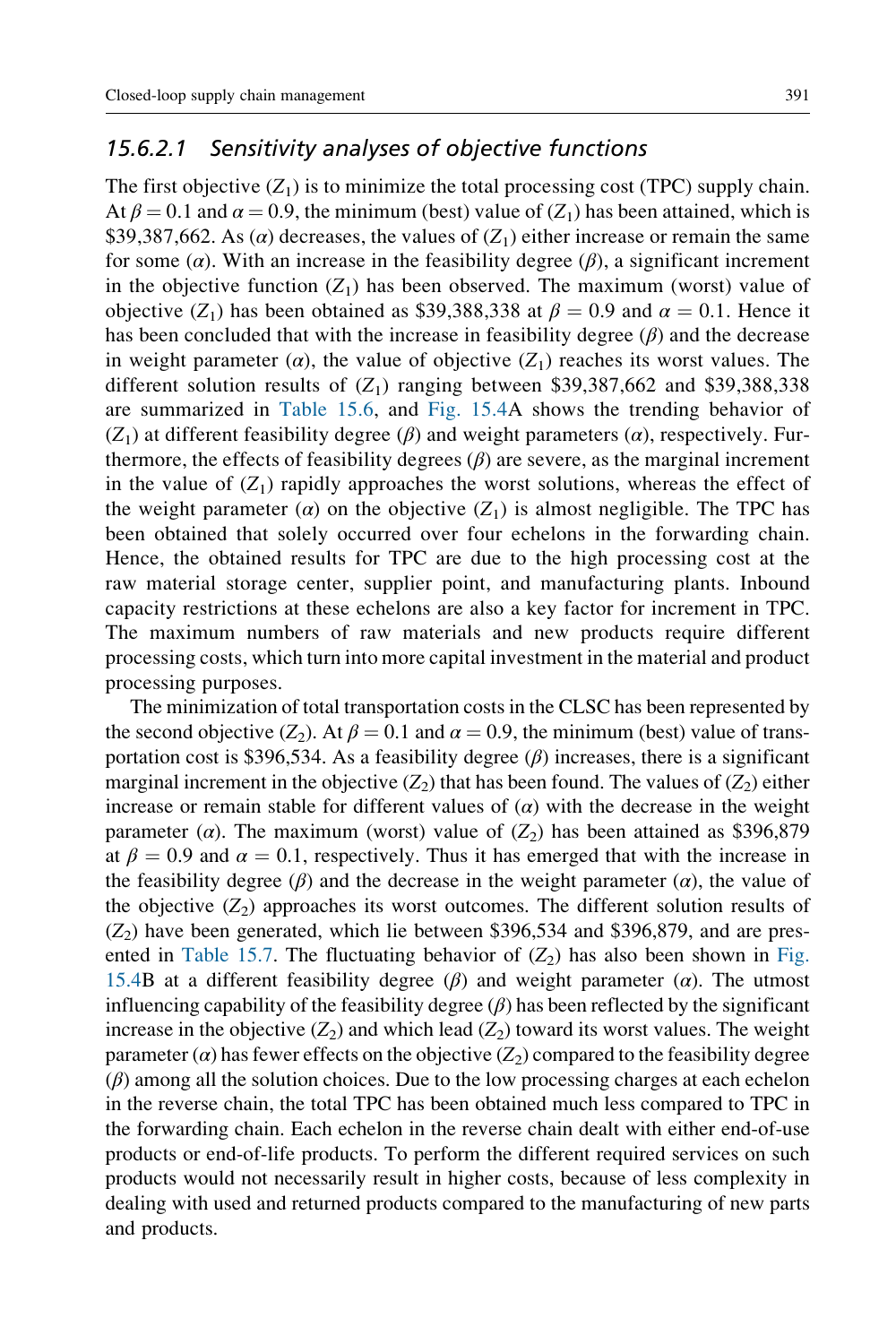#### 15.6.2.1 Sensitivity analyses of objective functions

The first objective ($Z_1$) is to minimize the total processing cost (TPC) supply chain. At $\beta = 0.1$ and $\alpha = 0.9$, the minimum (best) value of ($Z_1$) has been attained, which is \$39,387,662. As ($\alpha$) decreases, the values of ($Z_1$) either increase or remain the same for some ($\alpha$). With an increase in the feasibility degree ($\beta$), a significant increment in the objective function ($Z_1$) has been observed. The maximum (worst) value of objective ($Z_1$) has been obtained as \$39,388,338 at $\beta = 0.9$ and $\alpha = 0.1$. Hence it has been concluded that with the increase in feasibility degree ($\beta$) and the decrease in weight parameter ($\alpha$), the value of objective ($Z_1$) reaches its worst values. The different solution results of ($Z_1$) ranging between \$39,387,662 and \$39,388,338 are summarized in Table 15.6, and Fig. 15.4A shows the trending behavior of ($Z_1$) at different feasibility degree ($\beta$) and weight parameters ($\alpha$), respectively. Furthermore, the effects of feasibility degrees ($\beta$) are severe, as the marginal increment in the value of ($Z_1$) rapidly approaches the worst solutions, whereas the effect of the weight parameter ($\alpha$) on the objective ($Z_1$) is almost negligible. The TPC has been obtained that solely occurred over four echelons in the forwarding chain. Hence, the obtained results for TPC are due to the high processing cost at the raw material storage center, supplier point, and manufacturing plants. Inbound capacity restrictions at these echelons are also a key factor for increment in TPC. The maximum numbers of raw materials and new products require different processing costs, which turn into more capital investment in the material and product processing purposes.

The minimization of total transportation costs in the CLSC has been represented by the second objective ($Z_2$). At $\beta = 0.1$ and $\alpha = 0.9$, the minimum (best) value of transportation cost is \$396,534. As a feasibility degree ($\beta$) increases, there is a significant marginal increment in the objective ($Z_2$) that has been found. The values of ($Z_2$) either increase or remain stable for different values of ($\alpha$) with the decrease in the weight parameter ($\alpha$). The maximum (worst) value of ($Z_2$) has been attained as \$396,879 at $\beta = 0.9$ and $\alpha = 0.1$, respectively. Thus it has emerged that with the increase in the feasibility degree ($\beta$) and the decrease in the weight parameter ($\alpha$), the value of the objective ($Z_2$) approaches its worst outcomes. The different solution results of ($Z_2$) have been generated, which lie between \$396,534 and \$396,879, and are presented in Table 15.7. The fluctuating behavior of ($Z_2$) has also been shown in Fig. 15.4B at a different feasibility degree ($\beta$) and weight parameter ($\alpha$). The utmost influencing capability of the feasibility degree ($\beta$) has been reflected by the significant increase in the objective ($Z_2$) and which lead ($Z_2$) toward its worst values. The weight parameter ($\alpha$) has fewer effects on the objective ($Z_2$) compared to the feasibility degree ($\beta$) among all the solution choices. Due to the low processing charges at each echelon in the reverse chain, the total TPC has been obtained much less compared to TPC in the forwarding chain. Each echelon in the reverse chain dealt with either end-of-use products or end-of-life products. To perform the different required services on such products would not necessarily result in higher costs, because of less complexity in dealing with used and returned products compared to the manufacturing of new parts and products.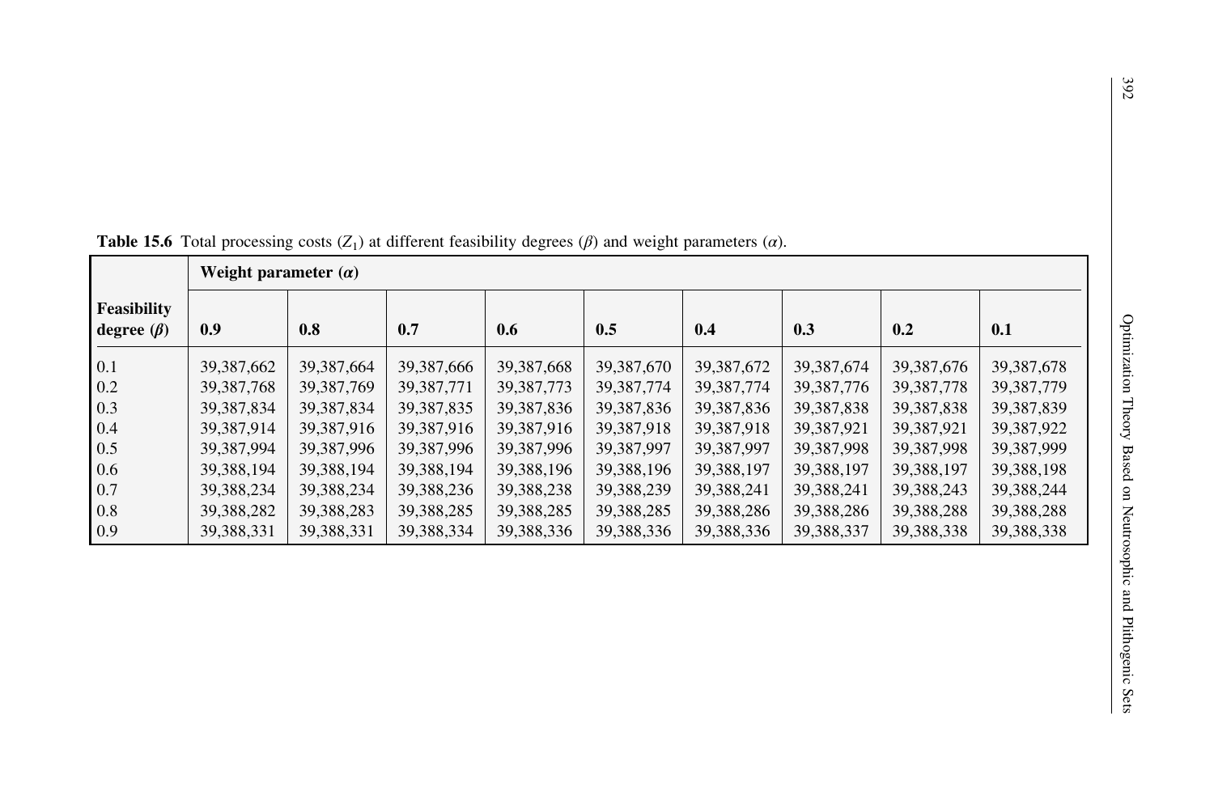**Table 15.6** Total processing costs ($Z_1$) at different feasibility degrees ($\beta$) and weight parameters ($\alpha$).

| Feasibility degree ($\beta$) | Weight parameter ($\alpha$) | | | | | | | | |
|---|---|---|---|---|---|---|---|---|---|
| | **0.9** | **0.8** | **0.7** | **0.6** | **0.5** | **0.4** | **0.3** | **0.2** | **0.1** |
| 0.1 | 39,387,662 | 39,387,664 | 39,387,666 | 39,387,668 | 39,387,670 | 39,387,672 | 39,387,674 | 39,387,676 | 39,387,678 |
| 0.2 | 39,387,768 | 39,387,769 | 39,387,771 | 39,387,773 | 39,387,774 | 39,387,774 | 39,387,776 | 39,387,778 | 39,387,779 |
| 0.3 | 39,387,834 | 39,387,834 | 39,387,835 | 39,387,836 | 39,387,836 | 39,387,836 | 39,387,838 | 39,387,838 | 39,387,839 |
| 0.4 | 39,387,914 | 39,387,916 | 39,387,916 | 39,387,916 | 39,387,918 | 39,387,918 | 39,387,921 | 39,387,921 | 39,387,922 |
| 0.5 | 39,387,994 | 39,387,996 | 39,387,996 | 39,387,996 | 39,387,997 | 39,387,997 | 39,387,998 | 39,387,998 | 39,387,999 |
| 0.6 | 39,388,194 | 39,388,194 | 39,388,194 | 39,388,196 | 39,388,196 | 39,388,197 | 39,388,197 | 39,388,197 | 39,388,198 |
| 0.7 | 39,388,234 | 39,388,234 | 39,388,236 | 39,388,238 | 39,388,239 | 39,388,241 | 39,388,241 | 39,388,243 | 39,388,244 |
| 0.8 | 39,388,282 | 39,388,283 | 39,388,285 | 39,388,285 | 39,388,285 | 39,388,286 | 39,388,286 | 39,388,288 | 39,388,288 |
| 0.9 | 39,388,331 | 39,388,331 | 39,388,334 | 39,388,336 | 39,388,336 | 39,388,336 | 39,388,337 | 39,388,338 | 39,388,338 |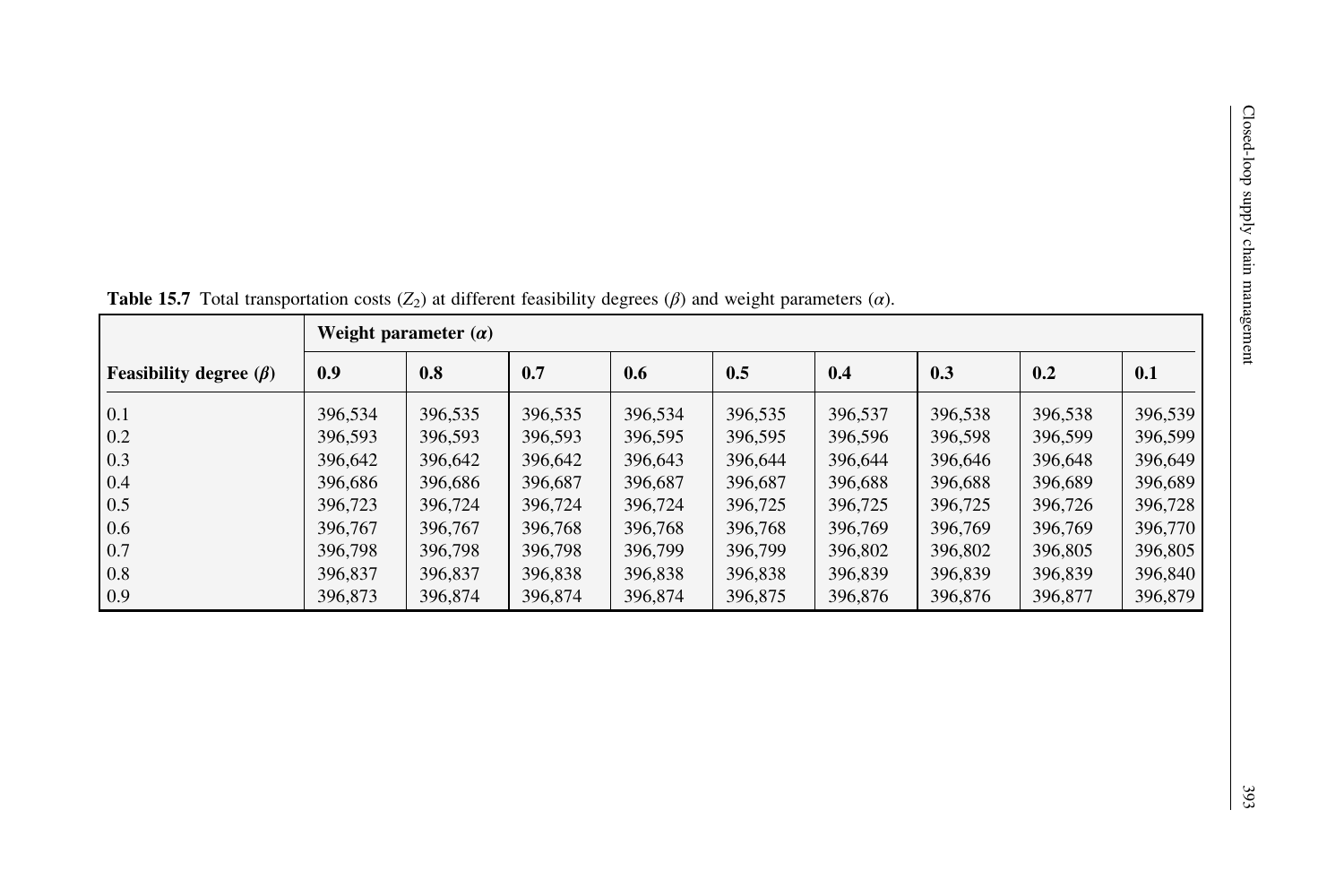**Table 15.7** Total transportation costs ($Z_2$) at different feasibility degrees ($\beta$) and weight parameters ($\alpha$).

| | **Weight parameter ($\alpha$)** | | | | | | | | |
|---|---|---|---|---|---|---|---|---|---|
| **Feasibility degree ($\beta$)** | **0.9** | **0.8** | **0.7** | **0.6** | **0.5** | **0.4** | **0.3** | **0.2** | **0.1** |
| 0.1 | 396,534 | 396,535 | 396,535 | 396,534 | 396,535 | 396,537 | 396,538 | 396,538 | 396,539 |
| 0.2 | 396,593 | 396,593 | 396,593 | 396,595 | 396,595 | 396,596 | 396,598 | 396,599 | 396,599 |
| 0.3 | 396,642 | 396,642 | 396,642 | 396,643 | 396,644 | 396,644 | 396,646 | 396,648 | 396,649 |
| 0.4 | 396,686 | 396,686 | 396,687 | 396,687 | 396,687 | 396,688 | 396,688 | 396,689 | 396,689 |
| 0.5 | 396,723 | 396,724 | 396,724 | 396,724 | 396,725 | 396,725 | 396,725 | 396,726 | 396,728 |
| 0.6 | 396,767 | 396,767 | 396,768 | 396,768 | 396,768 | 396,769 | 396,769 | 396,769 | 396,770 |
| 0.7 | 396,798 | 396,798 | 396,798 | 396,799 | 396,799 | 396,802 | 396,802 | 396,805 | 396,805 |
| 0.8 | 396,837 | 396,837 | 396,838 | 396,838 | 396,838 | 396,839 | 396,839 | 396,839 | 396,840 |
| 0.9 | 396,873 | 396,874 | 396,874 | 396,874 | 396,875 | 396,876 | 396,876 | 396,877 | 396,879 |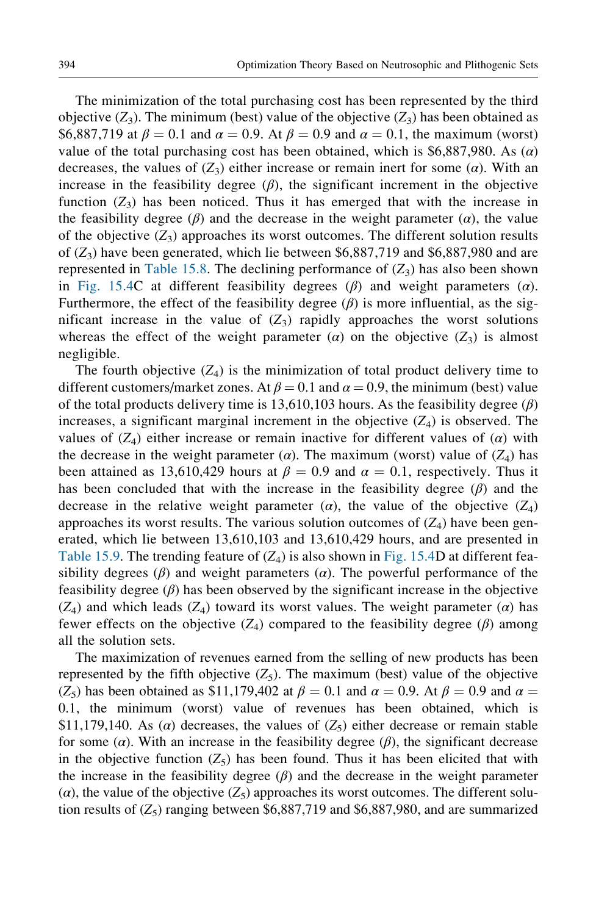The minimization of the total purchasing cost has been represented by the third objective ($Z_3$). The minimum (best) value of the objective ($Z_3$) has been obtained as \$6,887,719 at $\beta = 0.1$ and $\alpha = 0.9$. At $\beta = 0.9$ and $\alpha = 0.1$, the maximum (worst) value of the total purchasing cost has been obtained, which is \$6,887,980. As ($\alpha$) decreases, the values of ($Z_3$) either increase or remain inert for some ($\alpha$). With an increase in the feasibility degree ($\beta$), the significant increment in the objective function ($Z_3$) has been noticed. Thus it has emerged that with the increase in the feasibility degree ($\beta$) and the decrease in the weight parameter ($\alpha$), the value of the objective ($Z_3$) approaches its worst outcomes. The different solution results of ($Z_3$) have been generated, which lie between \$6,887,719 and \$6,887,980 and are represented in Table 15.8. The declining performance of ($Z_3$) has also been shown in Fig. 15.4C at different feasibility degrees ($\beta$) and weight parameters ($\alpha$). Furthermore, the effect of the feasibility degree ($\beta$) is more influential, as the significant increase in the value of ($Z_3$) rapidly approaches the worst solutions whereas the effect of the weight parameter ($\alpha$) on the objective ($Z_3$) is almost negligible.

The fourth objective ($Z_4$) is the minimization of total product delivery time to different customers/market zones. At $\beta = 0.1$ and $\alpha = 0.9$, the minimum (best) value of the total products delivery time is 13,610,103 hours. As the feasibility degree ($\beta$) increases, a significant marginal increment in the objective ($Z_4$) is observed. The values of ($Z_4$) either increase or remain inactive for different values of ($\alpha$) with the decrease in the weight parameter ($\alpha$). The maximum (worst) value of ($Z_4$) has been attained as 13,610,429 hours at $\beta = 0.9$ and $\alpha = 0.1$, respectively. Thus it has been concluded that with the increase in the feasibility degree ($\beta$) and the decrease in the relative weight parameter ($\alpha$), the value of the objective ($Z_4$) approaches its worst results. The various solution outcomes of ($Z_4$) have been generated, which lie between 13,610,103 and 13,610,429 hours, and are presented in Table 15.9. The trending feature of ($Z_4$) is also shown in Fig. 15.4D at different feasibility degrees ($\beta$) and weight parameters ($\alpha$). The powerful performance of the feasibility degree ($\beta$) has been observed by the significant increase in the objective ($Z_4$) and which leads ($Z_4$) toward its worst values. The weight parameter ($\alpha$) has fewer effects on the objective ($Z_4$) compared to the feasibility degree ($\beta$) among all the solution sets.

The maximization of revenues earned from the selling of new products has been represented by the fifth objective ($Z_5$). The maximum (best) value of the objective ($Z_5$) has been obtained as \$11,179,402 at $\beta = 0.1$ and $\alpha = 0.9$. At $\beta = 0.9$ and $\alpha = 0.1$, the minimum (worst) value of revenues has been obtained, which is \$11,179,140. As ($\alpha$) decreases, the values of ($Z_5$) either decrease or remain stable for some ($\alpha$). With an increase in the feasibility degree ($\beta$), the significant decrease in the objective function ($Z_5$) has been found. Thus it has been elicited that with the increase in the feasibility degree ($\beta$) and the decrease in the weight parameter ($\alpha$), the value of the objective ($Z_5$) approaches its worst outcomes. The different solution results of ($Z_5$) ranging between \$6,887,719 and \$6,887,980, and are summarized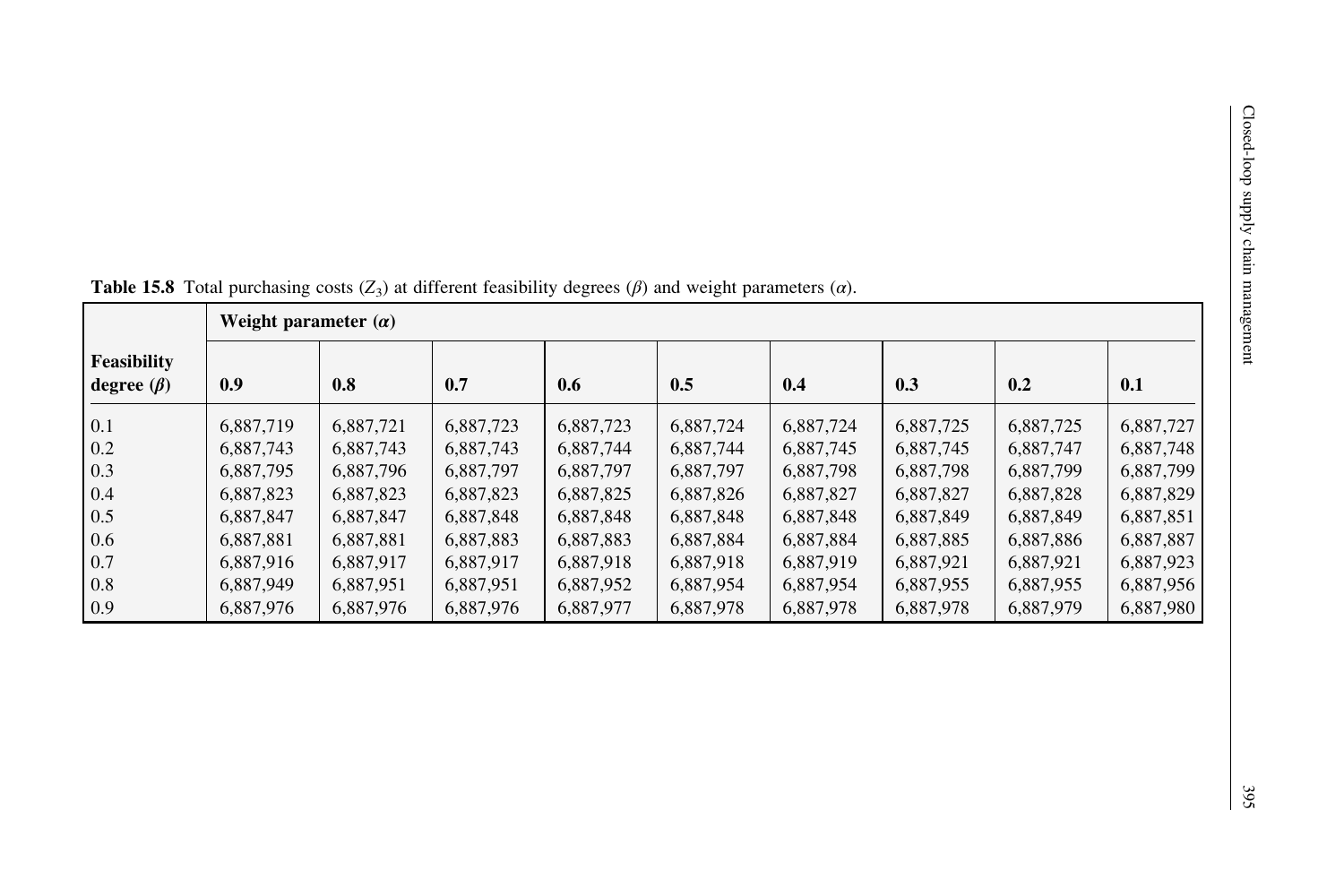**Table 15.8** Total purchasing costs ($Z_3$) at different feasibility degrees ($\beta$) and weight parameters ($\alpha$).

| Feasibility degree ($\beta$) | Weight parameter ($\alpha$) | | | | | | | | |
|---|---|---|---|---|---|---|---|---|---|
| | **0.9** | **0.8** | **0.7** | **0.6** | **0.5** | **0.4** | **0.3** | **0.2** | **0.1** |
| 0.1 | 6,887,719 | 6,887,721 | 6,887,723 | 6,887,723 | 6,887,724 | 6,887,724 | 6,887,725 | 6,887,725 | 6,887,727 |
| 0.2 | 6,887,743 | 6,887,743 | 6,887,743 | 6,887,744 | 6,887,744 | 6,887,745 | 6,887,745 | 6,887,747 | 6,887,748 |
| 0.3 | 6,887,795 | 6,887,796 | 6,887,797 | 6,887,797 | 6,887,797 | 6,887,798 | 6,887,798 | 6,887,799 | 6,887,799 |
| 0.4 | 6,887,823 | 6,887,823 | 6,887,823 | 6,887,825 | 6,887,826 | 6,887,827 | 6,887,827 | 6,887,828 | 6,887,829 |
| 0.5 | 6,887,847 | 6,887,847 | 6,887,848 | 6,887,848 | 6,887,848 | 6,887,848 | 6,887,849 | 6,887,849 | 6,887,851 |
| 0.6 | 6,887,881 | 6,887,881 | 6,887,883 | 6,887,883 | 6,887,884 | 6,887,884 | 6,887,885 | 6,887,886 | 6,887,887 |
| 0.7 | 6,887,916 | 6,887,917 | 6,887,917 | 6,887,918 | 6,887,918 | 6,887,919 | 6,887,921 | 6,887,921 | 6,887,923 |
| 0.8 | 6,887,949 | 6,887,951 | 6,887,951 | 6,887,952 | 6,887,954 | 6,887,954 | 6,887,955 | 6,887,955 | 6,887,956 |
| 0.9 | 6,887,976 | 6,887,976 | 6,887,976 | 6,887,977 | 6,887,978 | 6,887,978 | 6,887,978 | 6,887,979 | 6,887,980 |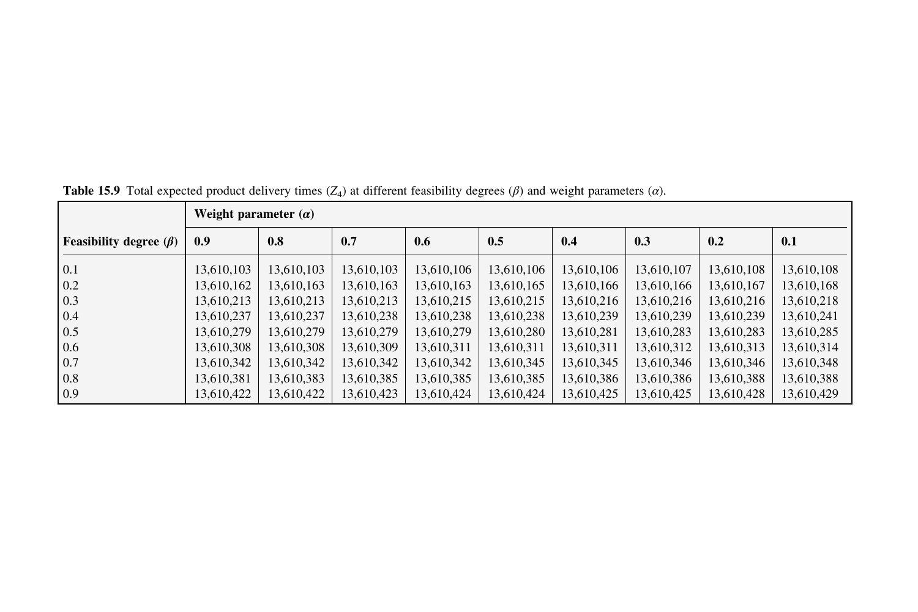**Table 15.9** Total expected product delivery times ($Z_4$) at different feasibility degrees ($\beta$) and weight parameters ($\alpha$).

| | **Weight parameter ($\alpha$)** | | | | | | | | |
|---|---|---|---|---|---|---|---|---|---|
| **Feasibility degree ($\beta$)** | **0.9** | **0.8** | **0.7** | **0.6** | **0.5** | **0.4** | **0.3** | **0.2** | **0.1** |
| 0.1 | 13,610,103 | 13,610,103 | 13,610,103 | 13,610,106 | 13,610,106 | 13,610,106 | 13,610,107 | 13,610,108 | 13,610,108 |
| 0.2 | 13,610,162 | 13,610,163 | 13,610,163 | 13,610,163 | 13,610,165 | 13,610,166 | 13,610,166 | 13,610,167 | 13,610,168 |
| 0.3 | 13,610,213 | 13,610,213 | 13,610,213 | 13,610,215 | 13,610,215 | 13,610,216 | 13,610,216 | 13,610,216 | 13,610,218 |
| 0.4 | 13,610,237 | 13,610,237 | 13,610,238 | 13,610,238 | 13,610,238 | 13,610,239 | 13,610,239 | 13,610,239 | 13,610,241 |
| 0.5 | 13,610,279 | 13,610,279 | 13,610,279 | 13,610,279 | 13,610,280 | 13,610,281 | 13,610,283 | 13,610,283 | 13,610,285 |
| 0.6 | 13,610,308 | 13,610,308 | 13,610,309 | 13,610,311 | 13,610,311 | 13,610,311 | 13,610,312 | 13,610,313 | 13,610,314 |
| 0.7 | 13,610,342 | 13,610,342 | 13,610,342 | 13,610,342 | 13,610,345 | 13,610,345 | 13,610,346 | 13,610,346 | 13,610,348 |
| 0.8 | 13,610,381 | 13,610,383 | 13,610,385 | 13,610,385 | 13,610,385 | 13,610,386 | 13,610,386 | 13,610,388 | 13,610,388 |
| 0.9 | 13,610,422 | 13,610,422 | 13,610,423 | 13,610,424 | 13,610,424 | 13,610,425 | 13,610,425 | 13,610,428 | 13,610,429 |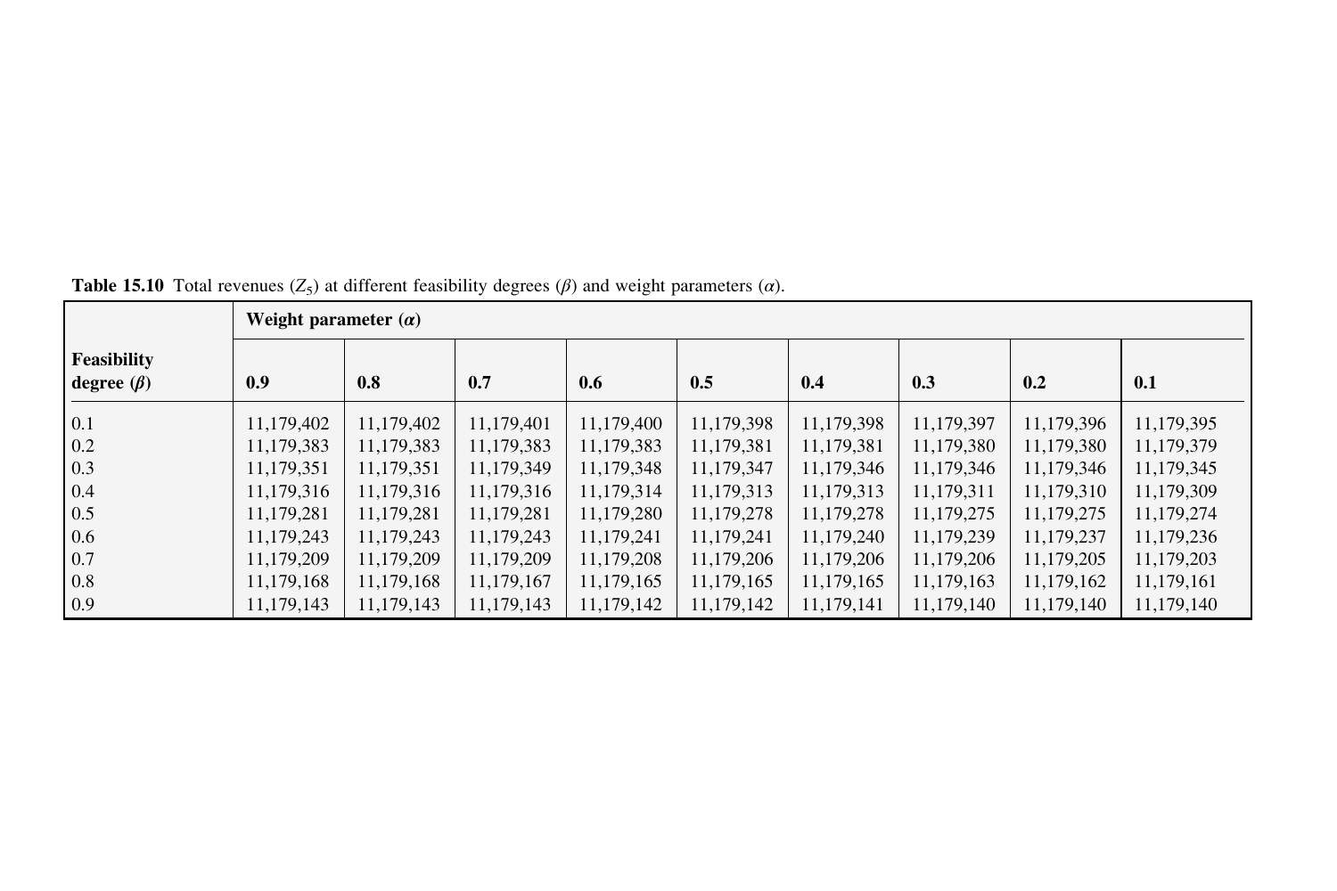**Table 15.10** Total revenues ($Z_5$) at different feasibility degrees ($\beta$) and weight parameters ($\alpha$).

| Feasibility degree ($\beta$) | Weight parameter ($\alpha$) | | | | | | | | |
|---|---|---|---|---|---|---|---|---|---|
| | **0.9** | **0.8** | **0.7** | **0.6** | **0.5** | **0.4** | **0.3** | **0.2** | **0.1** |
| 0.1 | 11,179,402 | 11,179,402 | 11,179,401 | 11,179,400 | 11,179,398 | 11,179,398 | 11,179,397 | 11,179,396 | 11,179,395 |
| 0.2 | 11,179,383 | 11,179,383 | 11,179,383 | 11,179,383 | 11,179,381 | 11,179,381 | 11,179,380 | 11,179,380 | 11,179,379 |
| 0.3 | 11,179,351 | 11,179,351 | 11,179,349 | 11,179,348 | 11,179,347 | 11,179,346 | 11,179,346 | 11,179,346 | 11,179,345 |
| 0.4 | 11,179,316 | 11,179,316 | 11,179,316 | 11,179,314 | 11,179,313 | 11,179,313 | 11,179,311 | 11,179,310 | 11,179,309 |
| 0.5 | 11,179,281 | 11,179,281 | 11,179,281 | 11,179,280 | 11,179,278 | 11,179,278 | 11,179,275 | 11,179,275 | 11,179,274 |
| 0.6 | 11,179,243 | 11,179,243 | 11,179,243 | 11,179,241 | 11,179,241 | 11,179,240 | 11,179,239 | 11,179,237 | 11,179,236 |
| 0.7 | 11,179,209 | 11,179,209 | 11,179,209 | 11,179,208 | 11,179,206 | 11,179,206 | 11,179,206 | 11,179,205 | 11,179,203 |
| 0.8 | 11,179,168 | 11,179,168 | 11,179,167 | 11,179,165 | 11,179,165 | 11,179,165 | 11,179,163 | 11,179,162 | 11,179,161 |
| 0.9 | 11,179,143 | 11,179,143 | 11,179,143 | 11,179,142 | 11,179,142 | 11,179,141 | 11,179,140 | 11,179,140 | 11,179,140 |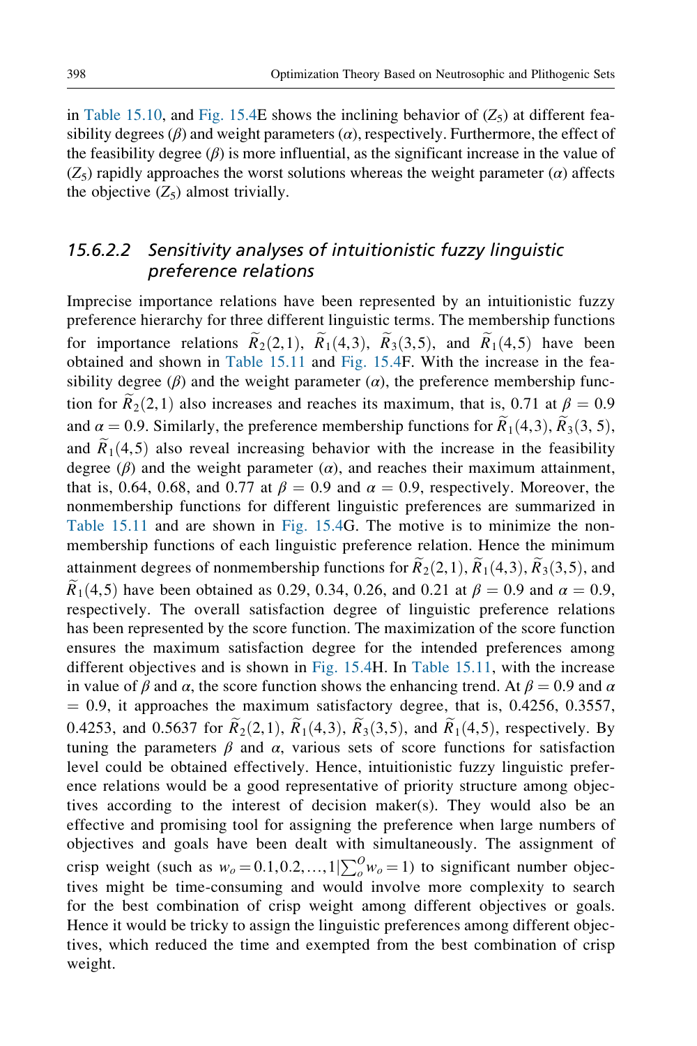in Table 15.10, and Fig. 15.4E shows the inclining behavior of ($Z_5$) at different feasibility degrees ($\beta$) and weight parameters ($\alpha$), respectively. Furthermore, the effect of the feasibility degree ($\beta$) is more influential, as the significant increase in the value of ($Z_5$) rapidly approaches the worst solutions whereas the weight parameter ($\alpha$) affects the objective ($Z_5$) almost trivially.

#### 15.6.2.2 Sensitivity analyses of intuitionistic fuzzy linguistic preference relations

Imprecise importance relations have been represented by an intuitionistic fuzzy preference hierarchy for three different linguistic terms. The membership functions for importance relations $\widetilde{R}_2(2,1)$, $\widetilde{R}_1(4,3)$, $\widetilde{R}_3(3,5)$, and $\widetilde{R}_1(4,5)$ have been obtained and shown in Table 15.11 and Fig. 15.4F. With the increase in the feasibility degree ($\beta$) and the weight parameter ($\alpha$), the preference membership function for $\widetilde{R}_2(2,1)$ also increases and reaches its maximum, that is, 0.71 at $\beta = 0.9$ and $\alpha = 0.9$. Similarly, the preference membership functions for $\widetilde{R}_1(4,3)$, $\widetilde{R}_3(3,5)$, and $\widetilde{R}_1(4,5)$ also reveal increasing behavior with the increase in the feasibility degree ($\beta$) and the weight parameter ($\alpha$), and reaches their maximum attainment, that is, 0.64, 0.68, and 0.77 at $\beta = 0.9$ and $\alpha = 0.9$, respectively. Moreover, the nonmembership functions for different linguistic preferences are summarized in Table 15.11 and are shown in Fig. 15.4G. The motive is to minimize the nonmembership functions of each linguistic preference relation. Hence the minimum attainment degrees of nonmembership functions for $\widetilde{R}_2(2,1)$, $\widetilde{R}_1(4,3)$, $\widetilde{R}_3(3,5)$, and $\widetilde{R}_1(4,5)$ have been obtained as 0.29, 0.34, 0.26, and 0.21 at $\beta = 0.9$ and $\alpha = 0.9$, respectively. The overall satisfaction degree of linguistic preference relations has been represented by the score function. The maximization of the score function ensures the maximum satisfaction degree for the intended preferences among different objectives and is shown in Fig. 15.4H. In Table 15.11, with the increase in value of $\beta$ and $\alpha$, the score function shows the enhancing trend. At $\beta = 0.9$ and $\alpha = 0.9$, it approaches the maximum satisfactory degree, that is, 0.4256, 0.3557, 0.4253, and 0.5637 for $\widetilde{R}_2(2,1)$, $\widetilde{R}_1(4,3)$, $\widetilde{R}_3(3,5)$, and $\widetilde{R}_1(4,5)$, respectively. By tuning the parameters $\beta$ and $\alpha$, various sets of score functions for satisfaction level could be obtained effectively. Hence, intuitionistic fuzzy linguistic preference relations would be a good representative of priority structure among objectives according to the interest of decision maker(s). They would also be an effective and promising tool for assigning the preference when large numbers of objectives and goals have been dealt with simultaneously. The assignment of crisp weight (such as $w_o = 0.1, 0.2, \ldots, 1 | \sum_o^O w_o = 1$) to significant number objectives might be time-consuming and would involve more complexity to search for the best combination of crisp weight among different objectives or goals. Hence it would be tricky to assign the linguistic preferences among different objectives, which reduced the time and exempted from the best combination of crisp weight.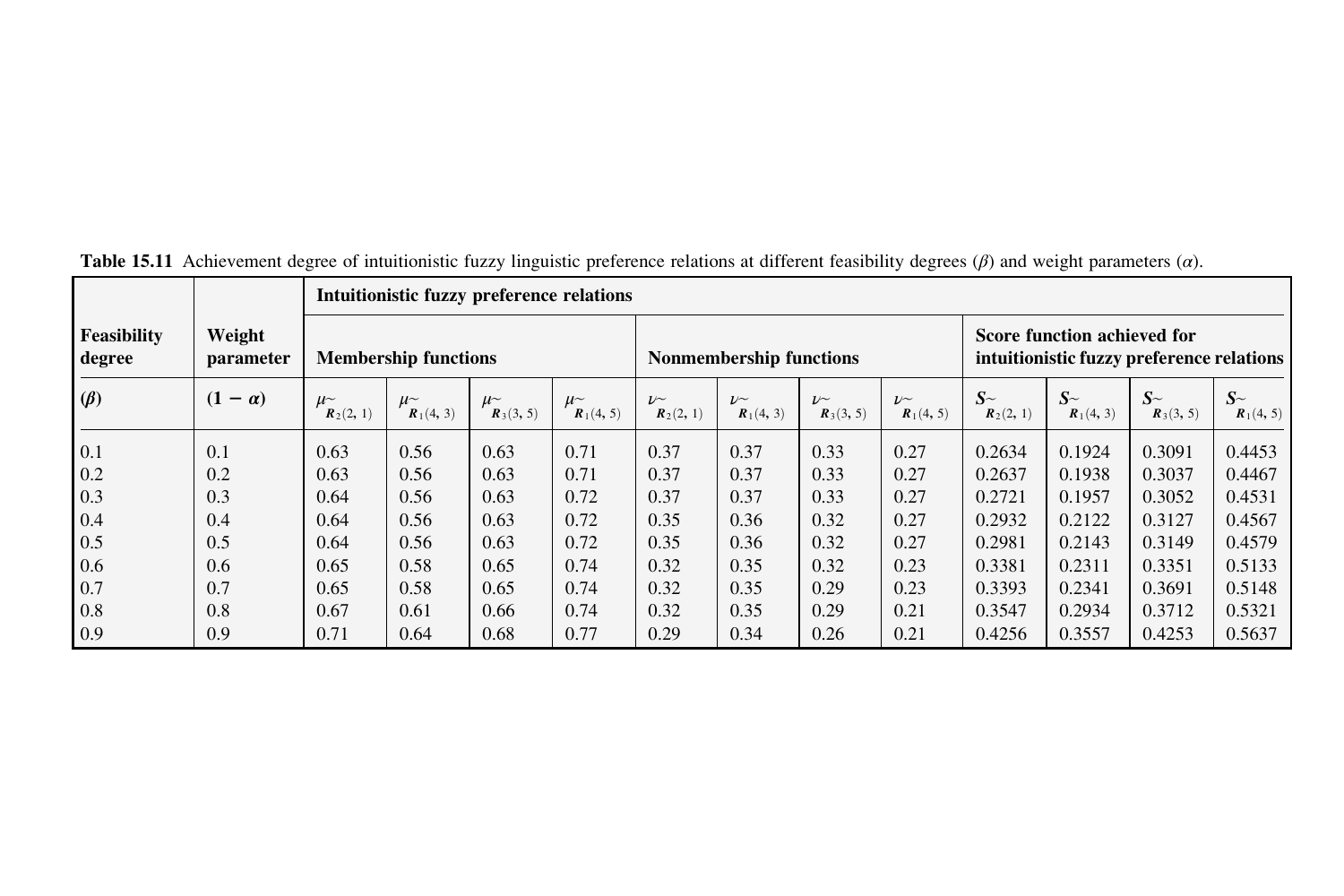**Table 15.11** Achievement degree of intuitionistic fuzzy linguistic preference relations at different feasibility degrees ($\beta$) and weight parameters ($\alpha$).

| | | **Intuitionistic fuzzy preference relations** | | | | | | | | | | | |
|---|---|---|---|---|---|---|---|---|---|---|---|---|---|
| **Feasibility degree** | **Weight parameter** | **Membership functions** | | | | **Nonmembership functions** | | | | **Score function achieved for intuitionistic fuzzy preference relations** | | | |
| **($\beta$)** | **$(1-\alpha)$** | $\mu_{\tilde{R}_2(2,1)}$ | $\mu_{\tilde{R}_1(4,3)}$ | $\mu_{\tilde{R}_3(3,5)}$ | $\mu_{\tilde{R}_1(4,5)}$ | $\nu_{\tilde{R}_2(2,1)}$ | $\nu_{\tilde{R}_1(4,3)}$ | $\nu_{\tilde{R}_3(3,5)}$ | $\nu_{\tilde{R}_1(4,5)}$ | $S_{\tilde{R}_2(2,1)}$ | $S_{\tilde{R}_1(4,3)}$ | $S_{\tilde{R}_3(3,5)}$ | $S_{\tilde{R}_1(4,5)}$ |
| 0.1 | 0.1 | 0.63 | 0.56 | 0.63 | 0.71 | 0.37 | 0.37 | 0.33 | 0.27 | 0.2634 | 0.1924 | 0.3091 | 0.4453 |
| 0.2 | 0.2 | 0.63 | 0.56 | 0.63 | 0.71 | 0.37 | 0.37 | 0.33 | 0.27 | 0.2637 | 0.1938 | 0.3037 | 0.4467 |
| 0.3 | 0.3 | 0.64 | 0.56 | 0.63 | 0.72 | 0.37 | 0.37 | 0.33 | 0.27 | 0.2721 | 0.1957 | 0.3052 | 0.4531 |
| 0.4 | 0.4 | 0.64 | 0.56 | 0.63 | 0.72 | 0.35 | 0.36 | 0.32 | 0.27 | 0.2932 | 0.2122 | 0.3127 | 0.4567 |
| 0.5 | 0.5 | 0.64 | 0.56 | 0.63 | 0.72 | 0.35 | 0.36 | 0.32 | 0.27 | 0.2981 | 0.2143 | 0.3149 | 0.4579 |
| 0.6 | 0.6 | 0.65 | 0.58 | 0.65 | 0.74 | 0.32 | 0.35 | 0.32 | 0.23 | 0.3381 | 0.2311 | 0.3351 | 0.5133 |
| 0.7 | 0.7 | 0.65 | 0.58 | 0.65 | 0.74 | 0.32 | 0.35 | 0.29 | 0.23 | 0.3393 | 0.2341 | 0.3691 | 0.5148 |
| 0.8 | 0.8 | 0.67 | 0.61 | 0.66 | 0.74 | 0.32 | 0.35 | 0.29 | 0.21 | 0.3547 | 0.2934 | 0.3712 | 0.5321 |
| 0.9 | 0.9 | 0.71 | 0.64 | 0.68 | 0.77 | 0.29 | 0.34 | 0.26 | 0.21 | 0.4256 | 0.3557 | 0.4253 | 0.5637 |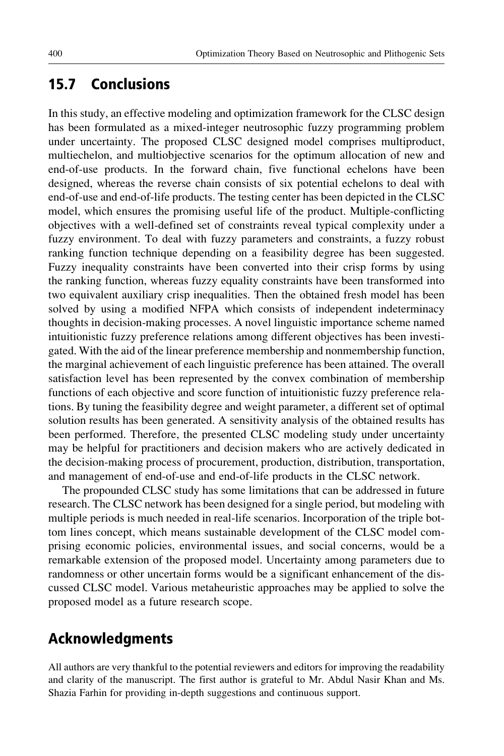## 15.7 Conclusions

In this study, an effective modeling and optimization framework for the CLSC design has been formulated as a mixed-integer neutrosophic fuzzy programming problem under uncertainty. The proposed CLSC designed model comprises multiproduct, multiechelon, and multiobjective scenarios for the optimum allocation of new and end-of-use products. In the forward chain, five functional echelons have been designed, whereas the reverse chain consists of six potential echelons to deal with end-of-use and end-of-life products. The testing center has been depicted in the CLSC model, which ensures the promising useful life of the product. Multiple-conflicting objectives with a well-defined set of constraints reveal typical complexity under a fuzzy environment. To deal with fuzzy parameters and constraints, a fuzzy robust ranking function technique depending on a feasibility degree has been suggested. Fuzzy inequality constraints have been converted into their crisp forms by using the ranking function, whereas fuzzy equality constraints have been transformed into two equivalent auxiliary crisp inequalities. Then the obtained fresh model has been solved by using a modified NFPA which consists of independent indeterminacy thoughts in decision-making processes. A novel linguistic importance scheme named intuitionistic fuzzy preference relations among different objectives has been investigated. With the aid of the linear preference membership and nonmembership function, the marginal achievement of each linguistic preference has been attained. The overall satisfaction level has been represented by the convex combination of membership functions of each objective and score function of intuitionistic fuzzy preference relations. By tuning the feasibility degree and weight parameter, a different set of optimal solution results has been generated. A sensitivity analysis of the obtained results has been performed. Therefore, the presented CLSC modeling study under uncertainty may be helpful for practitioners and decision makers who are actively dedicated in the decision-making process of procurement, production, distribution, transportation, and management of end-of-use and end-of-life products in the CLSC network.

The propounded CLSC study has some limitations that can be addressed in future research. The CLSC network has been designed for a single period, but modeling with multiple periods is much needed in real-life scenarios. Incorporation of the triple bottom lines concept, which means sustainable development of the CLSC model comprising economic policies, environmental issues, and social concerns, would be a remarkable extension of the proposed model. Uncertainty among parameters due to randomness or other uncertain forms would be a significant enhancement of the discussed CLSC model. Various metaheuristic approaches may be applied to solve the proposed model as a future research scope.

## Acknowledgments

All authors are very thankful to the potential reviewers and editors for improving the readability and clarity of the manuscript. The first author is grateful to Mr. Abdul Nasir Khan and Ms. Shazia Farhin for providing in-depth suggestions and continuous support.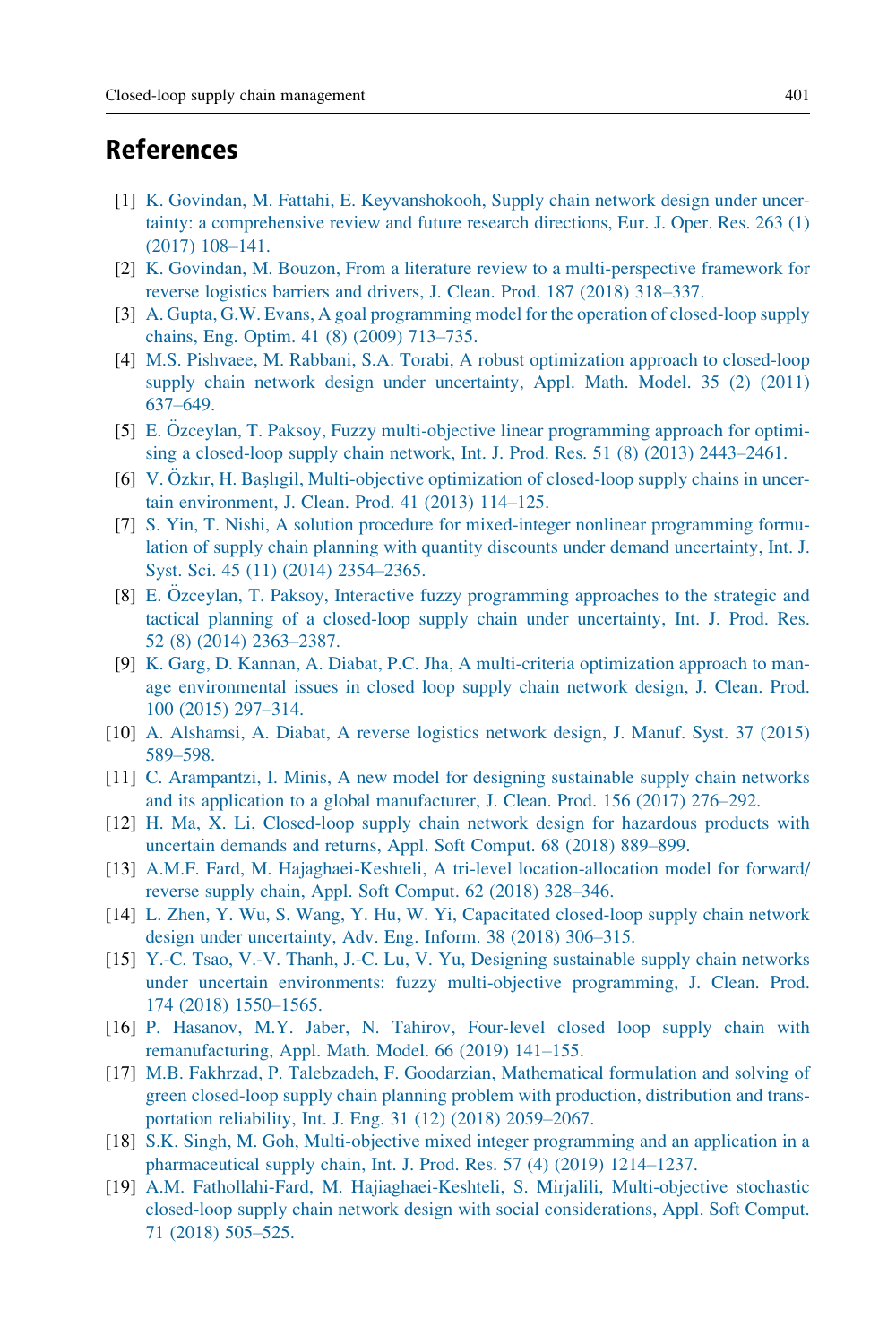## References

[1] K. Govindan, M. Fattahi, E. Keyvanshokooh, Supply chain network design under uncertainty: a comprehensive review and future research directions, Eur. J. Oper. Res. 263 (1) (2017) 108–141.

[2] K. Govindan, M. Bouzon, From a literature review to a multi-perspective framework for reverse logistics barriers and drivers, J. Clean. Prod. 187 (2018) 318–337.

[3] A. Gupta, G.W. Evans, A goal programming model for the operation of closed-loop supply chains, Eng. Optim. 41 (8) (2009) 713–735.

[4] M.S. Pishvaee, M. Rabbani, S.A. Torabi, A robust optimization approach to closed-loop supply chain network design under uncertainty, Appl. Math. Model. 35 (2) (2011) 637–649.

[5] E. Özceylan, T. Paksoy, Fuzzy multi-objective linear programming approach for optimising a closed-loop supply chain network, Int. J. Prod. Res. 51 (8) (2013) 2443–2461.

[6] V. Özkır, H. Başlıgil, Multi-objective optimization of closed-loop supply chains in uncertain environment, J. Clean. Prod. 41 (2013) 114–125.

[7] S. Yin, T. Nishi, A solution procedure for mixed-integer nonlinear programming formulation of supply chain planning with quantity discounts under demand uncertainty, Int. J. Syst. Sci. 45 (11) (2014) 2354–2365.

[8] E. Özceylan, T. Paksoy, Interactive fuzzy programming approaches to the strategic and tactical planning of a closed-loop supply chain under uncertainty, Int. J. Prod. Res. 52 (8) (2014) 2363–2387.

[9] K. Garg, D. Kannan, A. Diabat, P.C. Jha, A multi-criteria optimization approach to manage environmental issues in closed loop supply chain network design, J. Clean. Prod. 100 (2015) 297–314.

[10] A. Alshamsi, A. Diabat, A reverse logistics network design, J. Manuf. Syst. 37 (2015) 589–598.

[11] C. Arampantzi, I. Minis, A new model for designing sustainable supply chain networks and its application to a global manufacturer, J. Clean. Prod. 156 (2017) 276–292.

[12] H. Ma, X. Li, Closed-loop supply chain network design for hazardous products with uncertain demands and returns, Appl. Soft Comput. 68 (2018) 889–899.

[13] A.M.F. Fard, M. Hajaghaei-Keshteli, A tri-level location-allocation model for forward/reverse supply chain, Appl. Soft Comput. 62 (2018) 328–346.

[14] L. Zhen, Y. Wu, S. Wang, Y. Hu, W. Yi, Capacitated closed-loop supply chain network design under uncertainty, Adv. Eng. Inform. 38 (2018) 306–315.

[15] Y.-C. Tsao, V.-V. Thanh, J.-C. Lu, V. Yu, Designing sustainable supply chain networks under uncertain environments: fuzzy multi-objective programming, J. Clean. Prod. 174 (2018) 1550–1565.

[16] P. Hasanov, M.Y. Jaber, N. Tahirov, Four-level closed loop supply chain with remanufacturing, Appl. Math. Model. 66 (2019) 141–155.

[17] M.B. Fakhrzad, P. Talebzadeh, F. Goodarzian, Mathematical formulation and solving of green closed-loop supply chain planning problem with production, distribution and transportation reliability, Int. J. Eng. 31 (12) (2018) 2059–2067.

[18] S.K. Singh, M. Goh, Multi-objective mixed integer programming and an application in a pharmaceutical supply chain, Int. J. Prod. Res. 57 (4) (2019) 1214–1237.

[19] A.M. Fathollahi-Fard, M. Hajiaghaei-Keshteli, S. Mirjalili, Multi-objective stochastic closed-loop supply chain network design with social considerations, Appl. Soft Comput. 71 (2018) 505–525.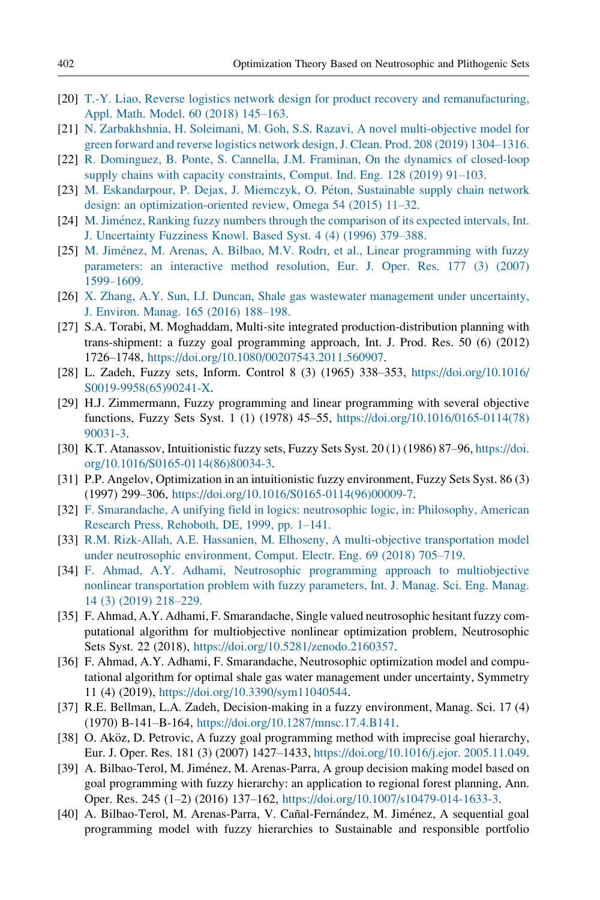[20] T.-Y. Liao, Reverse logistics network design for product recovery and remanufacturing, Appl. Math. Model. 60 (2018) 145–163.

[21] N. Zarbakhshnia, H. Soleimani, M. Goh, S.S. Razavi, A novel multi-objective model for green forward and reverse logistics network design, J. Clean. Prod. 208 (2019) 1304–1316.

[22] R. Dominguez, B. Ponte, S. Cannella, J.M. Framinan, On the dynamics of closed-loop supply chains with capacity constraints, Comput. Ind. Eng. 128 (2019) 91–103.

[23] M. Eskandarpour, P. Dejax, J. Miemczyk, O. Péton, Sustainable supply chain network design: an optimization-oriented review, Omega 54 (2015) 11–32.

[24] M. Jiménez, Ranking fuzzy numbers through the comparison of its expected intervals, Int. J. Uncertainty Fuzziness Knowl. Based Syst. 4 (4) (1996) 379–388.

[25] M. Jiménez, M. Arenas, A. Bilbao, M.V. Rodrı, et al., Linear programming with fuzzy parameters: an interactive method resolution, Eur. J. Oper. Res. 177 (3) (2007) 1599–1609.

[26] X. Zhang, A.Y. Sun, I.J. Duncan, Shale gas wastewater management under uncertainty, J. Environ. Manag. 165 (2016) 188–198.

[27] S.A. Torabi, M. Moghaddam, Multi-site integrated production-distribution planning with trans-shipment: a fuzzy goal programming approach, Int. J. Prod. Res. 50 (6) (2012) 1726–1748, https://doi.org/10.1080/00207543.2011.560907.

[28] L. Zadeh, Fuzzy sets, Inform. Control 8 (3) (1965) 338–353, https://doi.org/10.1016/S0019-9958(65)90241-X.

[29] H.J. Zimmermann, Fuzzy programming and linear programming with several objective functions, Fuzzy Sets Syst. 1 (1) (1978) 45–55, https://doi.org/10.1016/0165-0114(78)90031-3.

[30] K.T. Atanassov, Intuitionistic fuzzy sets, Fuzzy Sets Syst. 20 (1) (1986) 87–96, https://doi.org/10.1016/S0165-0114(86)80034-3.

[31] P.P. Angelov, Optimization in an intuitionistic fuzzy environment, Fuzzy Sets Syst. 86 (3) (1997) 299–306, https://doi.org/10.1016/S0165-0114(96)00009-7.

[32] F. Smarandache, A unifying field in logics: neutrosophic logic, in: Philosophy, American Research Press, Rehoboth, DE, 1999, pp. 1–141.

[33] R.M. Rizk-Allah, A.E. Hassanien, M. Elhoseny, A multi-objective transportation model under neutrosophic environment, Comput. Electr. Eng. 69 (2018) 705–719.

[34] F. Ahmad, A.Y. Adhami, Neutrosophic programming approach to multiobjective nonlinear transportation problem with fuzzy parameters, Int. J. Manag. Sci. Eng. Manag. 14 (3) (2019) 218–229.

[35] F. Ahmad, A.Y. Adhami, F. Smarandache, Single valued neutrosophic hesitant fuzzy computational algorithm for multiobjective nonlinear optimization problem, Neutrosophic Sets Syst. 22 (2018), https://doi.org/10.5281/zenodo.2160357.

[36] F. Ahmad, A.Y. Adhami, F. Smarandache, Neutrosophic optimization model and computational algorithm for optimal shale gas water management under uncertainty, Symmetry 11 (4) (2019), https://doi.org/10.3390/sym11040544.

[37] R.E. Bellman, L.A. Zadeh, Decision-making in a fuzzy environment, Manag. Sci. 17 (4) (1970) B-141–B-164, https://doi.org/10.1287/mnsc.17.4.B141.

[38] O. Aköz, D. Petrovic, A fuzzy goal programming method with imprecise goal hierarchy, Eur. J. Oper. Res. 181 (3) (2007) 1427–1433, https://doi.org/10.1016/j.ejor. 2005.11.049.

[39] A. Bilbao-Terol, M. Jiménez, M. Arenas-Parra, A group decision making model based on goal programming with fuzzy hierarchy: an application to regional forest planning, Ann. Oper. Res. 245 (1–2) (2016) 137–162, https://doi.org/10.1007/s10479-014-1633-3.

[40] A. Bilbao-Terol, M. Arenas-Parra, V. Cañal-Fernández, M. Jiménez, A sequential goal programming model with fuzzy hierarchies to Sustainable and responsible portfolio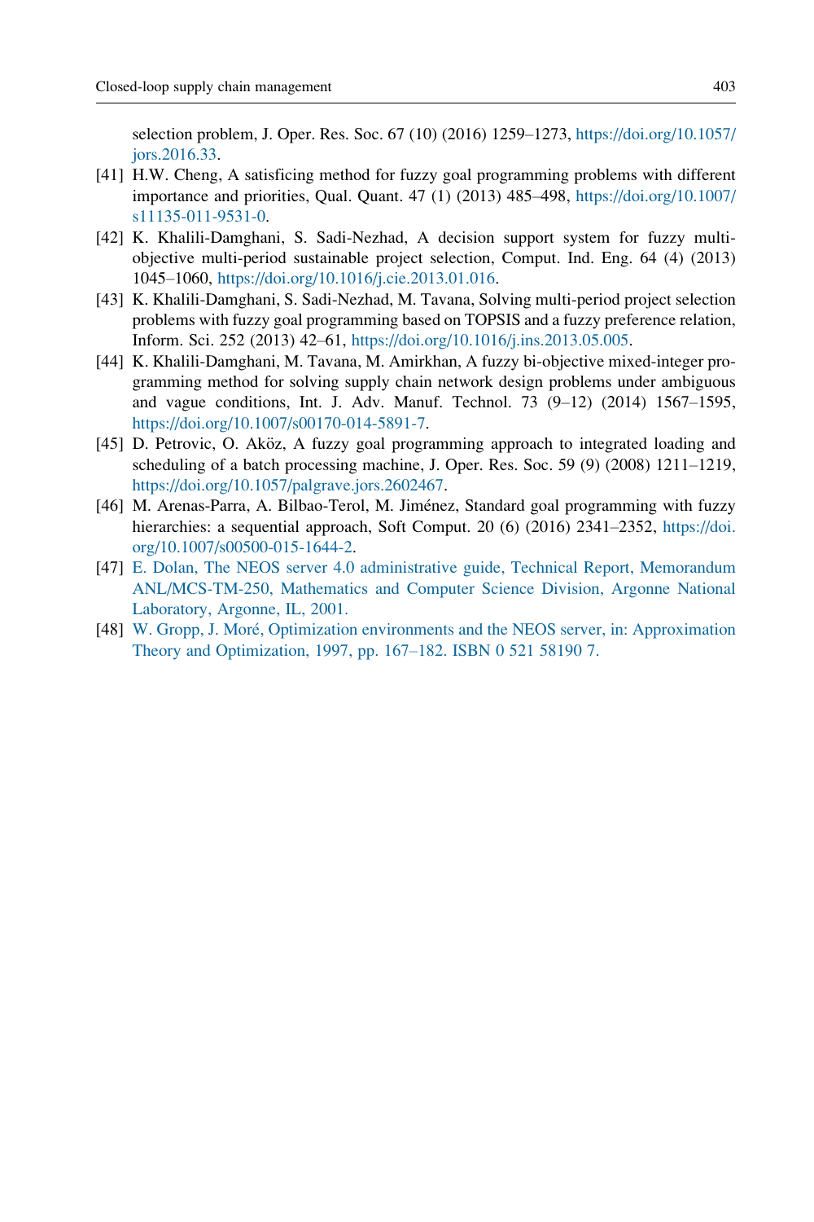selection problem, J. Oper. Res. Soc. 67 (10) (2016) 1259–1273, https://doi.org/10.1057/jors.2016.33.

[41] H.W. Cheng, A satisficing method for fuzzy goal programming problems with different importance and priorities, Qual. Quant. 47 (1) (2013) 485–498, https://doi.org/10.1007/s11135-011-9531-0.

[42] K. Khalili-Damghani, S. Sadi-Nezhad, A decision support system for fuzzy multi-objective multi-period sustainable project selection, Comput. Ind. Eng. 64 (4) (2013) 1045–1060, https://doi.org/10.1016/j.cie.2013.01.016.

[43] K. Khalili-Damghani, S. Sadi-Nezhad, M. Tavana, Solving multi-period project selection problems with fuzzy goal programming based on TOPSIS and a fuzzy preference relation, Inform. Sci. 252 (2013) 42–61, https://doi.org/10.1016/j.ins.2013.05.005.

[44] K. Khalili-Damghani, M. Tavana, M. Amirkhan, A fuzzy bi-objective mixed-integer programming method for solving supply chain network design problems under ambiguous and vague conditions, Int. J. Adv. Manuf. Technol. 73 (9–12) (2014) 1567–1595, https://doi.org/10.1007/s00170-014-5891-7.

[45] D. Petrovic, O. Aköz, A fuzzy goal programming approach to integrated loading and scheduling of a batch processing machine, J. Oper. Res. Soc. 59 (9) (2008) 1211–1219, https://doi.org/10.1057/palgrave.jors.2602467.

[46] M. Arenas-Parra, A. Bilbao-Terol, M. Jiménez, Standard goal programming with fuzzy hierarchies: a sequential approach, Soft Comput. 20 (6) (2016) 2341–2352, https://doi.org/10.1007/s00500-015-1644-2.

[47] E. Dolan, The NEOS server 4.0 administrative guide, Technical Report, Memorandum ANL/MCS-TM-250, Mathematics and Computer Science Division, Argonne National Laboratory, Argonne, IL, 2001.

[48] W. Gropp, J. Moré, Optimization environments and the NEOS server, in: Approximation Theory and Optimization, 1997, pp. 167–182. ISBN 0 521 58190 7.